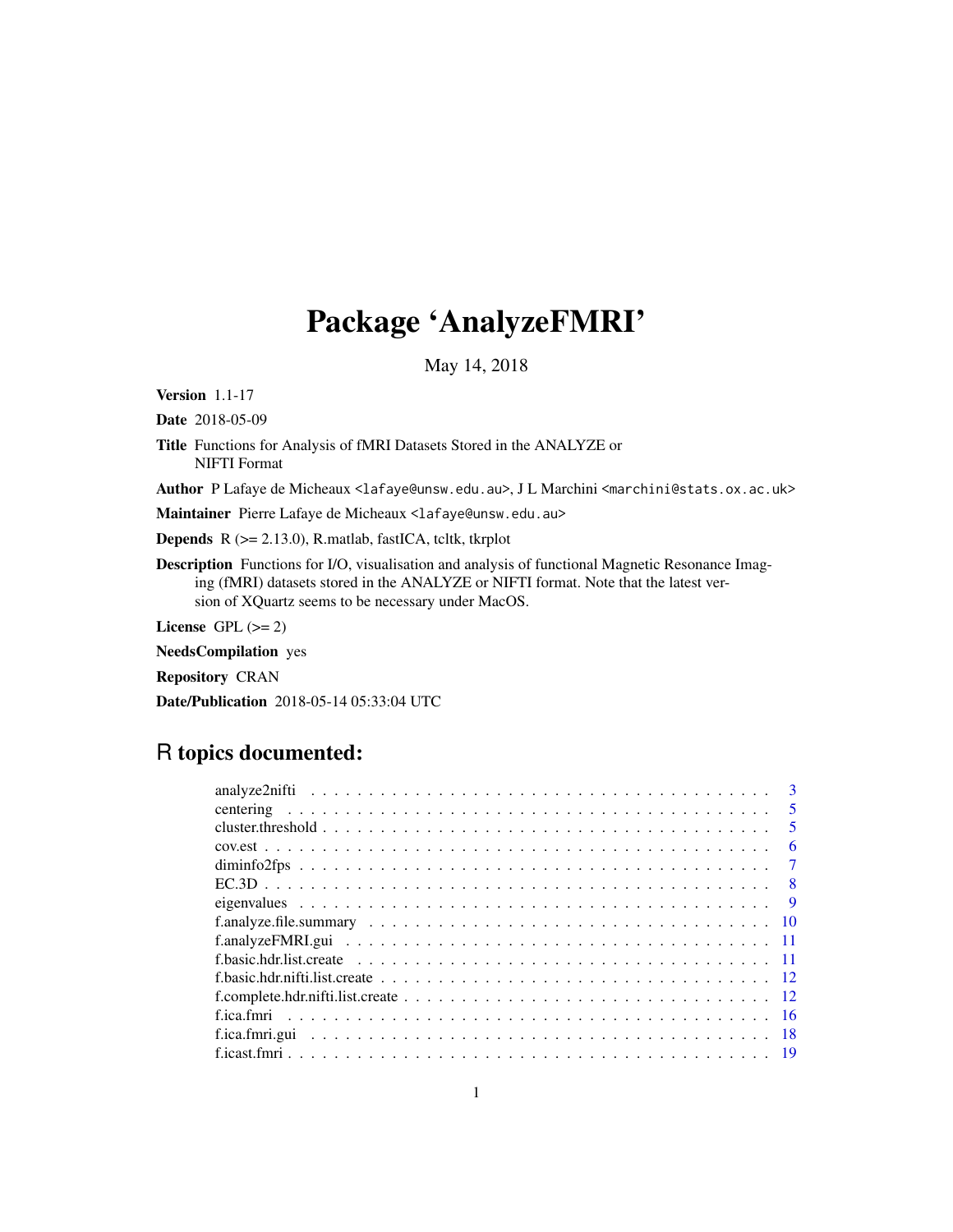# Package 'AnalyzeFMRI'

May 14, 2018

**Version** 1.1-17

**Date** 2018-05-09

**Title** Functions for Analysis of fMRI Datasets Stored in the ANALYZE or NIFTI Format

**Author** P Lafaye de Micheaux <lafaye@unsw.edu.au>, J L Marchini <marchini@stats.ox.ac.uk>

**Maintainer** Pierre Lafaye de Micheaux <lafaye@unsw.edu.au>

**Depends** R (>= 2.13.0), R.matlab, fastICA, tcltk, tkrplot

**Description** Functions for I/O, visualisation and analysis of functional Magnetic Resonance Imaging (fMRI) datasets stored in the ANALYZE or NIFTI format. Note that the latest version of XQuartz seems to be necessary under MacOS.

**License** GPL (>= 2)

**NeedsCompilation** yes

**Repository** CRAN

**Date/Publication** 2018-05-14 05:33:04 UTC

## R topics documented:

| | |
|---|---|
| analyze2nifti | 3 |
| centering | 5 |
| cluster.threshold | 5 |
| cov.est | 6 |
| diminfo2fps | 7 |
| EC.3D | 8 |
| eigenvalues | 9 |
| f.analyze.file.summary | 10 |
| f.analyzeFMRI.gui | 11 |
| f.basic.hdr.list.create | 11 |
| f.basic.hdr.nifti.list.create | 12 |
| f.complete.hdr.nifti.list.create | 12 |
| f.ica.fmri | 16 |
| f.ica.fmri.gui | 18 |
| f.icast.fmri | 19 |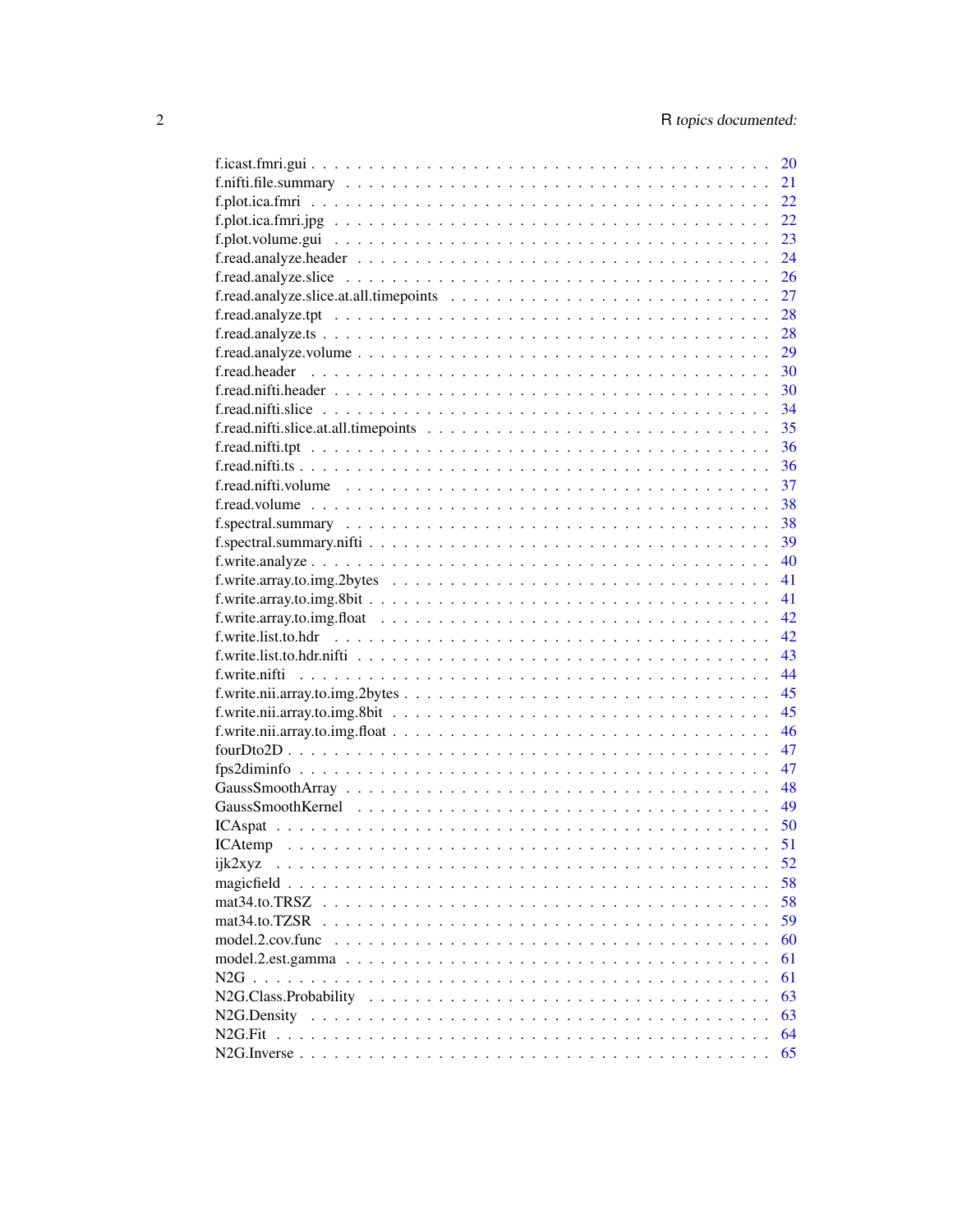f.icast.fmri.gui . . . . . . . . . . . . . . . . . . . . . . . . . . . . . . . . . . . . . . . 20
f.nifti.file.summary . . . . . . . . . . . . . . . . . . . . . . . . . . . . . . . . . . . . . 21
f.plot.ica.fmri . . . . . . . . . . . . . . . . . . . . . . . . . . . . . . . . . . . . . . . . 22
f.plot.ica.fmri.jpg . . . . . . . . . . . . . . . . . . . . . . . . . . . . . . . . . . . . . 22
f.plot.volume.gui . . . . . . . . . . . . . . . . . . . . . . . . . . . . . . . . . . . . . . 23
f.read.analyze.header . . . . . . . . . . . . . . . . . . . . . . . . . . . . . . . . . . . . 24
f.read.analyze.slice . . . . . . . . . . . . . . . . . . . . . . . . . . . . . . . . . . . . . 26
f.read.analyze.slice.at.all.timepoints . . . . . . . . . . . . . . . . . . . . . . . . . . . . 27
f.read.analyze.tpt . . . . . . . . . . . . . . . . . . . . . . . . . . . . . . . . . . . . . . 28
f.read.analyze.ts . . . . . . . . . . . . . . . . . . . . . . . . . . . . . . . . . . . . . . . 28
f.read.analyze.volume . . . . . . . . . . . . . . . . . . . . . . . . . . . . . . . . . . . . 29
f.read.header . . . . . . . . . . . . . . . . . . . . . . . . . . . . . . . . . . . . . . . . . 30
f.read.nifti.header . . . . . . . . . . . . . . . . . . . . . . . . . . . . . . . . . . . . . 30
f.read.nifti.slice . . . . . . . . . . . . . . . . . . . . . . . . . . . . . . . . . . . . . . 34
f.read.nifti.slice.at.all.timepoints . . . . . . . . . . . . . . . . . . . . . . . . . . . . . 35
f.read.nifti.tpt . . . . . . . . . . . . . . . . . . . . . . . . . . . . . . . . . . . . . . . 36
f.read.nifti.ts . . . . . . . . . . . . . . . . . . . . . . . . . . . . . . . . . . . . . . . . 36
f.read.nifti.volume . . . . . . . . . . . . . . . . . . . . . . . . . . . . . . . . . . . . . 37
f.read.volume . . . . . . . . . . . . . . . . . . . . . . . . . . . . . . . . . . . . . . . . . 38
f.spectral.summary . . . . . . . . . . . . . . . . . . . . . . . . . . . . . . . . . . . . . . 38
f.spectral.summary.nifti . . . . . . . . . . . . . . . . . . . . . . . . . . . . . . . . . . . 39
f.write.analyze . . . . . . . . . . . . . . . . . . . . . . . . . . . . . . . . . . . . . . . . 40
f.write.array.to.img.2bytes . . . . . . . . . . . . . . . . . . . . . . . . . . . . . . . . . 41
f.write.array.to.img.8bit . . . . . . . . . . . . . . . . . . . . . . . . . . . . . . . . . . . 41
f.write.array.to.img.float . . . . . . . . . . . . . . . . . . . . . . . . . . . . . . . . . . 42
f.write.list.to.hdr . . . . . . . . . . . . . . . . . . . . . . . . . . . . . . . . . . . . . . 42
f.write.list.to.hdr.nifti . . . . . . . . . . . . . . . . . . . . . . . . . . . . . . . . . . . 43
f.write.nifti . . . . . . . . . . . . . . . . . . . . . . . . . . . . . . . . . . . . . . . . . . 44
f.write.nii.array.to.img.2bytes . . . . . . . . . . . . . . . . . . . . . . . . . . . . . . . 45
f.write.nii.array.to.img.8bit . . . . . . . . . . . . . . . . . . . . . . . . . . . . . . . . . 45
f.write.nii.array.to.img.float . . . . . . . . . . . . . . . . . . . . . . . . . . . . . . . . 46
fourDto2D . . . . . . . . . . . . . . . . . . . . . . . . . . . . . . . . . . . . . . . . . . . . 47
fps2diminfo . . . . . . . . . . . . . . . . . . . . . . . . . . . . . . . . . . . . . . . . . . . 47
GaussSmoothArray . . . . . . . . . . . . . . . . . . . . . . . . . . . . . . . . . . . . . . . 48
GaussSmoothKernel . . . . . . . . . . . . . . . . . . . . . . . . . . . . . . . . . . . . . . 49
ICAspat . . . . . . . . . . . . . . . . . . . . . . . . . . . . . . . . . . . . . . . . . . . . . 50
ICAtemp . . . . . . . . . . . . . . . . . . . . . . . . . . . . . . . . . . . . . . . . . . . . . 51
ijk2xyz . . . . . . . . . . . . . . . . . . . . . . . . . . . . . . . . . . . . . . . . . . . . . 52
magicfield . . . . . . . . . . . . . . . . . . . . . . . . . . . . . . . . . . . . . . . . . . . . 58
mat34.to.TRSZ . . . . . . . . . . . . . . . . . . . . . . . . . . . . . . . . . . . . . . . . . 58
mat34.to.TZSR . . . . . . . . . . . . . . . . . . . . . . . . . . . . . . . . . . . . . . . . . 59
model.2.cov.func . . . . . . . . . . . . . . . . . . . . . . . . . . . . . . . . . . . . . . . . 60
model.2.est.gamma . . . . . . . . . . . . . . . . . . . . . . . . . . . . . . . . . . . . . . . 61
N2G . . . . . . . . . . . . . . . . . . . . . . . . . . . . . . . . . . . . . . . . . . . . . . . . 61
N2G.Class.Probability . . . . . . . . . . . . . . . . . . . . . . . . . . . . . . . . . . . . . 63
N2G.Density . . . . . . . . . . . . . . . . . . . . . . . . . . . . . . . . . . . . . . . . . . . 63
N2G.Fit . . . . . . . . . . . . . . . . . . . . . . . . . . . . . . . . . . . . . . . . . . . . . . 64
N2G.Inverse . . . . . . . . . . . . . . . . . . . . . . . . . . . . . . . . . . . . . . . . . . . 65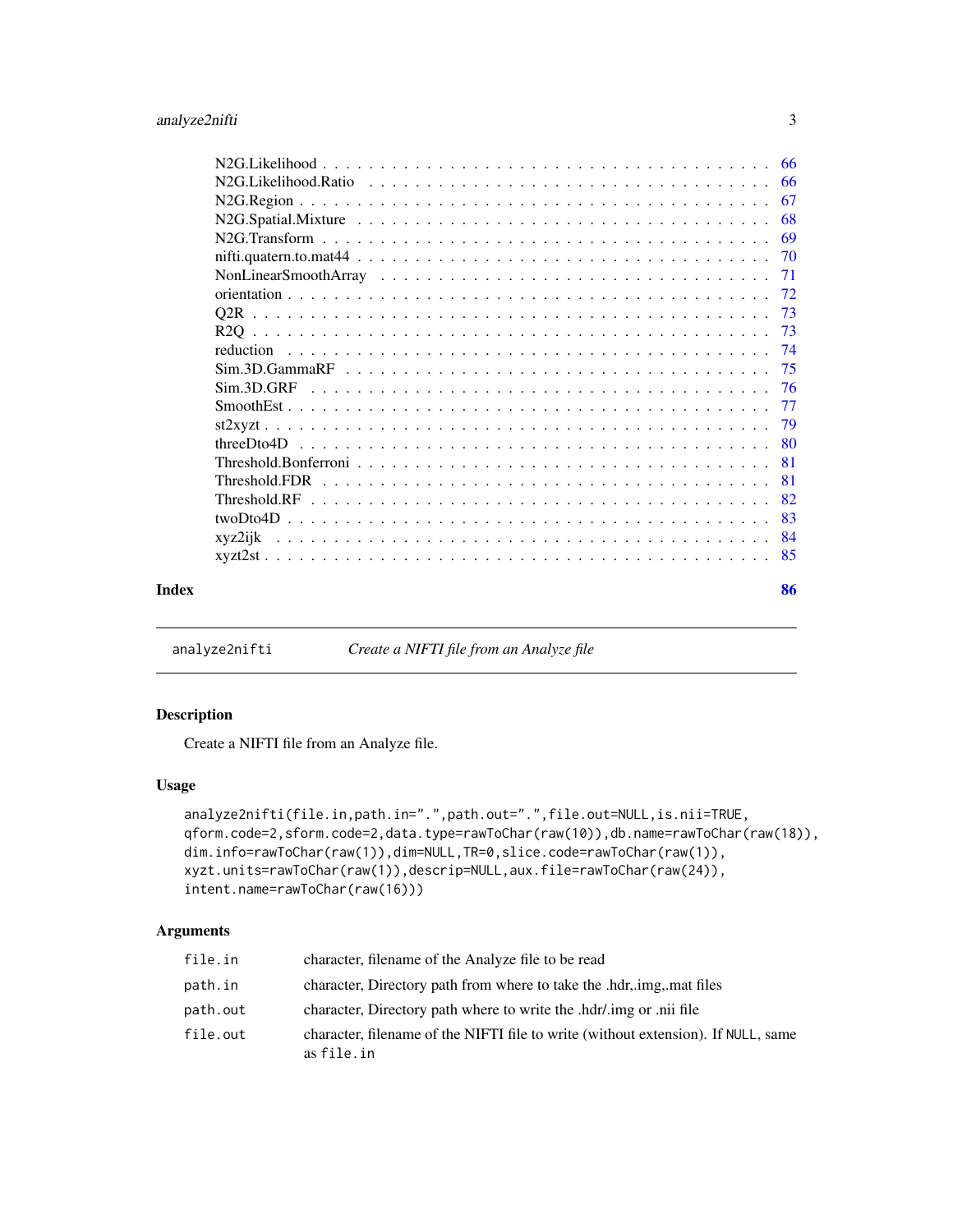| | |
|---|---|
| N2G.Likelihood | 66 |
| N2G.Likelihood.Ratio | 66 |
| N2G.Region | 67 |
| N2G.Spatial.Mixture | 68 |
| N2G.Transform | 69 |
| nifti.quatern.to.mat44 | 70 |
| NonLinearSmoothArray | 71 |
| orientation | 72 |
| Q2R | 73 |
| R2Q | 73 |
| reduction | 74 |
| Sim.3D.GammaRF | 75 |
| Sim.3D.GRF | 76 |
| SmoothEst | 77 |
| st2xyzt | 79 |
| threeDto4D | 80 |
| Threshold.Bonferroni | 81 |
| Threshold.FDR | 81 |
| Threshold.RF | 82 |
| twoDto4D | 83 |
| xyz2ijk | 84 |
| xyzt2st | 85 |

**Index** **86**

---

`analyze2nifti` *Create a NIFTI file from an Analyze file*

---

## Description

Create a NIFTI file from an Analyze file.

## Usage

```
analyze2nifti(file.in,path.in=".",path.out=".",file.out=NULL,is.nii=TRUE,
qform.code=2,sform.code=2,data.type=rawToChar(raw(10)),db.name=rawToChar(raw(18)),
dim.info=rawToChar(raw(1)),dim=NULL,TR=0,slice.code=rawToChar(raw(1)),
xyzt.units=rawToChar(raw(1)),descrip=NULL,aux.file=rawToChar(raw(24)),
intent.name=rawToChar(raw(16)))
```

## Arguments

| | |
|---|---|
| `file.in` | character, filename of the Analyze file to be read |
| `path.in` | character, Directory path from where to take the .hdr,.img,.mat files |
| `path.out` | character, Directory path where to write the .hdr/.img or .nii file |
| `file.out` | character, filename of the NIFTI file to write (without extension). If `NULL`, same as `file.in` |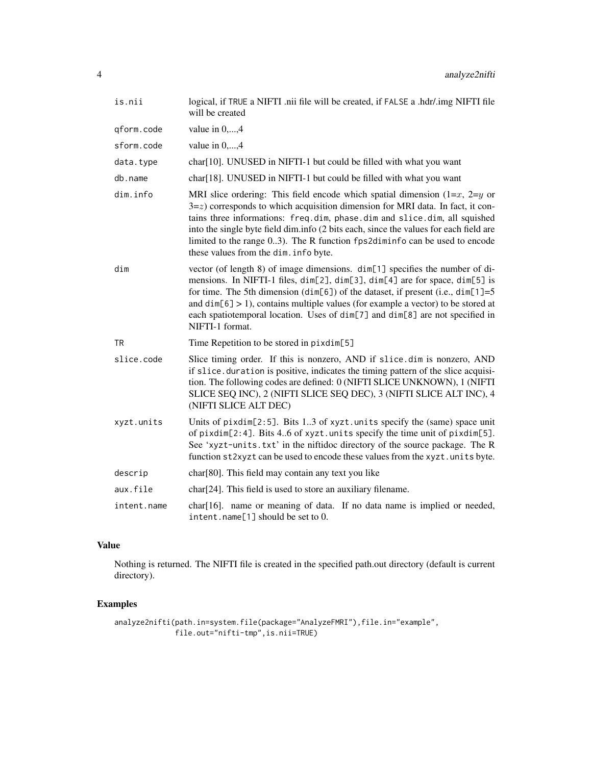| | |
|---|---|
| `is.nii` | logical, if `TRUE` a NIFTI .nii file will be created, if `FALSE` a .hdr/.img NIFTI file will be created |
| `qform.code` | value in 0,...,4 |
| `sform.code` | value in 0,...,4 |
| `data.type` | char[10]. UNUSED in NIFTI-1 but could be filled with what you want |
| `db.name` | char[18]. UNUSED in NIFTI-1 but could be filled with what you want |
| `dim.info` | MRI slice ordering: This field encode which spatial dimension (1=$x$, 2=$y$ or 3=$z$) corresponds to which acquisition dimension for MRI data. In fact, it contains three informations: `freq.dim`, `phase.dim` and `slice.dim`, all squished into the single byte field dim.info (2 bits each, since the values for each field are limited to the range 0..3). The R function `fps2diminfo` can be used to encode these values from the `dim.info` byte. |
| `dim` | vector (of length 8) of image dimensions. `dim[1]` specifies the number of dimensions. In NIFTI-1 files, `dim[2]`, `dim[3]`, `dim[4]` are for space, `dim[5]` is for time. The 5th dimension (`dim[6]`) of the dataset, if present (i.e., `dim[1]`=5 and `dim[6]` > 1), contains multiple values (for example a vector) to be stored at each spatiotemporal location. Uses of `dim[7]` and `dim[8]` are not specified in NIFTI-1 format. |
| `TR` | Time Repetition to be stored in `pixdim[5]` |
| `slice.code` | Slice timing order. If this is nonzero, AND if `slice.dim` is nonzero, AND if `slice.duration` is positive, indicates the timing pattern of the slice acquisition. The following codes are defined: 0 (NIFTI SLICE UNKNOWN), 1 (NIFTI SLICE SEQ INC), 2 (NIFTI SLICE SEQ DEC), 3 (NIFTI SLICE ALT INC), 4 (NIFTI SLICE ALT DEC) |
| `xyzt.units` | Units of `pixdim[2:5]`. Bits 1..3 of `xyzt.units` specify the (same) space unit of `pixdim[2:4]`. Bits 4..6 of `xyzt.units` specify the time unit of `pixdim[5]`. See '`xyzt-units.txt`' in the niftidoc directory of the source package. The R function `st2xyzt` can be used to encode these values from the `xyzt.units` byte. |
| `descrip` | char[80]. This field may contain any text you like |
| `aux.file` | char[24]. This field is used to store an auxiliary filename. |
| `intent.name` | char[16]. name or meaning of data. If no data name is implied or needed, `intent.name[1]` should be set to 0. |

## Value

Nothing is returned. The NIFTI file is created in the specified path.out directory (default is current directory).

## Examples

```
analyze2nifti(path.in=system.file(package="AnalyzeFMRI"),file.in="example",
              file.out="nifti-tmp",is.nii=TRUE)
```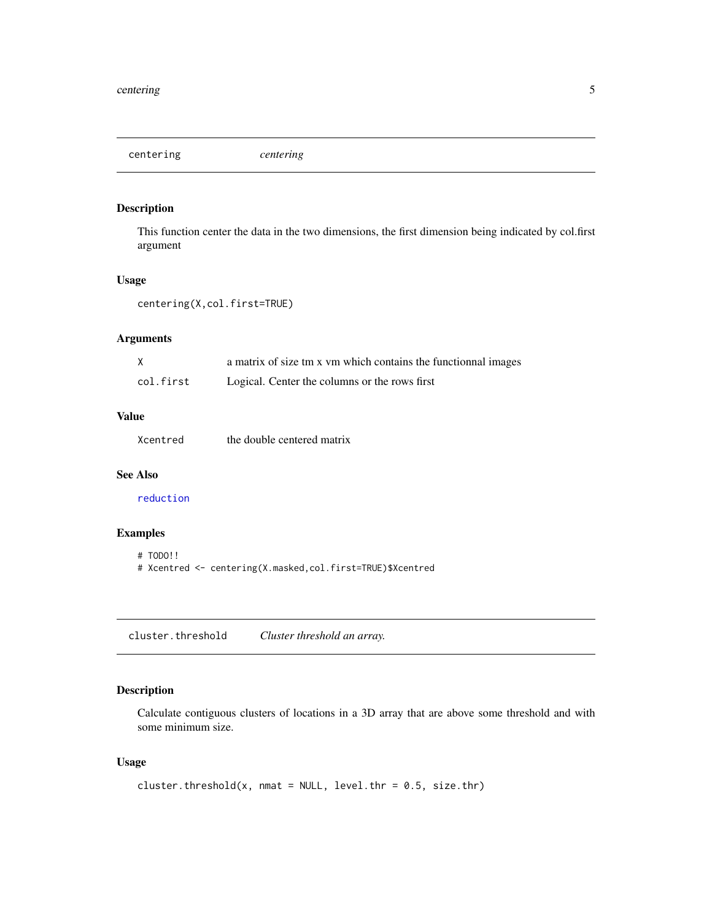## centering — *centering*

### Description

This function center the data in the two dimensions, the first dimension being indicated by col.first argument

### Usage

```
centering(X,col.first=TRUE)
```

### Arguments

| | |
|---|---|
| X | a matrix of size tm x vm which contains the functionnal images |
| col.first | Logical. Center the columns or the rows first |

### Value

| | |
|---|---|
| Xcentred | the double centered matrix |

### See Also

reduction

### Examples

```
# TODO!!
# Xcentred <- centering(X.masked,col.first=TRUE)$Xcentred
```

## cluster.threshold — *Cluster threshold an array.*

### Description

Calculate contiguous clusters of locations in a 3D array that are above some threshold and with some minimum size.

### Usage

```
cluster.threshold(x, nmat = NULL, level.thr = 0.5, size.thr)
```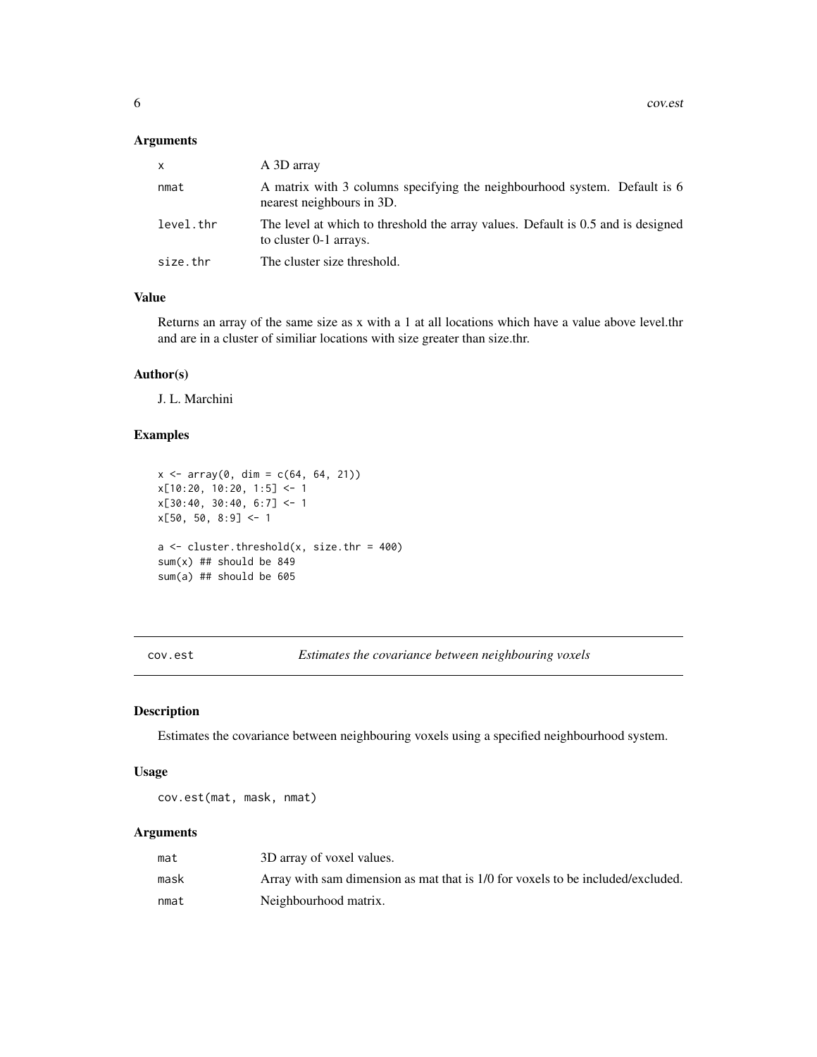### Arguments

| | |
|---|---|
| x | A 3D array |
| nmat | A matrix with 3 columns specifying the neighbourhood system. Default is 6 nearest neighbours in 3D. |
| level.thr | The level at which to threshold the array values. Default is 0.5 and is designed to cluster 0-1 arrays. |
| size.thr | The cluster size threshold. |

### Value

Returns an array of the same size as x with a 1 at all locations which have a value above level.thr and are in a cluster of similiar locations with size greater than size.thr.

### Author(s)

J. L. Marchini

### Examples

```
x <- array(0, dim = c(64, 64, 21))
x[10:20, 10:20, 1:5] <- 1
x[30:40, 30:40, 6:7] <- 1
x[50, 50, 8:9] <- 1

a <- cluster.threshold(x, size.thr = 400)
sum(x) ## should be 849
sum(a) ## should be 605
```

## cov.est — *Estimates the covariance between neighbouring voxels*

### Description

Estimates the covariance between neighbouring voxels using a specified neighbourhood system.

### Usage

```
cov.est(mat, mask, nmat)
```

### Arguments

| | |
|---|---|
| mat | 3D array of voxel values. |
| mask | Array with sam dimension as mat that is 1/0 for voxels to be included/excluded. |
| nmat | Neighbourhood matrix. |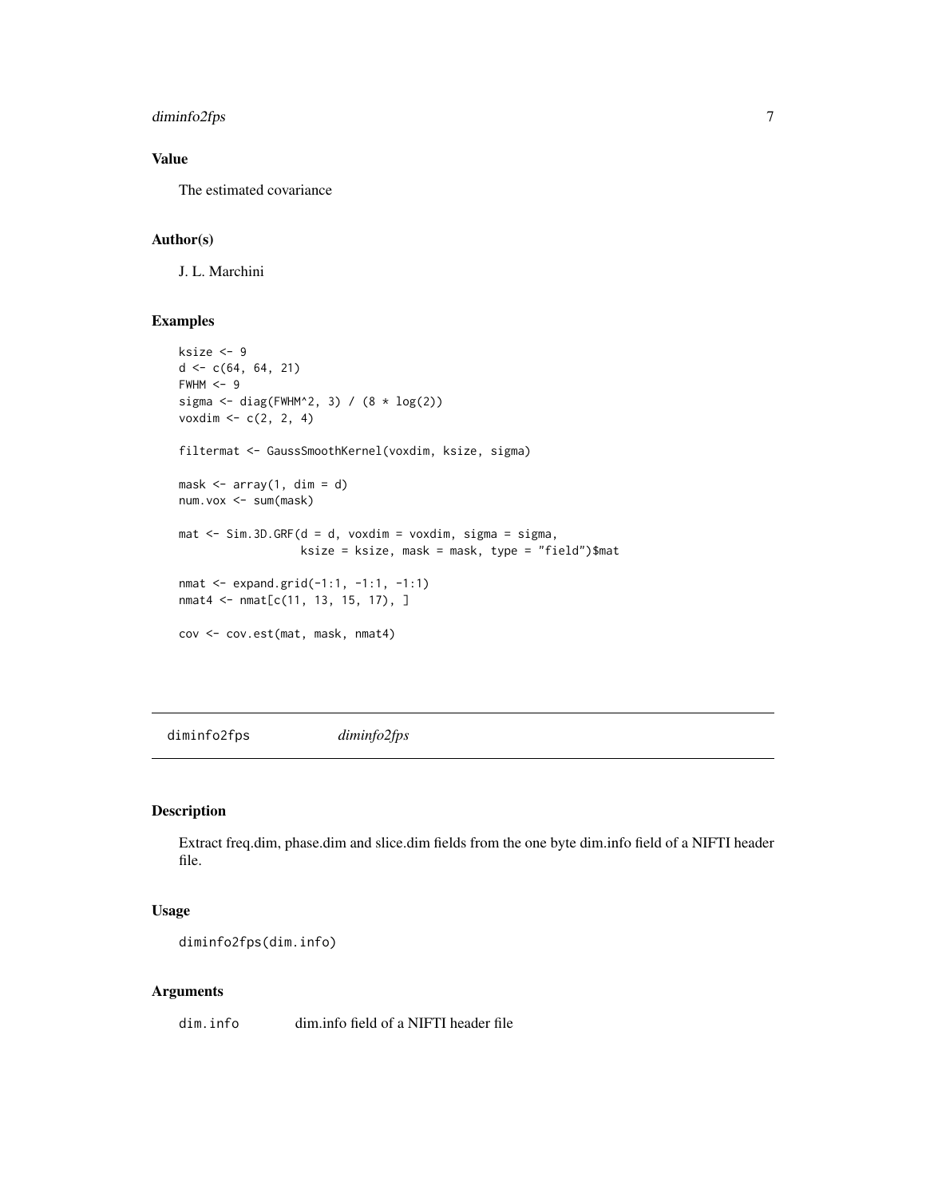### Value

The estimated covariance

### Author(s)

J. L. Marchini

### Examples

```
ksize <- 9
d <- c(64, 64, 21)
FWHM <- 9
sigma <- diag(FWHM^2, 3) / (8 * log(2))
voxdim <- c(2, 2, 4)

filtermat <- GaussSmoothKernel(voxdim, ksize, sigma)

mask <- array(1, dim = d)
num.vox <- sum(mask)

mat <- Sim.3D.GRF(d = d, voxdim = voxdim, sigma = sigma,
                  ksize = ksize, mask = mask, type = "field")$mat

nmat <- expand.grid(-1:1, -1:1, -1:1)
nmat4 <- nmat[c(11, 13, 15, 17), ]

cov <- cov.est(mat, mask, nmat4)
```

---

## diminfo2fps *diminfo2fps*

### Description

Extract freq.dim, phase.dim and slice.dim fields from the one byte dim.info field of a NIFTI header file.

### Usage

```
diminfo2fps(dim.info)
```

### Arguments

| | |
|---|---|
| `dim.info` | dim.info field of a NIFTI header file |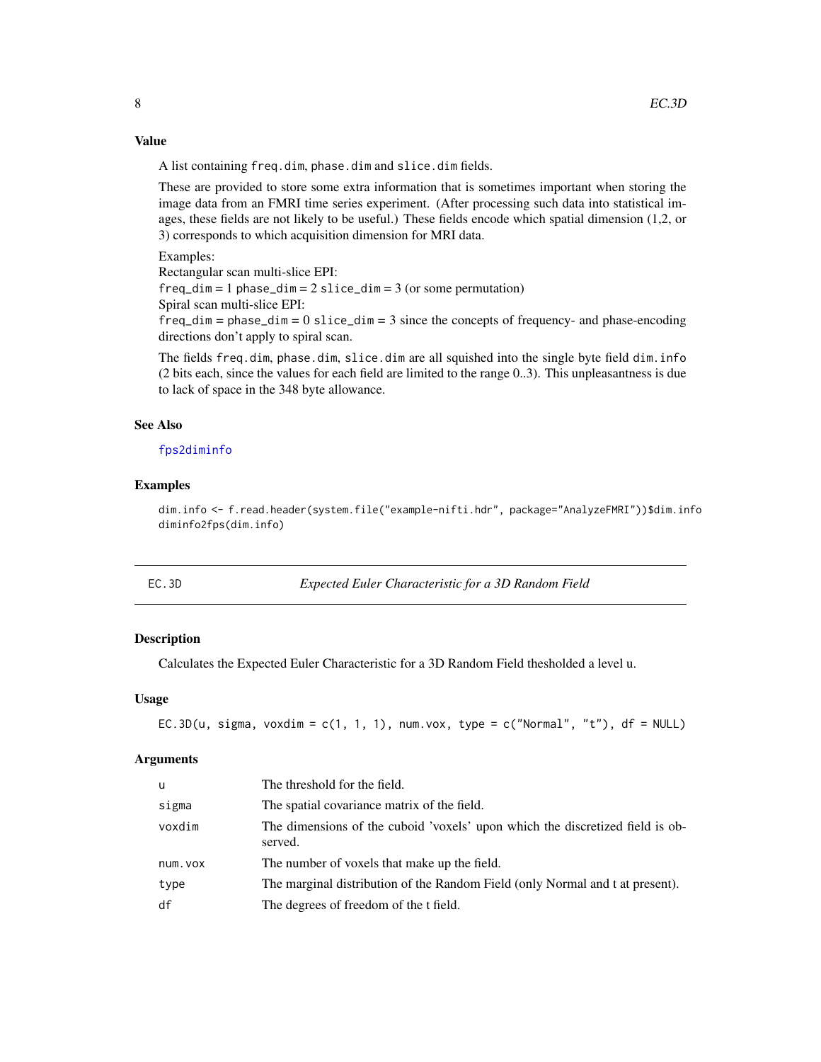### Value

A list containing `freq.dim`, `phase.dim` and `slice.dim` fields.

These are provided to store some extra information that is sometimes important when storing the image data from an FMRI time series experiment. (After processing such data into statistical images, these fields are not likely to be useful.) These fields encode which spatial dimension (1,2, or 3) corresponds to which acquisition dimension for MRI data.

Examples:
Rectangular scan multi-slice EPI:
`freq_dim` = 1 `phase_dim` = 2 `slice_dim` = 3 (or some permutation)
Spiral scan multi-slice EPI:
`freq_dim` = `phase_dim` = 0 `slice_dim` = 3 since the concepts of frequency- and phase-encoding directions don't apply to spiral scan.

The fields `freq.dim`, `phase.dim`, `slice.dim` are all squished into the single byte field `dim.info` (2 bits each, since the values for each field are limited to the range 0..3). This unpleasantness is due to lack of space in the 348 byte allowance.

### See Also

`fps2diminfo`

### Examples

```
dim.info <- f.read.header(system.file("example-nifti.hdr", package="AnalyzeFMRI"))$dim.info
diminfo2fps(dim.info)
```

---

## EC.3D — *Expected Euler Characteristic for a 3D Random Field*

### Description

Calculates the Expected Euler Characteristic for a 3D Random Field thesholded a level u.

### Usage

```
EC.3D(u, sigma, voxdim = c(1, 1, 1), num.vox, type = c("Normal", "t"), df = NULL)
```

### Arguments

| | |
|---|---|
| `u` | The threshold for the field. |
| `sigma` | The spatial covariance matrix of the field. |
| `voxdim` | The dimensions of the cuboid 'voxels' upon which the discretized field is observed. |
| `num.vox` | The number of voxels that make up the field. |
| `type` | The marginal distribution of the Random Field (only Normal and t at present). |
| `df` | The degrees of freedom of the t field. |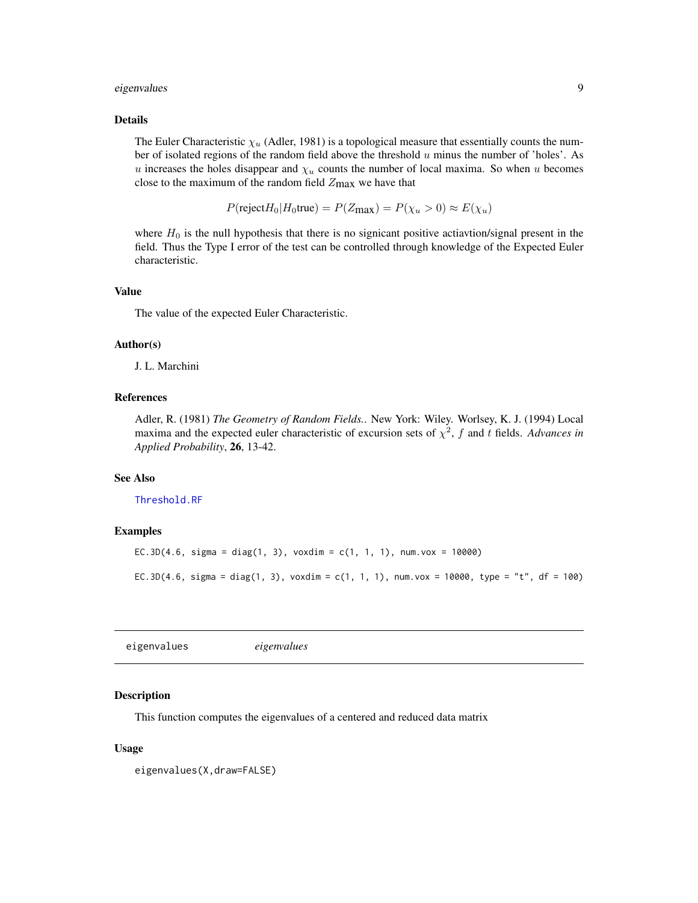### Details

The Euler Characteristic $\chi_u$ (Adler, 1981) is a topological measure that essentially counts the number of isolated regions of the random field above the threshold $u$ minus the number of 'holes'. As $u$ increases the holes disappear and $\chi_u$ counts the number of local maxima. So when $u$ becomes close to the maximum of the random field $Z_{\text{max}}$ we have that

$$P(\text{reject}H_0|H_0\text{true}) = P(Z_{\text{max}}) = P(\chi_u > 0) \approx E(\chi_u)$$

where $H_0$ is the null hypothesis that there is no signicant positive actiavtion/signal present in the field. Thus the Type I error of the test can be controlled through knowledge of the Expected Euler characteristic.

### Value

The value of the expected Euler Characteristic.

### Author(s)

J. L. Marchini

### References

Adler, R. (1981) *The Geometry of Random Fields.*. New York: Wiley. Worlsey, K. J. (1994) Local maxima and the expected euler characteristic of excursion sets of $\chi^2$, $f$ and $t$ fields. *Advances in Applied Probability*, **26**, 13-42.

### See Also

Threshold.RF

### Examples

```
EC.3D(4.6, sigma = diag(1, 3), voxdim = c(1, 1, 1), num.vox = 10000)

EC.3D(4.6, sigma = diag(1, 3), voxdim = c(1, 1, 1), num.vox = 10000, type = "t", df = 100)
```

---

## eigenvalues *eigenvalues*

### Description

This function computes the eigenvalues of a centered and reduced data matrix

### Usage

```
eigenvalues(X,draw=FALSE)
```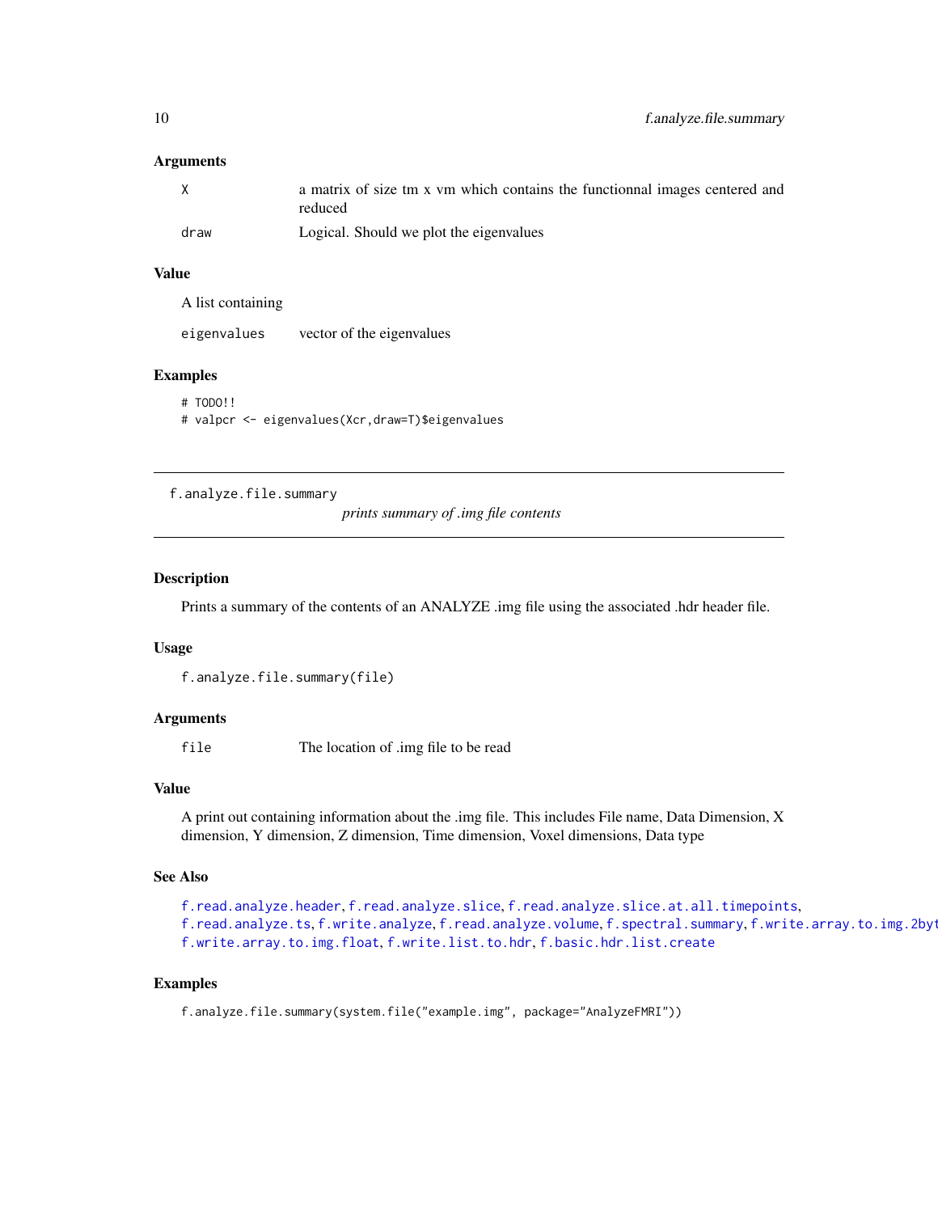### Arguments

| | |
|---|---|
| `X` | a matrix of size tm x vm which contains the functionnal images centered and reduced |
| `draw` | Logical. Should we plot the eigenvalues |

### Value

A list containing

| | |
|---|---|
| `eigenvalues` | vector of the eigenvalues |

### Examples

```
# TODO!!
# valpcr <- eigenvalues(Xcr,draw=T)$eigenvalues
```

---

## f.analyze.file.summary

*prints summary of .img file contents*

---

### Description

Prints a summary of the contents of an ANALYZE .img file using the associated .hdr header file.

### Usage

```
f.analyze.file.summary(file)
```

### Arguments

| | |
|---|---|
| `file` | The location of .img file to be read |

### Value

A print out containing information about the .img file. This includes File name, Data Dimension, X dimension, Y dimension, Z dimension, Time dimension, Voxel dimensions, Data type

### See Also

`f.read.analyze.header`, `f.read.analyze.slice`, `f.read.analyze.slice.at.all.timepoints`, `f.read.analyze.ts`, `f.write.analyze`, `f.read.analyze.volume`, `f.spectral.summary`, `f.write.array.to.img.2byt` `f.write.array.to.img.float`, `f.write.list.to.hdr`, `f.basic.hdr.list.create`

### Examples

```
f.analyze.file.summary(system.file("example.img", package="AnalyzeFMRI"))
```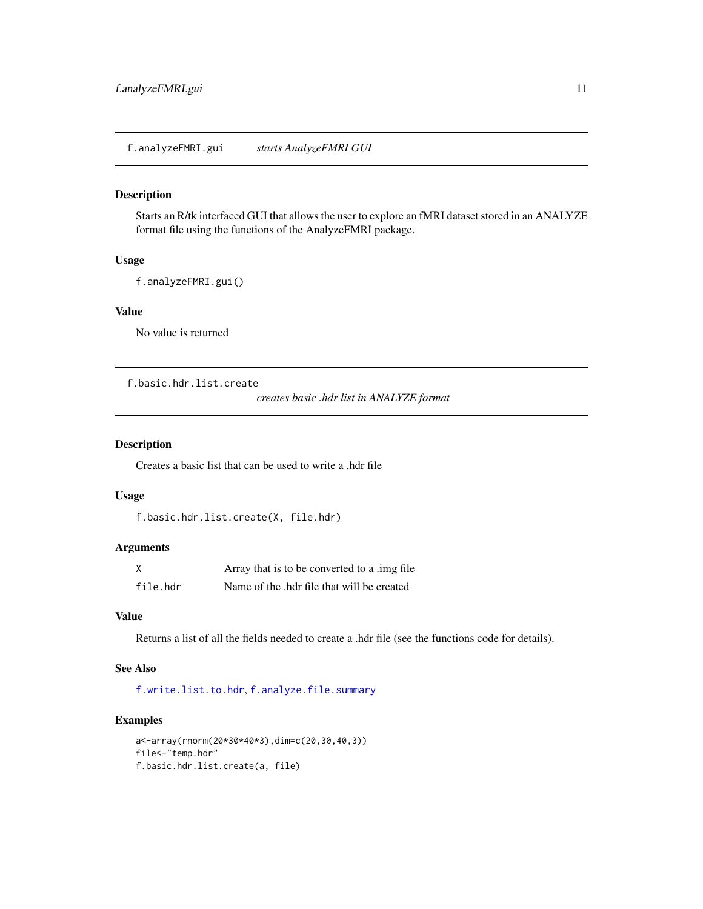## f.analyzeFMRI.gui *starts AnalyzeFMRI GUI*

### Description

Starts an R/tk interfaced GUI that allows the user to explore an fMRI dataset stored in an ANALYZE format file using the functions of the AnalyzeFMRI package.

### Usage

```
f.analyzeFMRI.gui()
```

### Value

No value is returned

## f.basic.hdr.list.create *creates basic .hdr list in ANALYZE format*

### Description

Creates a basic list that can be used to write a .hdr file

### Usage

```
f.basic.hdr.list.create(X, file.hdr)
```

### Arguments

| | |
|---|---|
| `X` | Array that is to be converted to a .img file |
| `file.hdr` | Name of the .hdr file that will be created |

### Value

Returns a list of all the fields needed to create a .hdr file (see the functions code for details).

### See Also

`f.write.list.to.hdr`, `f.analyze.file.summary`

### Examples

```
a<-array(rnorm(20*30*40*3),dim=c(20,30,40,3))
file<-"temp.hdr"
f.basic.hdr.list.create(a, file)
```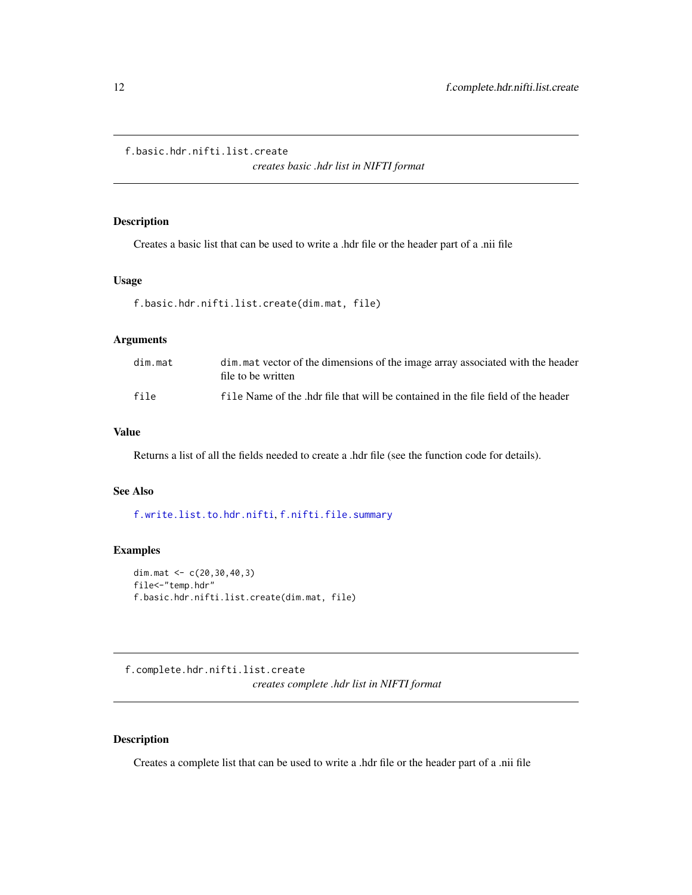## f.basic.hdr.nifti.list.create

*creates basic .hdr list in NIFTI format*

### Description

Creates a basic list that can be used to write a .hdr file or the header part of a .nii file

### Usage

```
f.basic.hdr.nifti.list.create(dim.mat, file)
```

### Arguments

| | |
|---|---|
| dim.mat | dim.mat vector of the dimensions of the image array associated with the header file to be written |
| file | file Name of the .hdr file that will be contained in the file field of the header |

### Value

Returns a list of all the fields needed to create a .hdr file (see the function code for details).

### See Also

f.write.list.to.hdr.nifti, f.nifti.file.summary

### Examples

```
dim.mat <- c(20,30,40,3)
file<-"temp.hdr"
f.basic.hdr.nifti.list.create(dim.mat, file)
```

## f.complete.hdr.nifti.list.create

*creates complete .hdr list in NIFTI format*

### Description

Creates a complete list that can be used to write a .hdr file or the header part of a .nii file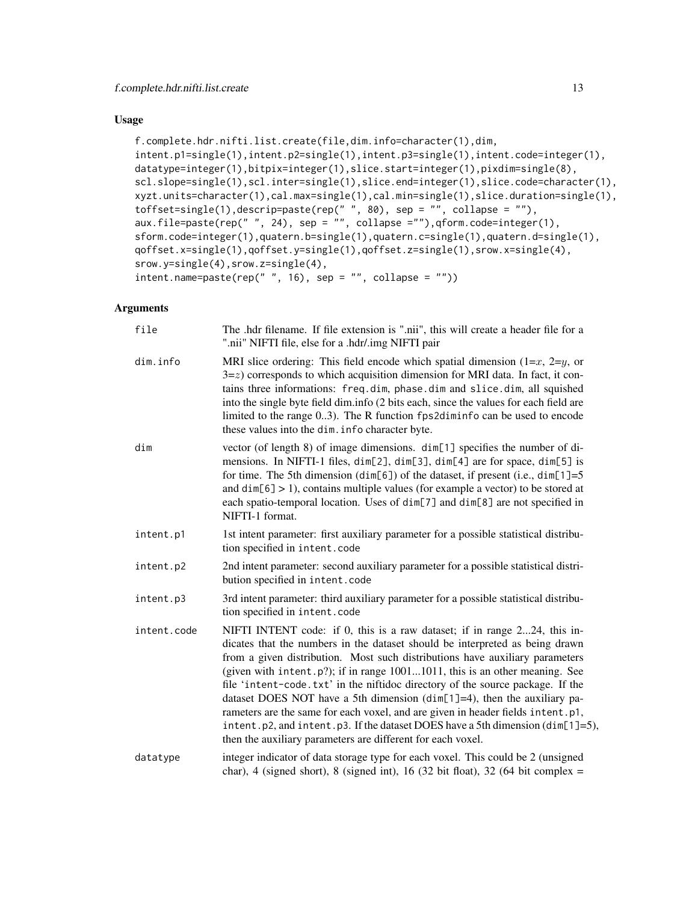## Usage

```
f.complete.hdr.nifti.list.create(file,dim.info=character(1),dim,
intent.p1=single(1),intent.p2=single(1),intent.p3=single(1),intent.code=integer(1),
datatype=integer(1),bitpix=integer(1),slice.start=integer(1),pixdim=single(8),
scl.slope=single(1),scl.inter=single(1),slice.end=integer(1),slice.code=character(1),
xyzt.units=character(1),cal.max=single(1),cal.min=single(1),slice.duration=single(1),
toffset=single(1),descrip=paste(rep(" ", 80), sep = "", collapse = ""),
aux.file=paste(rep(" ", 24), sep = "", collapse =""),qform.code=integer(1),
sform.code=integer(1),quatern.b=single(1),quatern.c=single(1),quatern.d=single(1),
qoffset.x=single(1),qoffset.y=single(1),qoffset.z=single(1),srow.x=single(4),
srow.y=single(4),srow.z=single(4),
intent.name=paste(rep(" ", 16), sep = "", collapse = ""))
```

## Arguments

`file` The .hdr filename. If file extension is ".nii", this will create a header file for a ".nii" NIFTI file, else for a .hdr/.img NIFTI pair

`dim.info` MRI slice ordering: This field encode which spatial dimension (1=$x$, 2=$y$, or 3=$z$) corresponds to which acquisition dimension for MRI data. In fact, it contains three informations: `freq.dim`, `phase.dim` and `slice.dim`, all squished into the single byte field dim.info (2 bits each, since the values for each field are limited to the range 0..3). The R function `fps2diminfo` can be used to encode these values into the `dim.info` character byte.

`dim` vector (of length 8) of image dimensions. `dim[1]` specifies the number of dimensions. In NIFTI-1 files, `dim[2]`, `dim[3]`, `dim[4]` are for space, `dim[5]` is for time. The 5th dimension (`dim[6]`) of the dataset, if present (i.e., `dim[1]`=5 and `dim[6]` > 1), contains multiple values (for example a vector) to be stored at each spatio-temporal location. Uses of `dim[7]` and `dim[8]` are not specified in NIFTI-1 format.

`intent.p1` 1st intent parameter: first auxiliary parameter for a possible statistical distribution specified in `intent.code`

`intent.p2` 2nd intent parameter: second auxiliary parameter for a possible statistical distribution specified in `intent.code`

`intent.p3` 3rd intent parameter: third auxiliary parameter for a possible statistical distribution specified in `intent.code`

`intent.code` NIFTI INTENT code: if 0, this is a raw dataset; if in range 2...24, this indicates that the numbers in the dataset should be interpreted as being drawn from a given distribution. Most such distributions have auxiliary parameters (given with `intent.p?`); if in range 1001...1011, this is an other meaning. See file 'intent-code.txt' in the niftidoc directory of the source package. If the dataset DOES NOT have a 5th dimension (`dim[1]`=4), then the auxiliary parameters are the same for each voxel, and are given in header fields `intent.p1`, `intent.p2`, and `intent.p3`. If the dataset DOES have a 5th dimension (`dim[1]`=5), then the auxiliary parameters are different for each voxel.

`datatype` integer indicator of data storage type for each voxel. This could be 2 (unsigned char), 4 (signed short), 8 (signed int), 16 (32 bit float), 32 (64 bit complex =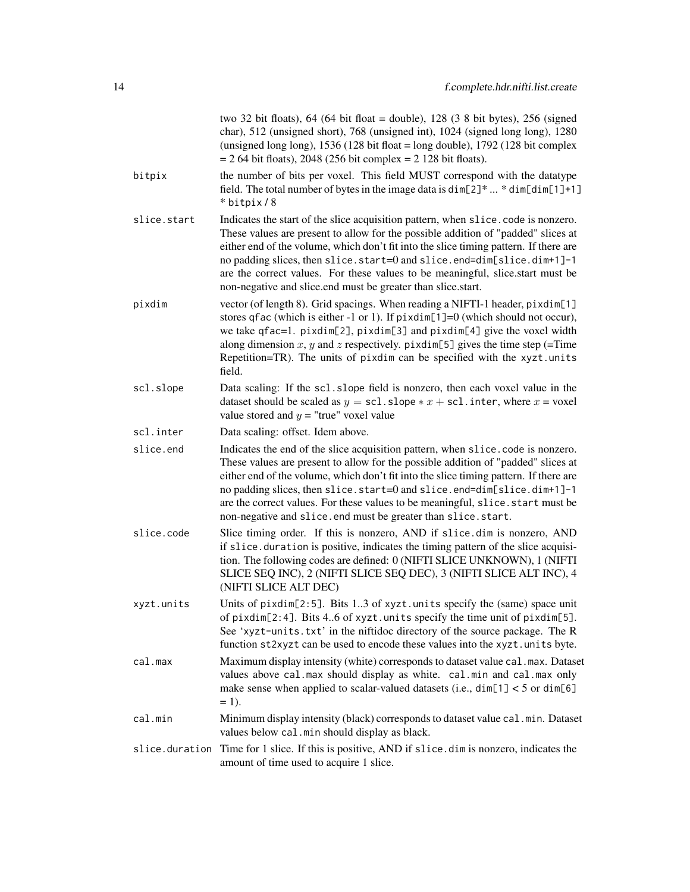two 32 bit floats), 64 (64 bit float = double), 128 (3 8 bit bytes), 256 (signed char), 512 (unsigned short), 768 (unsigned int), 1024 (signed long long), 1280 (unsigned long long), 1536 (128 bit float = long double), 1792 (128 bit complex = 2 64 bit floats), 2048 (256 bit complex = 2 128 bit floats).

`bitpix`
: the number of bits per voxel. This field MUST correspond with the datatype field. The total number of bytes in the image data is `dim[2]` * ... * `dim[dim[1]+1]` * `bitpix` / 8

`slice.start`
: Indicates the start of the slice acquisition pattern, when `slice.code` is nonzero. These values are present to allow for the possible addition of "padded" slices at either end of the volume, which don't fit into the slice timing pattern. If there are no padding slices, then `slice.start=0` and `slice.end=dim[slice.dim+1]-1` are the correct values. For these values to be meaningful, slice.start must be non-negative and slice.end must be greater than slice.start.

`pixdim`
: vector (of length 8). Grid spacings. When reading a NIFTI-1 header, `pixdim[1]` stores `qfac` (which is either -1 or 1). If `pixdim[1]=0` (which should not occur), we take `qfac=1`. `pixdim[2]`, `pixdim[3]` and `pixdim[4]` give the voxel width along dimension $x$, $y$ and $z$ respectively. `pixdim[5]` gives the time step (=Time Repetition=TR). The units of `pixdim` can be specified with the `xyzt.units` field.

`scl.slope`
: Data scaling: If the `scl.slope` field is nonzero, then each voxel value in the dataset should be scaled as $y = \texttt{scl.slope} * x + \texttt{scl.inter}$, where $x$ = voxel value stored and $y$ = "true" voxel value

`scl.inter`
: Data scaling: offset. Idem above.

`slice.end`
: Indicates the end of the slice acquisition pattern, when `slice.code` is nonzero. These values are present to allow for the possible addition of "padded" slices at either end of the volume, which don't fit into the slice timing pattern. If there are no padding slices, then `slice.start=0` and `slice.end=dim[slice.dim+1]-1` are the correct values. For these values to be meaningful, `slice.start` must be non-negative and `slice.end` must be greater than `slice.start`.

`slice.code`
: Slice timing order. If this is nonzero, AND if `slice.dim` is nonzero, AND if `slice.duration` is positive, indicates the timing pattern of the slice acquisition. The following codes are defined: 0 (NIFTI SLICE UNKNOWN), 1 (NIFTI SLICE SEQ INC), 2 (NIFTI SLICE SEQ DEC), 3 (NIFTI SLICE ALT INC), 4 (NIFTI SLICE ALT DEC)

`xyzt.units`
: Units of `pixdim[2:5]`. Bits 1..3 of `xyzt.units` specify the (same) space unit of `pixdim[2:4]`. Bits 4..6 of `xyzt.units` specify the time unit of `pixdim[5]`. See '`xyzt-units.txt`' in the niftidoc directory of the source package. The R function `st2xyzt` can be used to encode these values into the `xyzt.units` byte.

`cal.max`
: Maximum display intensity (white) corresponds to dataset value `cal.max`. Dataset values above `cal.max` should display as white. `cal.min` and `cal.max` only make sense when applied to scalar-valued datasets (i.e., `dim[1]` < 5 or `dim[6]` = 1).

`cal.min`
: Minimum display intensity (black) corresponds to dataset value `cal.min`. Dataset values below `cal.min` should display as black.

`slice.duration`
: Time for 1 slice. If this is positive, AND if `slice.dim` is nonzero, indicates the amount of time used to acquire 1 slice.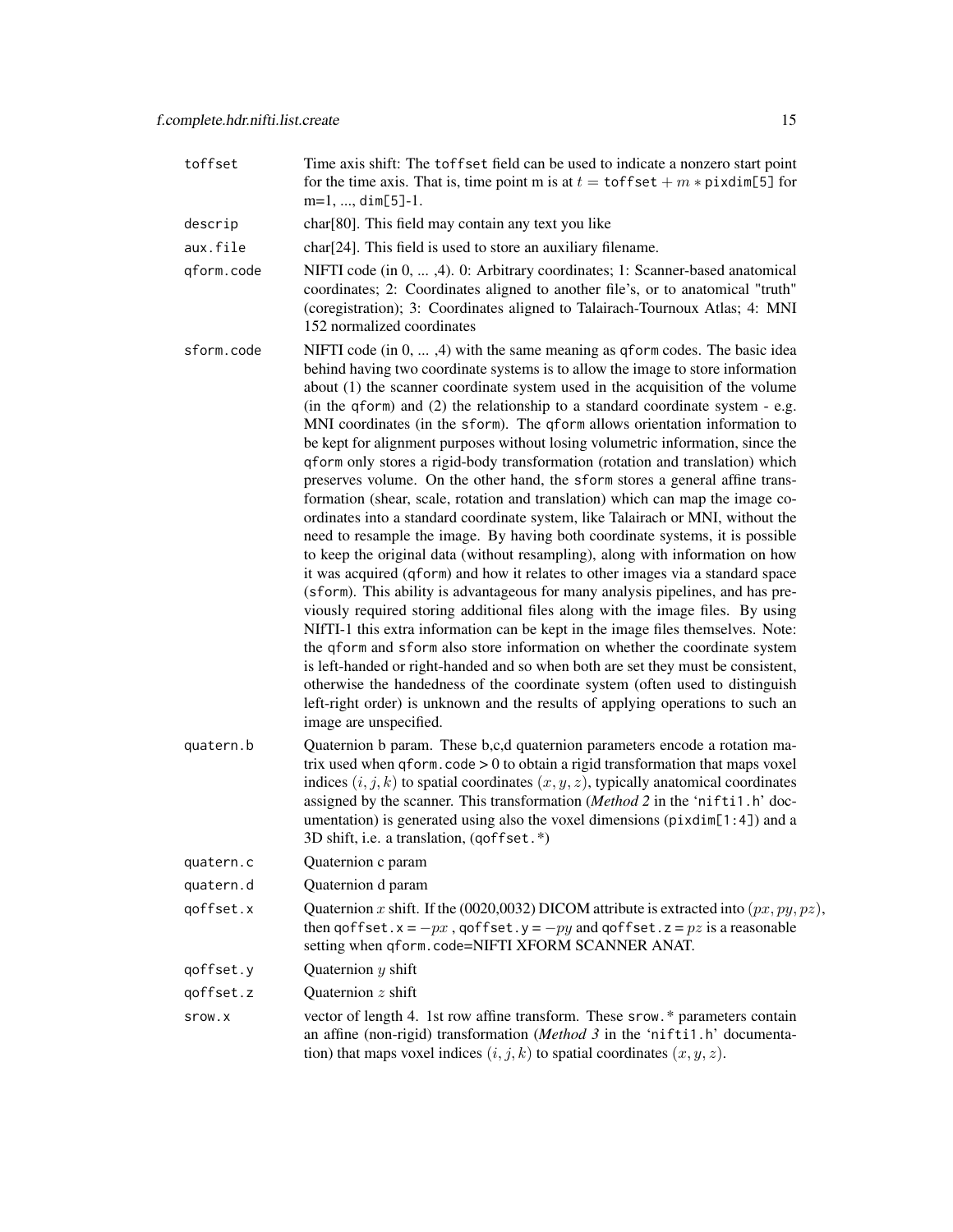**toffset** Time axis shift: The `toffset` field can be used to indicate a nonzero start point for the time axis. That is, time point m is at $t = \texttt{toffset} + m * \texttt{pixdim[5]}$ for m=1, ..., `dim[5]`-1.

**descrip** char[80]. This field may contain any text you like

**aux.file** char[24]. This field is used to store an auxiliary filename.

**qform.code** NIFTI code (in 0, ... ,4). 0: Arbitrary coordinates; 1: Scanner-based anatomical coordinates; 2: Coordinates aligned to another file's, or to anatomical "truth" (coregistration); 3: Coordinates aligned to Talairach-Tournoux Atlas; 4: MNI 152 normalized coordinates

**sform.code** NIFTI code (in 0, ... ,4) with the same meaning as `qform` codes. The basic idea behind having two coordinate systems is to allow the image to store information about (1) the scanner coordinate system used in the acquisition of the volume (in the `qform`) and (2) the relationship to a standard coordinate system - e.g. MNI coordinates (in the `sform`). The `qform` allows orientation information to be kept for alignment purposes without losing volumetric information, since the `qform` only stores a rigid-body transformation (rotation and translation) which preserves volume. On the other hand, the `sform` stores a general affine transformation (shear, scale, rotation and translation) which can map the image coordinates into a standard coordinate system, like Talairach or MNI, without the need to resample the image. By having both coordinate systems, it is possible to keep the original data (without resampling), along with information on how it was acquired (`qform`) and how it relates to other images via a standard space (`sform`). This ability is advantageous for many analysis pipelines, and has previously required storing additional files along with the image files. By using NIfTI-1 this extra information can be kept in the image files themselves. Note: the `qform` and `sform` also store information on whether the coordinate system is left-handed or right-handed and so when both are set they must be consistent, otherwise the handedness of the coordinate system (often used to distinguish left-right order) is unknown and the results of applying operations to such an image are unspecified.

**quatern.b** Quaternion b param. These b,c,d quaternion parameters encode a rotation matrix used when `qform.code` > 0 to obtain a rigid transformation that maps voxel indices $(i, j, k)$ to spatial coordinates $(x, y, z)$, typically anatomical coordinates assigned by the scanner. This transformation (*Method 2* in the '`nifti1.h`' documentation) is generated using also the voxel dimensions (`pixdim[1:4]`) and a 3D shift, i.e. a translation, (`qoffset.*`)

**quatern.c** Quaternion c param

**quatern.d** Quaternion d param

**qoffset.x** Quaternion $x$ shift. If the (0020,0032) DICOM attribute is extracted into $(px, py, pz)$, then `qoffset.x` = $-px$ , `qoffset.y` = $-py$ and `qoffset.z` = $pz$ is a reasonable setting when `qform.code`=NIFTI XFORM SCANNER ANAT.

**qoffset.y** Quaternion $y$ shift

**qoffset.z** Quaternion $z$ shift

**srow.x** vector of length 4. 1st row affine transform. These `srow.*` parameters contain an affine (non-rigid) transformation (*Method 3* in the '`nifti1.h`' documentation) that maps voxel indices $(i, j, k)$ to spatial coordinates $(x, y, z)$.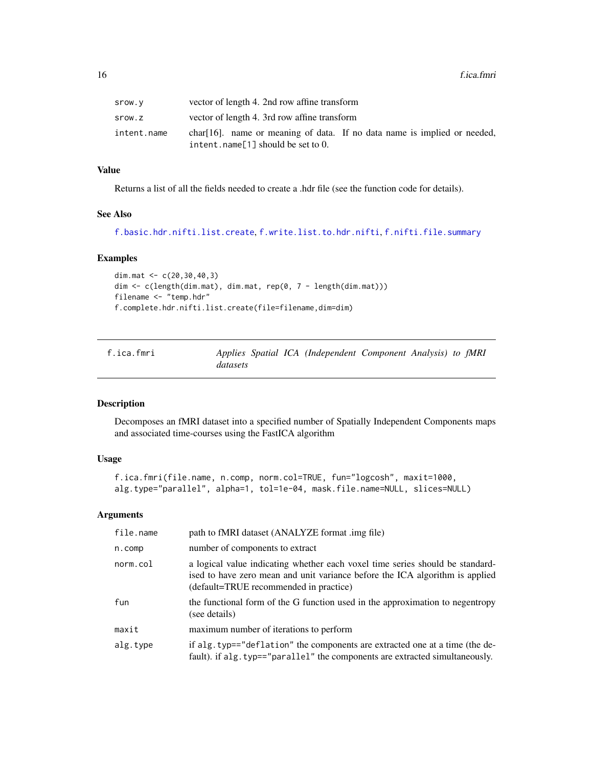| | |
|---|---|
| `srow.y` | vector of length 4. 2nd row affine transform |
| `srow.z` | vector of length 4. 3rd row affine transform |
| `intent.name` | char[16]. name or meaning of data. If no data name is implied or needed, `intent.name[1]` should be set to 0. |

### Value

Returns a list of all the fields needed to create a .hdr file (see the function code for details).

### See Also

`f.basic.hdr.nifti.list.create`, `f.write.list.to.hdr.nifti`, `f.nifti.file.summary`

### Examples

```
dim.mat <- c(20,30,40,3)
dim <- c(length(dim.mat), dim.mat, rep(0, 7 - length(dim.mat)))
filename <- "temp.hdr"
f.complete.hdr.nifti.list.create(file=filename,dim=dim)
```

---

## f.ica.fmri — *Applies Spatial ICA (Independent Component Analysis) to fMRI datasets*

### Description

Decomposes an fMRI dataset into a specified number of Spatially Independent Components maps and associated time-courses using the FastICA algorithm

### Usage

```
f.ica.fmri(file.name, n.comp, norm.col=TRUE, fun="logcosh", maxit=1000,
alg.type="parallel", alpha=1, tol=1e-04, mask.file.name=NULL, slices=NULL)
```

### Arguments

| | |
|---|---|
| `file.name` | path to fMRI dataset (ANALYZE format .img file) |
| `n.comp` | number of components to extract |
| `norm.col` | a logical value indicating whether each voxel time series should be standardised to have zero mean and unit variance before the ICA algorithm is applied (default=TRUE recommended in practice) |
| `fun` | the functional form of the G function used in the approximation to negentropy (see details) |
| `maxit` | maximum number of iterations to perform |
| `alg.type` | if `alg.typ=="deflation"` the components are extracted one at a time (the default). if `alg.typ=="parallel"` the components are extracted simultaneously. |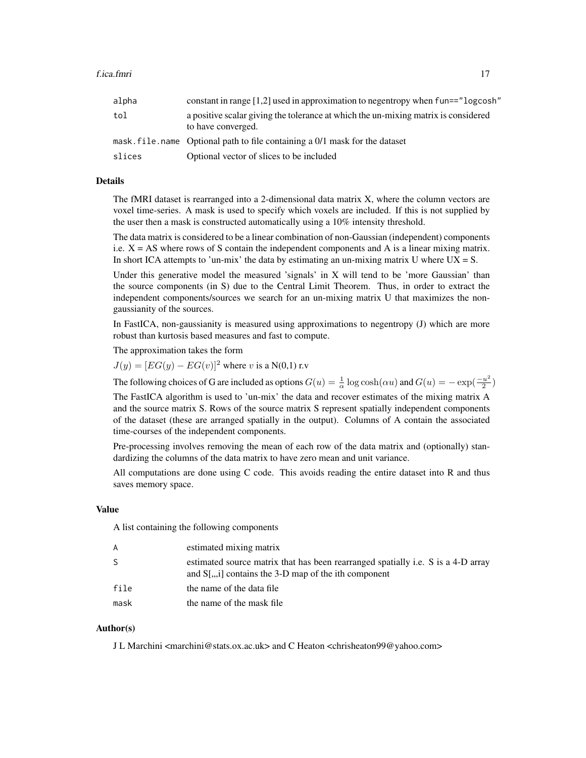| | |
|---|---|
| alpha | constant in range [1,2] used in approximation to negentropy when `fun=="logcosh"` |
| tol | a positive scalar giving the tolerance at which the un-mixing matrix is considered to have converged. |
| mask.file.name | Optional path to file containing a 0/1 mask for the dataset |
| slices | Optional vector of slices to be included |

## Details

The fMRI dataset is rearranged into a 2-dimensional data matrix X, where the column vectors are voxel time-series. A mask is used to specify which voxels are included. If this is not supplied by the user then a mask is constructed automatically using a 10% intensity threshold.

The data matrix is considered to be a linear combination of non-Gaussian (independent) components i.e. X = AS where rows of S contain the independent components and A is a linear mixing matrix. In short ICA attempts to 'un-mix' the data by estimating an un-mixing matrix U where UX = S.

Under this generative model the measured 'signals' in X will tend to be 'more Gaussian' than the source components (in S) due to the Central Limit Theorem. Thus, in order to extract the independent components/sources we search for an un-mixing matrix U that maximizes the non-gaussianity of the sources.

In FastICA, non-gaussianity is measured using approximations to negentropy (J) which are more robust than kurtosis based measures and fast to compute.

The approximation takes the form

$J(y) = [EG(y) - EG(v)]^2$ where $v$ is a N(0,1) r.v

The following choices of G are included as options $G(u) = \frac{1}{\alpha}\log\cosh(\alpha u)$ and $G(u) = -\exp(\frac{-u^2}{2})$

The FastICA algorithm is used to 'un-mix' the data and recover estimates of the mixing matrix A and the source matrix S. Rows of the source matrix S represent spatially independent components of the dataset (these are arranged spatially in the output). Columns of A contain the associated time-courses of the independent components.

Pre-processing involves removing the mean of each row of the data matrix and (optionally) standardizing the columns of the data matrix to have zero mean and unit variance.

All computations are done using C code. This avoids reading the entire dataset into R and thus saves memory space.

## Value

A list containing the following components

| | |
|---|---|
| A | estimated mixing matrix |
| S | estimated source matrix that has been rearranged spatially i.e. S is a 4-D array and S[,,,i] contains the 3-D map of the ith component |
| file | the name of the data file |
| mask | the name of the mask file |

## Author(s)

J L Marchini <marchini@stats.ox.ac.uk> and C Heaton <chrisheaton99@yahoo.com>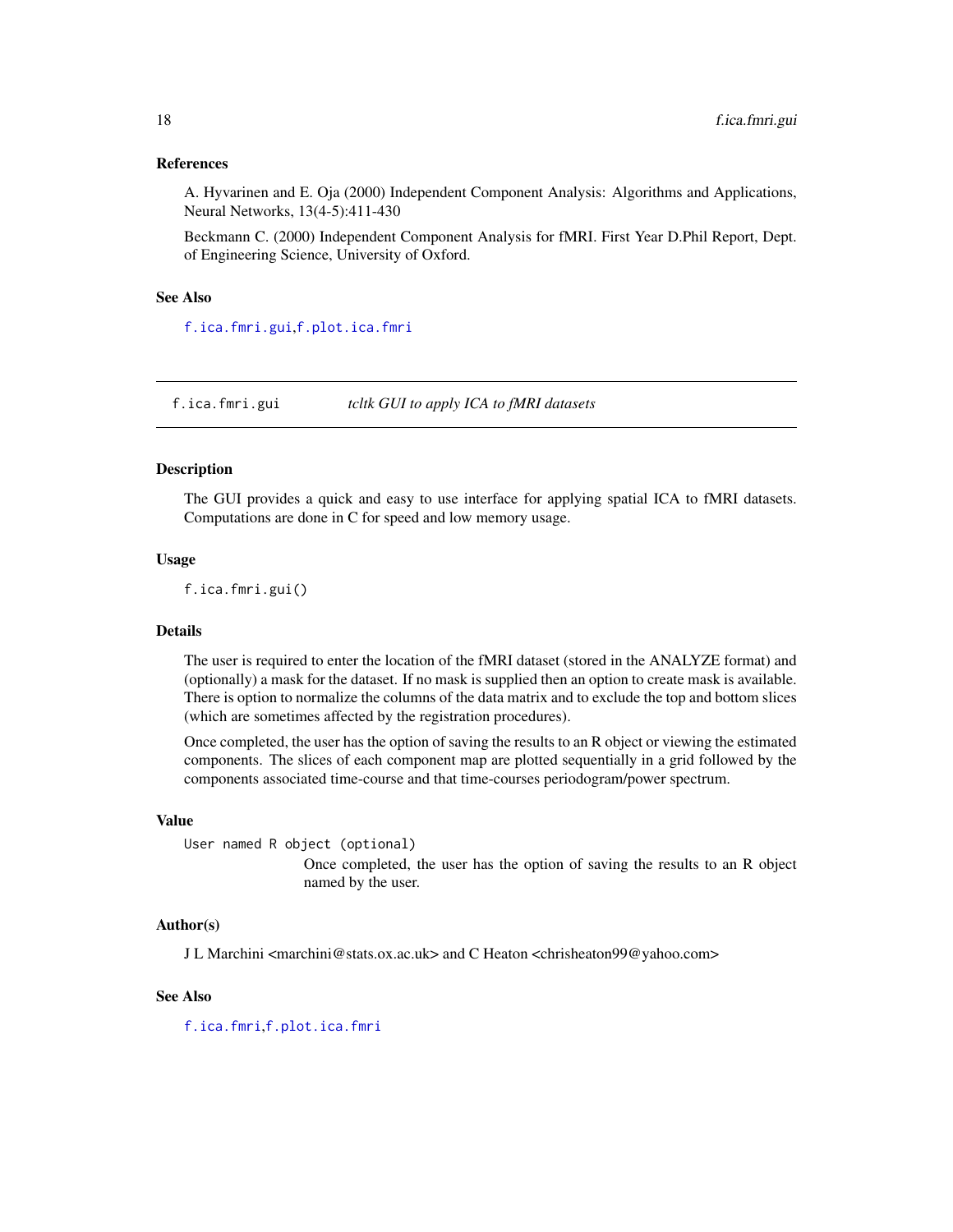### References

A. Hyvarinen and E. Oja (2000) Independent Component Analysis: Algorithms and Applications, Neural Networks, 13(4-5):411-430

Beckmann C. (2000) Independent Component Analysis for fMRI. First Year D.Phil Report, Dept. of Engineering Science, University of Oxford.

### See Also

f.ica.fmri.gui,f.plot.ica.fmri

---

## f.ica.fmri.gui — *tcltk GUI to apply ICA to fMRI datasets*

### Description

The GUI provides a quick and easy to use interface for applying spatial ICA to fMRI datasets. Computations are done in C for speed and low memory usage.

### Usage

```
f.ica.fmri.gui()
```

### Details

The user is required to enter the location of the fMRI dataset (stored in the ANALYZE format) and (optionally) a mask for the dataset. If no mask is supplied then an option to create mask is available. There is option to normalize the columns of the data matrix and to exclude the top and bottom slices (which are sometimes affected by the registration procedures).

Once completed, the user has the option of saving the results to an R object or viewing the estimated components. The slices of each component map are plotted sequentially in a grid followed by the components associated time-course and that time-courses periodogram/power spectrum.

### Value

`User named R object (optional)`
: Once completed, the user has the option of saving the results to an R object named by the user.

### Author(s)

J L Marchini <marchini@stats.ox.ac.uk> and C Heaton <chrisheaton99@yahoo.com>

### See Also

f.ica.fmri,f.plot.ica.fmri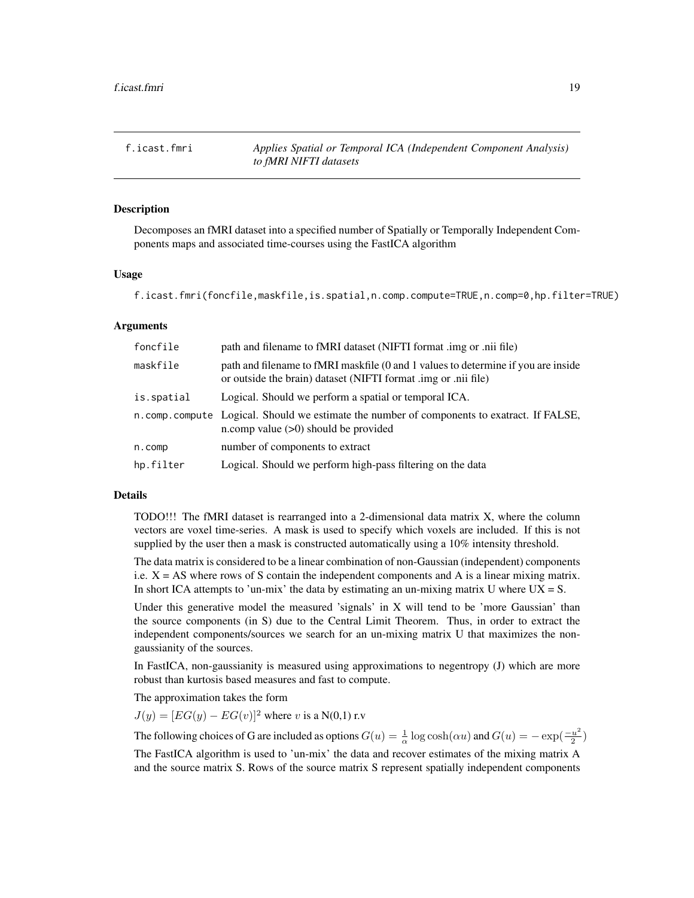f.icast.fmri — *Applies Spatial or Temporal ICA (Independent Component Analysis) to fMRI NIFTI datasets*

## Description

Decomposes an fMRI dataset into a specified number of Spatially or Temporally Independent Components maps and associated time-courses using the FastICA algorithm

## Usage

```
f.icast.fmri(foncfile,maskfile,is.spatial,n.comp.compute=TRUE,n.comp=0,hp.filter=TRUE)
```

## Arguments

| | |
|---|---|
| `foncfile` | path and filename to fMRI dataset (NIFTI format .img or .nii file) |
| `maskfile` | path and filename to fMRI maskfile (0 and 1 values to determine if you are inside or outside the brain) dataset (NIFTI format .img or .nii file) |
| `is.spatial` | Logical. Should we perform a spatial or temporal ICA. |
| `n.comp.compute` | Logical. Should we estimate the number of components to exatract. If FALSE, n.comp value (>0) should be provided |
| `n.comp` | number of components to extract |
| `hp.filter` | Logical. Should we perform high-pass filtering on the data |

## Details

TODO!!! The fMRI dataset is rearranged into a 2-dimensional data matrix X, where the column vectors are voxel time-series. A mask is used to specify which voxels are included. If this is not supplied by the user then a mask is constructed automatically using a 10% intensity threshold.

The data matrix is considered to be a linear combination of non-Gaussian (independent) components i.e. X = AS where rows of S contain the independent components and A is a linear mixing matrix. In short ICA attempts to 'un-mix' the data by estimating an un-mixing matrix U where UX = S.

Under this generative model the measured 'signals' in X will tend to be 'more Gaussian' than the source components (in S) due to the Central Limit Theorem. Thus, in order to extract the independent components/sources we search for an un-mixing matrix U that maximizes the non-gaussianity of the sources.

In FastICA, non-gaussianity is measured using approximations to negentropy (J) which are more robust than kurtosis based measures and fast to compute.

The approximation takes the form

$J(y) = [EG(y) - EG(v)]^2$ where $v$ is a N(0,1) r.v

The following choices of G are included as options $G(u) = \frac{1}{\alpha} \log \cosh(\alpha u)$ and $G(u) = -\exp(\frac{-u^2}{2})$

The FastICA algorithm is used to 'un-mix' the data and recover estimates of the mixing matrix A and the source matrix S. Rows of the source matrix S represent spatially independent components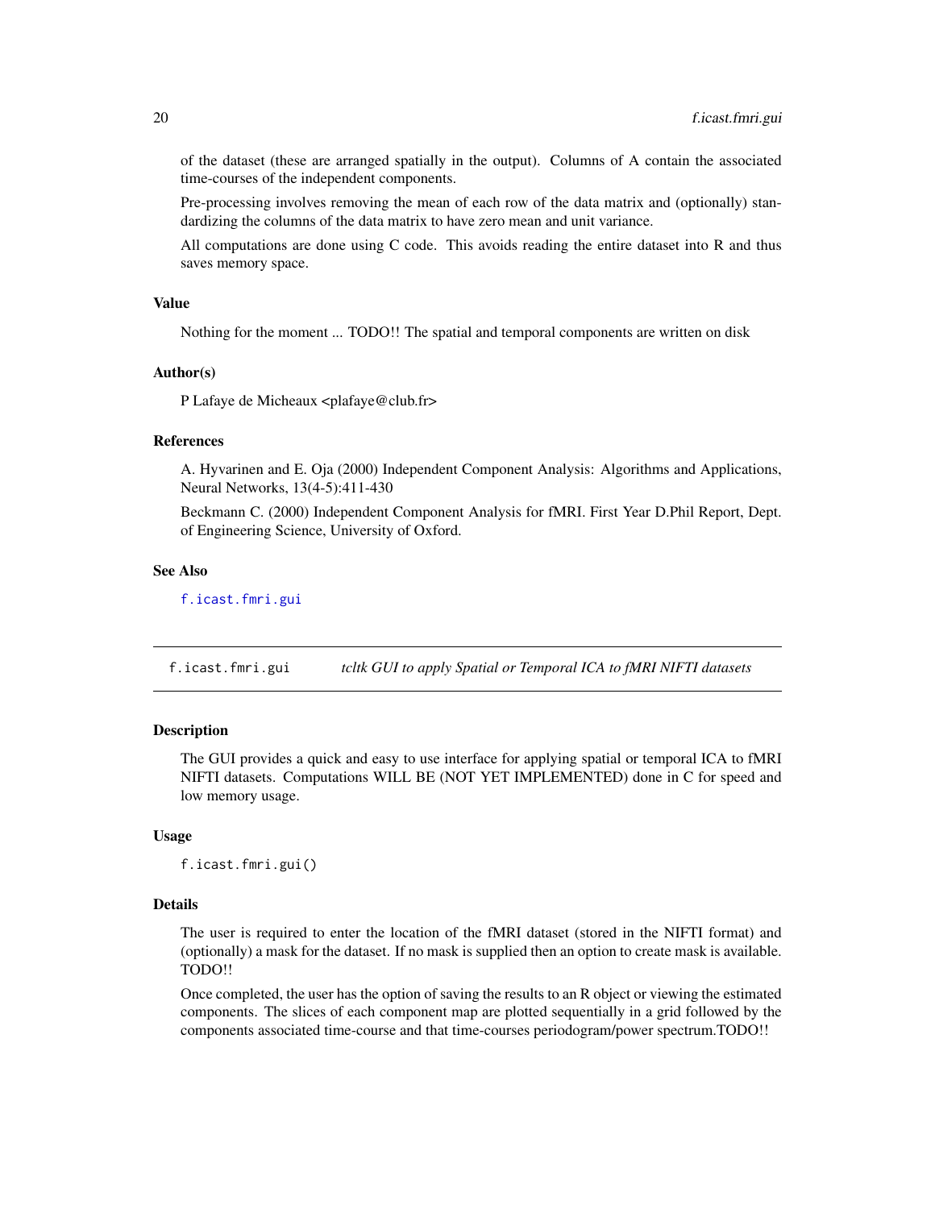of the dataset (these are arranged spatially in the output). Columns of A contain the associated time-courses of the independent components.

Pre-processing involves removing the mean of each row of the data matrix and (optionally) standardizing the columns of the data matrix to have zero mean and unit variance.

All computations are done using C code. This avoids reading the entire dataset into R and thus saves memory space.

### Value

Nothing for the moment ... TODO!! The spatial and temporal components are written on disk

### Author(s)

P Lafaye de Micheaux <plafaye@club.fr>

### References

A. Hyvarinen and E. Oja (2000) Independent Component Analysis: Algorithms and Applications, Neural Networks, 13(4-5):411-430

Beckmann C. (2000) Independent Component Analysis for fMRI. First Year D.Phil Report, Dept. of Engineering Science, University of Oxford.

### See Also

`f.icast.fmri.gui`

---

## f.icast.fmri.gui — *tcltk GUI to apply Spatial or Temporal ICA to fMRI NIFTI datasets*

### Description

The GUI provides a quick and easy to use interface for applying spatial or temporal ICA to fMRI NIFTI datasets. Computations WILL BE (NOT YET IMPLEMENTED) done in C for speed and low memory usage.

### Usage

```
f.icast.fmri.gui()
```

### Details

The user is required to enter the location of the fMRI dataset (stored in the NIFTI format) and (optionally) a mask for the dataset. If no mask is supplied then an option to create mask is available. TODO!!

Once completed, the user has the option of saving the results to an R object or viewing the estimated components. The slices of each component map are plotted sequentially in a grid followed by the components associated time-course and that time-courses periodogram/power spectrum.TODO!!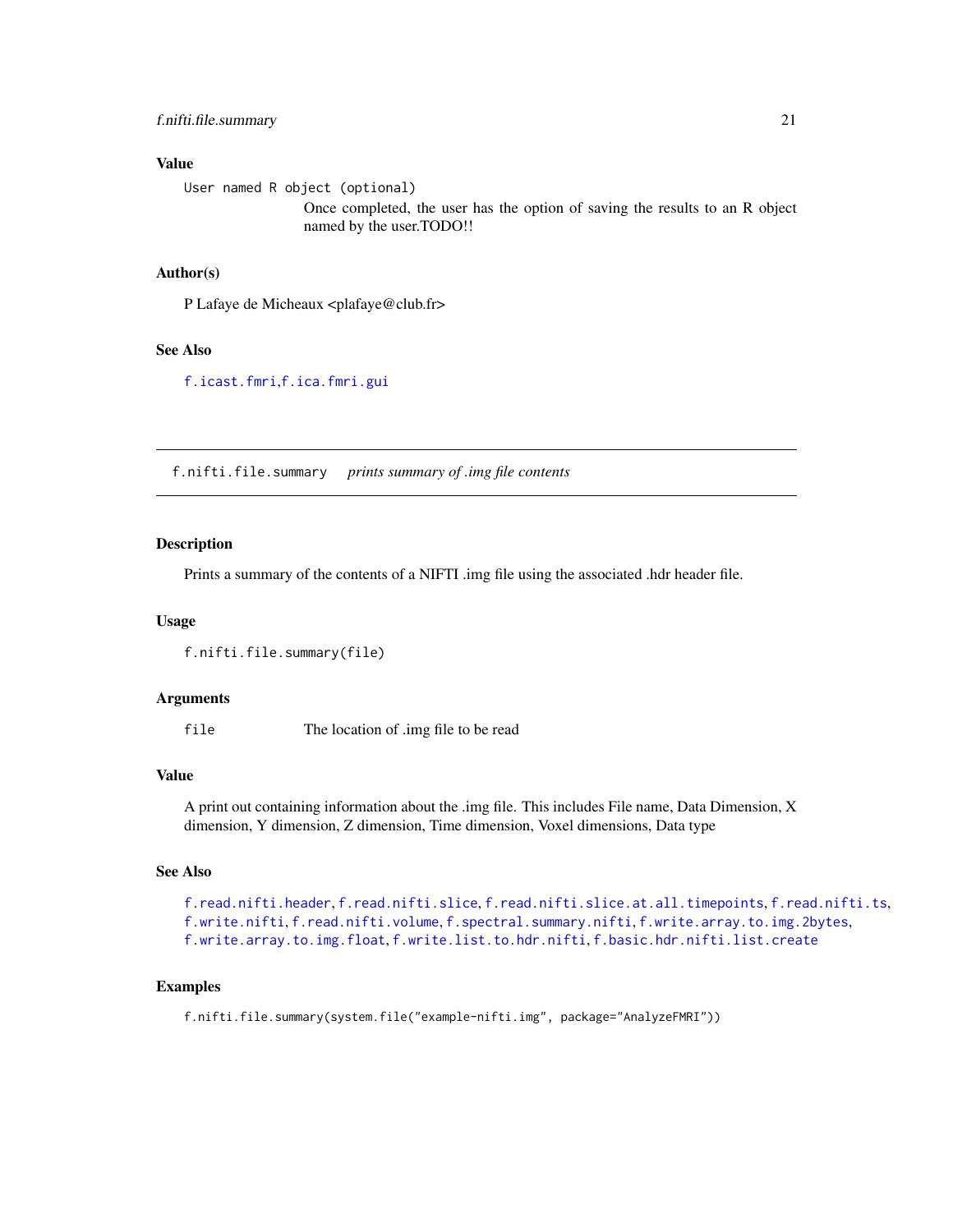### Value

`User named R object (optional)`
Once completed, the user has the option of saving the results to an R object named by the user.TODO!!

### Author(s)

P Lafaye de Micheaux <plafaye@club.fr>

### See Also

`f.icast.fmri`,`f.ica.fmri.gui`

---

## f.nifti.file.summary *prints summary of .img file contents*

### Description

Prints a summary of the contents of a NIFTI .img file using the associated .hdr header file.

### Usage

```
f.nifti.file.summary(file)
```

### Arguments

`file` The location of .img file to be read

### Value

A print out containing information about the .img file. This includes File name, Data Dimension, X dimension, Y dimension, Z dimension, Time dimension, Voxel dimensions, Data type

### See Also

`f.read.nifti.header`, `f.read.nifti.slice`, `f.read.nifti.slice.at.all.timepoints`, `f.read.nifti.ts`, `f.write.nifti`, `f.read.nifti.volume`, `f.spectral.summary.nifti`, `f.write.array.to.img.2bytes`, `f.write.array.to.img.float`, `f.write.list.to.hdr.nifti`, `f.basic.hdr.nifti.list.create`

### Examples

```
f.nifti.file.summary(system.file("example-nifti.img", package="AnalyzeFMRI"))
```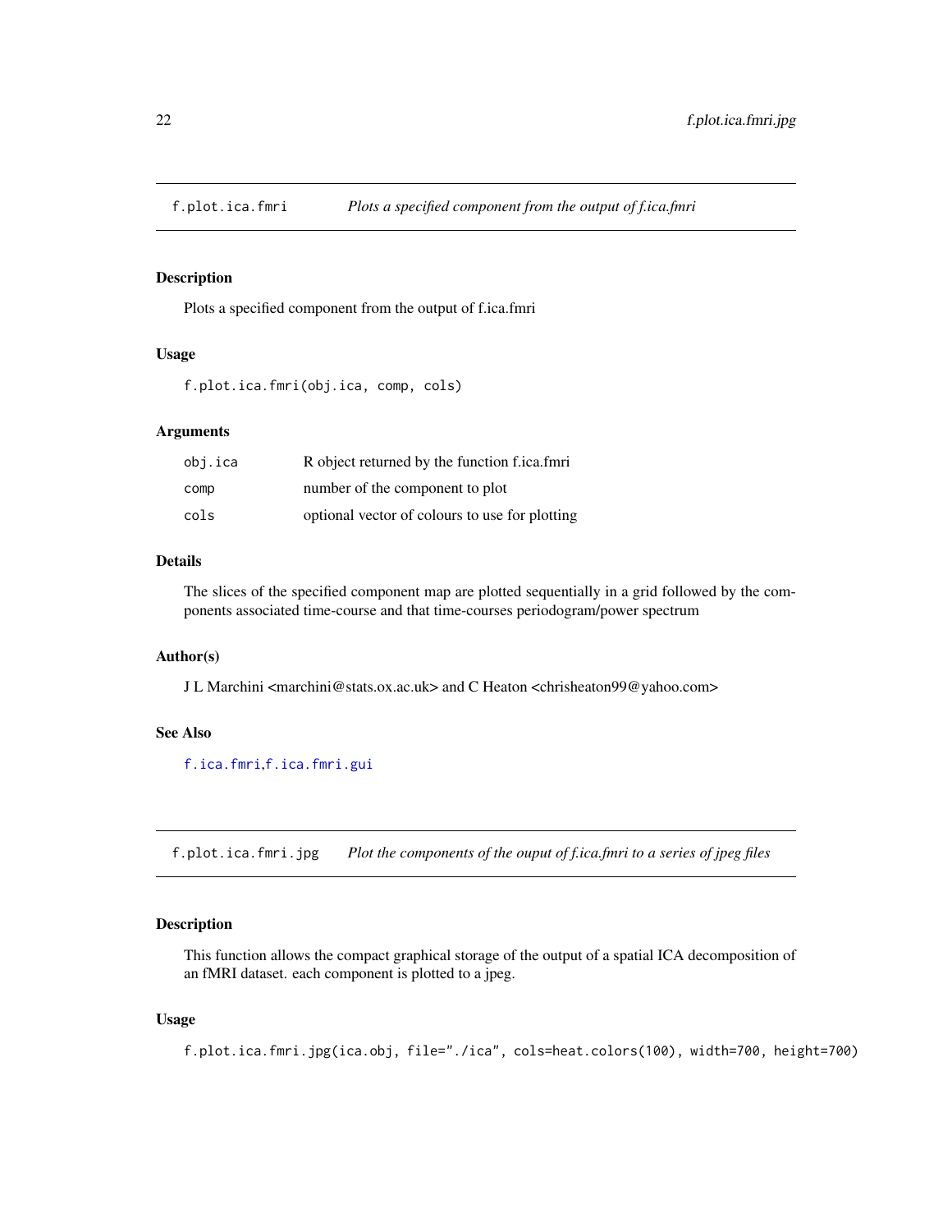## f.plot.ica.fmri — *Plots a specified component from the output of f.ica.fmri*

### Description

Plots a specified component from the output of f.ica.fmri

### Usage

```
f.plot.ica.fmri(obj.ica, comp, cols)
```

### Arguments

| | |
|---|---|
| obj.ica | R object returned by the function f.ica.fmri |
| comp | number of the component to plot |
| cols | optional vector of colours to use for plotting |

### Details

The slices of the specified component map are plotted sequentially in a grid followed by the components associated time-course and that time-courses periodogram/power spectrum

### Author(s)

J L Marchini <marchini@stats.ox.ac.uk> and C Heaton <chrisheaton99@yahoo.com>

### See Also

f.ica.fmri, f.ica.fmri.gui

## f.plot.ica.fmri.jpg — *Plot the components of the ouput of f.ica.fmri to a series of jpeg files*

### Description

This function allows the compact graphical storage of the output of a spatial ICA decomposition of an fMRI dataset. each component is plotted to a jpeg.

### Usage

```
f.plot.ica.fmri.jpg(ica.obj, file="./ica", cols=heat.colors(100), width=700, height=700)
```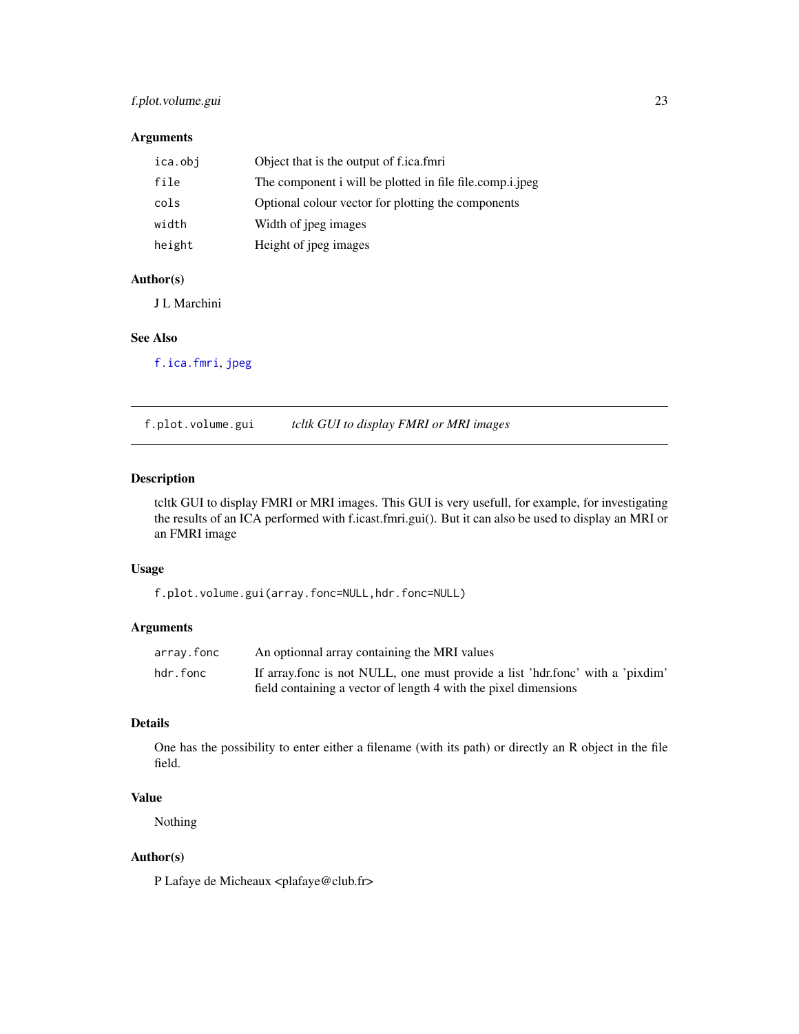### Arguments

| | |
|---|---|
| `ica.obj` | Object that is the output of f.ica.fmri |
| `file` | The component i will be plotted in file file.comp.i.jpeg |
| `cols` | Optional colour vector for plotting the components |
| `width` | Width of jpeg images |
| `height` | Height of jpeg images |

### Author(s)

J L Marchini

### See Also

`f.ica.fmri`, `jpeg`

---

## `f.plot.volume.gui` *tcltk GUI to display FMRI or MRI images*

---

### Description

tcltk GUI to display FMRI or MRI images. This GUI is very usefull, for example, for investigating the results of an ICA performed with f.icast.fmri.gui(). But it can also be used to display an MRI or an FMRI image

### Usage

```
f.plot.volume.gui(array.fonc=NULL,hdr.fonc=NULL)
```

### Arguments

| | |
|---|---|
| `array.fonc` | An optionnal array containing the MRI values |
| `hdr.fonc` | If array.fonc is not NULL, one must provide a list 'hdr.fonc' with a 'pixdim' field containing a vector of length 4 with the pixel dimensions |

### Details

One has the possibility to enter either a filename (with its path) or directly an R object in the file field.

### Value

Nothing

### Author(s)

P Lafaye de Micheaux <plafaye@club.fr>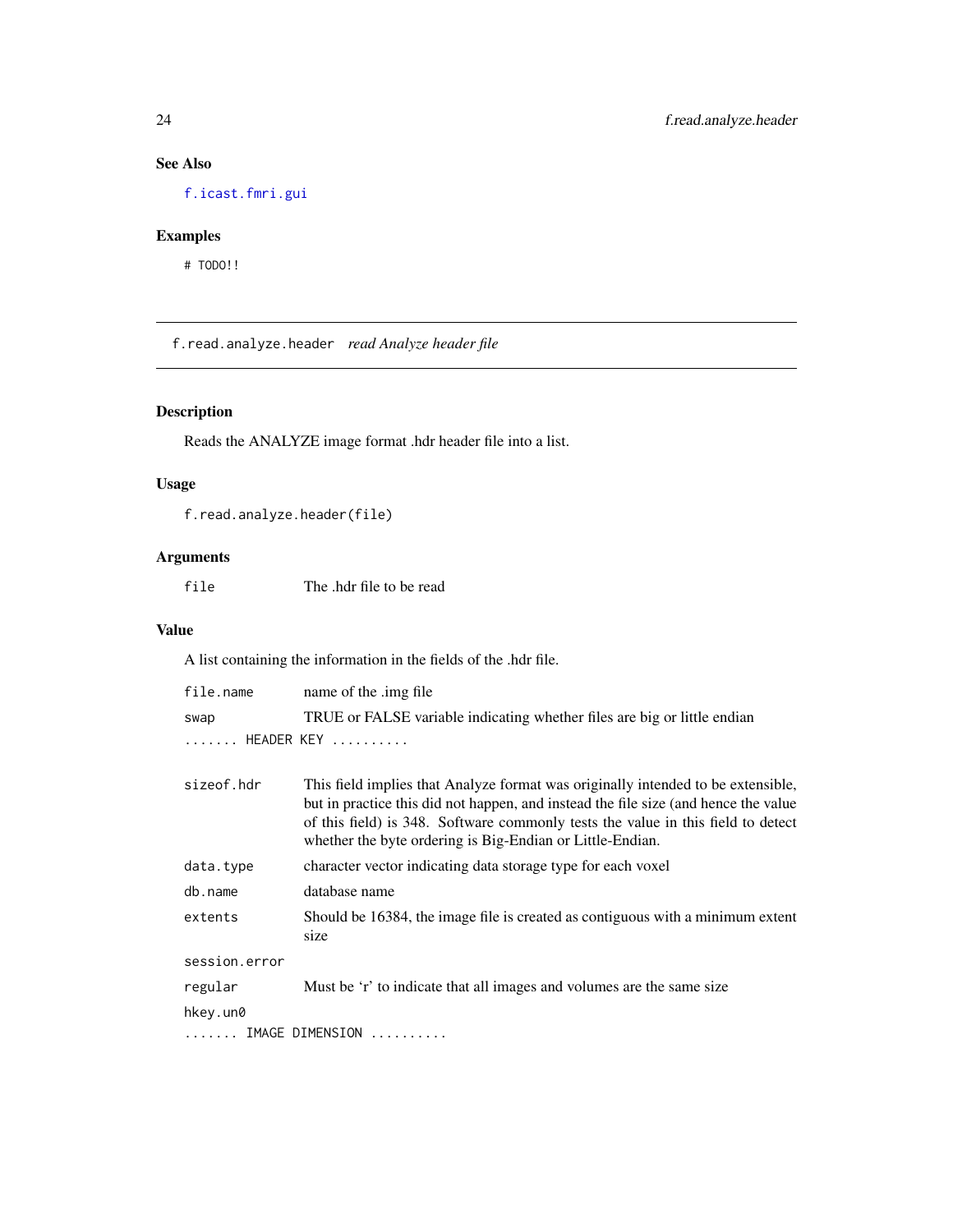## See Also

f.icast.fmri.gui

## Examples

```
# TODO!!
```

---

## f.read.analyze.header    *read Analyze header file*

---

### Description

Reads the ANALYZE image format .hdr header file into a list.

### Usage

```
f.read.analyze.header(file)
```

### Arguments

| | |
|---|---|
| `file` | The .hdr file to be read |

### Value

A list containing the information in the fields of the .hdr file.

| | |
|---|---|
| `file.name` | name of the .img file |
| `swap` | TRUE or FALSE variable indicating whether files are big or little endian |

`....... HEADER KEY ..........`

| | |
|---|---|
| `sizeof.hdr` | This field implies that Analyze format was originally intended to be extensible, but in practice this did not happen, and instead the file size (and hence the value of this field) is 348. Software commonly tests the value in this field to detect whether the byte ordering is Big-Endian or Little-Endian. |
| `data.type` | character vector indicating data storage type for each voxel |
| `db.name` | database name |
| `extents` | Should be 16384, the image file is created as contiguous with a minimum extent size |
| `session.error` | |
| `regular` | Must be 'r' to indicate that all images and volumes are the same size |
| `hkey.un0` | |

`....... IMAGE DIMENSION ..........`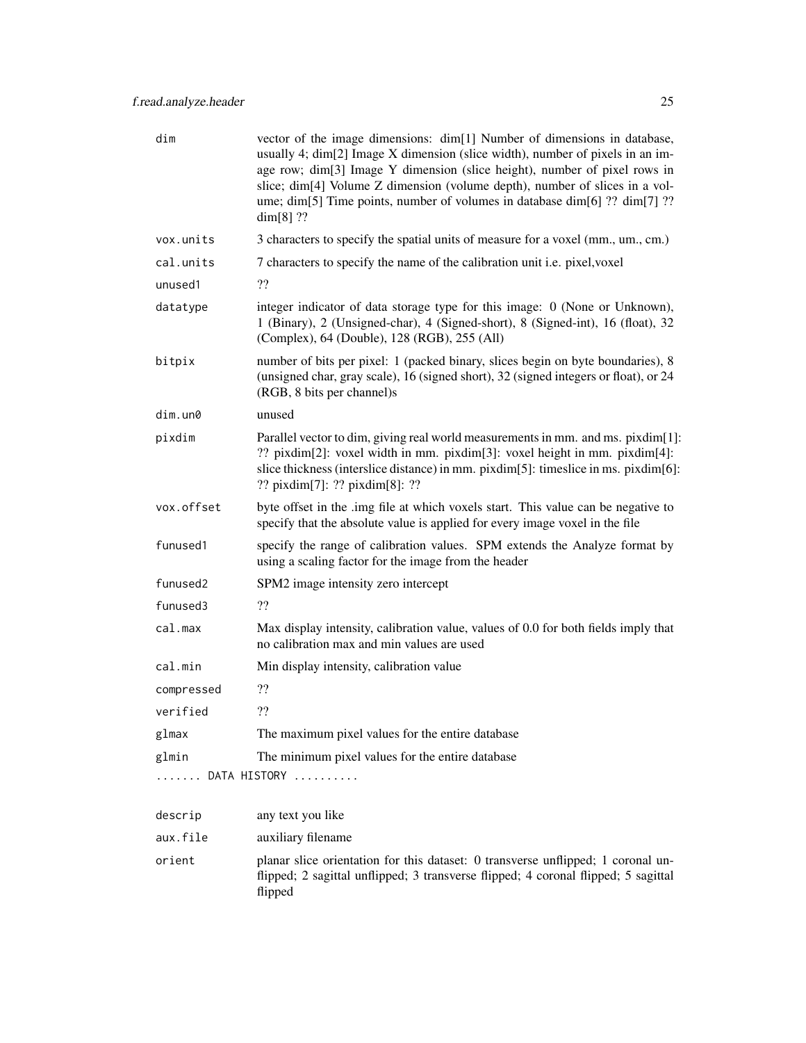| | |
|---|---|
| `dim` | vector of the image dimensions: dim[1] Number of dimensions in database, usually 4; dim[2] Image X dimension (slice width), number of pixels in an image row; dim[3] Image Y dimension (slice height), number of pixel rows in slice; dim[4] Volume Z dimension (volume depth), number of slices in a volume; dim[5] Time points, number of volumes in database dim[6] ?? dim[7] ?? dim[8] ?? |
| `vox.units` | 3 characters to specify the spatial units of measure for a voxel (mm., um., cm.) |
| `cal.units` | 7 characters to specify the name of the calibration unit i.e. pixel,voxel |
| `unused1` | ?? |
| `datatype` | integer indicator of data storage type for this image: 0 (None or Unknown), 1 (Binary), 2 (Unsigned-char), 4 (Signed-short), 8 (Signed-int), 16 (float), 32 (Complex), 64 (Double), 128 (RGB), 255 (All) |
| `bitpix` | number of bits per pixel: 1 (packed binary, slices begin on byte boundaries), 8 (unsigned char, gray scale), 16 (signed short), 32 (signed integers or float), or 24 (RGB, 8 bits per channel)s |
| `dim.un0` | unused |
| `pixdim` | Parallel vector to dim, giving real world measurements in mm. and ms. pixdim[1]: ?? pixdim[2]: voxel width in mm. pixdim[3]: voxel height in mm. pixdim[4]: slice thickness (interslice distance) in mm. pixdim[5]: timeslice in ms. pixdim[6]: ?? pixdim[7]: ?? pixdim[8]: ?? |
| `vox.offset` | byte offset in the .img file at which voxels start. This value can be negative to specify that the absolute value is applied for every image voxel in the file |
| `funused1` | specify the range of calibration values. SPM extends the Analyze format by using a scaling factor for the image from the header |
| `funused2` | SPM2 image intensity zero intercept |
| `funused3` | ?? |
| `cal.max` | Max display intensity, calibration value, values of 0.0 for both fields imply that no calibration max and min values are used |
| `cal.min` | Min display intensity, calibration value |
| `compressed` | ?? |
| `verified` | ?? |
| `glmax` | The maximum pixel values for the entire database |
| `glmin` | The minimum pixel values for the entire database |

....... DATA HISTORY ..........

| | |
|---|---|
| `descrip` | any text you like |
| `aux.file` | auxiliary filename |
| `orient` | planar slice orientation for this dataset: 0 transverse unflipped; 1 coronal unflipped; 2 sagittal unflipped; 3 transverse flipped; 4 coronal flipped; 5 sagittal flipped |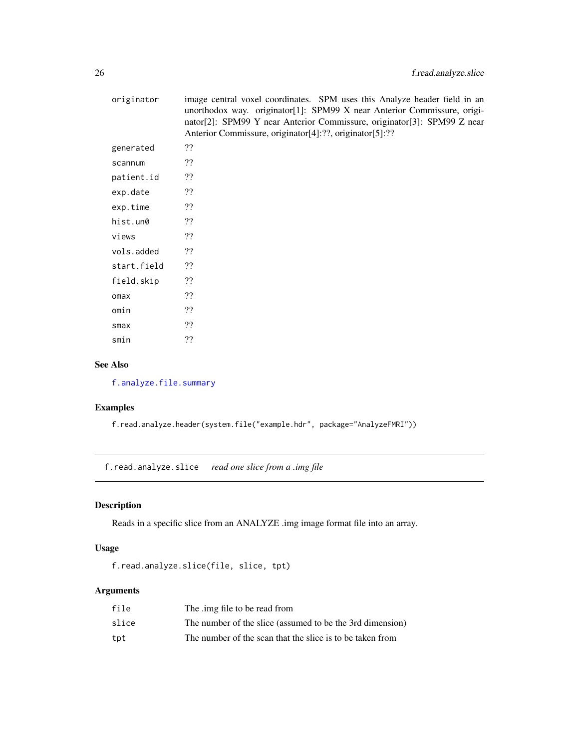| | |
|---|---|
| originator | image central voxel coordinates. SPM uses this Analyze header field in an unorthodox way. originator[1]: SPM99 X near Anterior Commissure, originator[2]: SPM99 Y near Anterior Commissure, originator[3]: SPM99 Z near Anterior Commissure, originator[4]:??, originator[5]:?? |
| generated | ?? |
| scannum | ?? |
| patient.id | ?? |
| exp.date | ?? |
| exp.time | ?? |
| hist.un0 | ?? |
| views | ?? |
| vols.added | ?? |
| start.field | ?? |
| field.skip | ?? |
| omax | ?? |
| omin | ?? |
| smax | ?? |
| smin | ?? |

### See Also

f.analyze.file.summary

### Examples

```
f.read.analyze.header(system.file("example.hdr", package="AnalyzeFMRI"))
```

## f.read.analyze.slice    *read one slice from a .img file*

### Description

Reads in a specific slice from an ANALYZE .img image format file into an array.

### Usage

```
f.read.analyze.slice(file, slice, tpt)
```

### Arguments

| | |
|---|---|
| file | The .img file to be read from |
| slice | The number of the slice (assumed to be the 3rd dimension) |
| tpt | The number of the scan that the slice is to be taken from |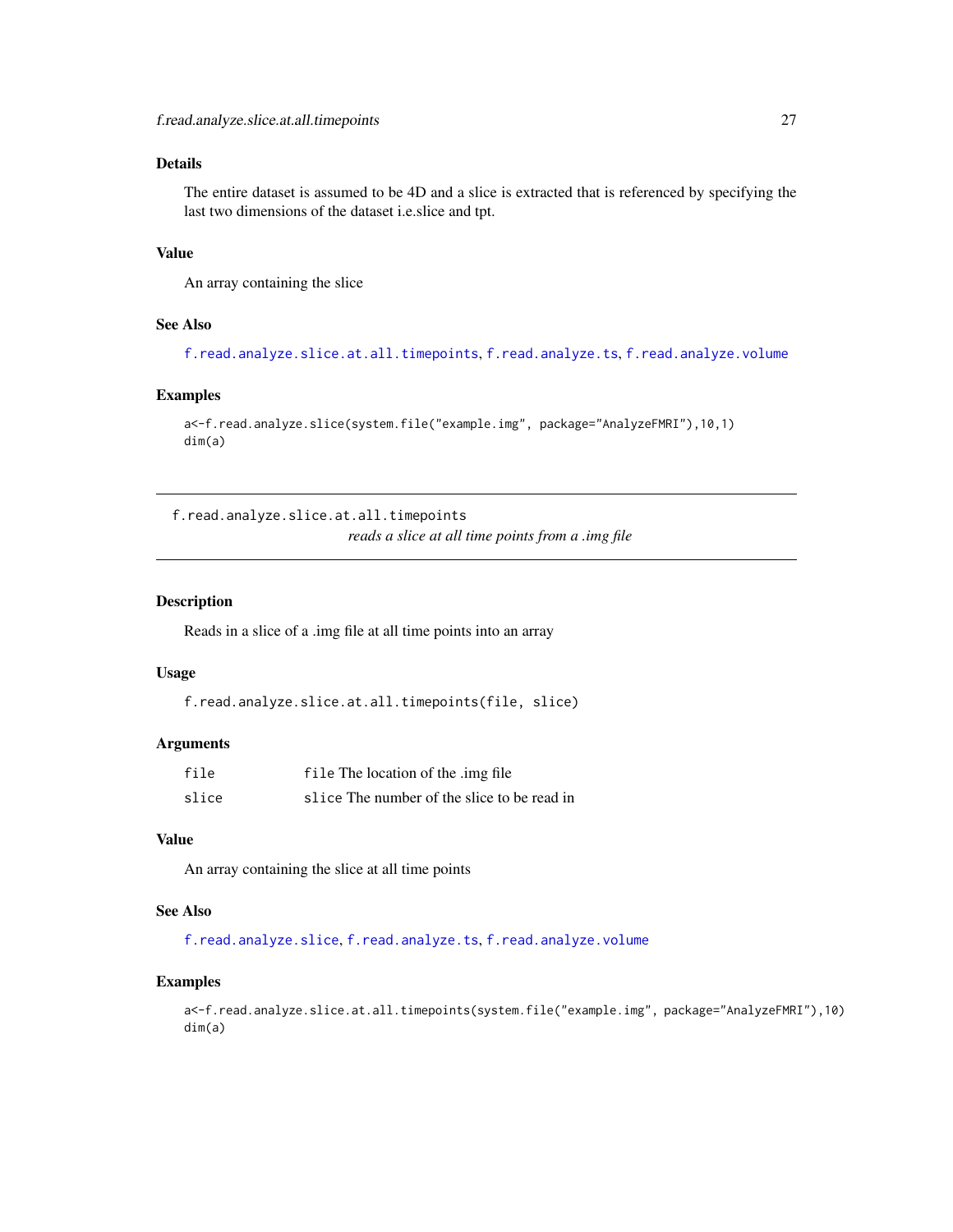### Details

The entire dataset is assumed to be 4D and a slice is extracted that is referenced by specifying the last two dimensions of the dataset i.e.slice and tpt.

### Value

An array containing the slice

### See Also

f.read.analyze.slice.at.all.timepoints, f.read.analyze.ts, f.read.analyze.volume

### Examples

```
a<-f.read.analyze.slice(system.file("example.img", package="AnalyzeFMRI"),10,1)
dim(a)
```

---

## f.read.analyze.slice.at.all.timepoints

*reads a slice at all time points from a .img file*

---

### Description

Reads in a slice of a .img file at all time points into an array

### Usage

```
f.read.analyze.slice.at.all.timepoints(file, slice)
```

### Arguments

| | |
|---|---|
| file | file The location of the .img file |
| slice | slice The number of the slice to be read in |

### Value

An array containing the slice at all time points

### See Also

f.read.analyze.slice, f.read.analyze.ts, f.read.analyze.volume

### Examples

```
a<-f.read.analyze.slice.at.all.timepoints(system.file("example.img", package="AnalyzeFMRI"),10)
dim(a)
```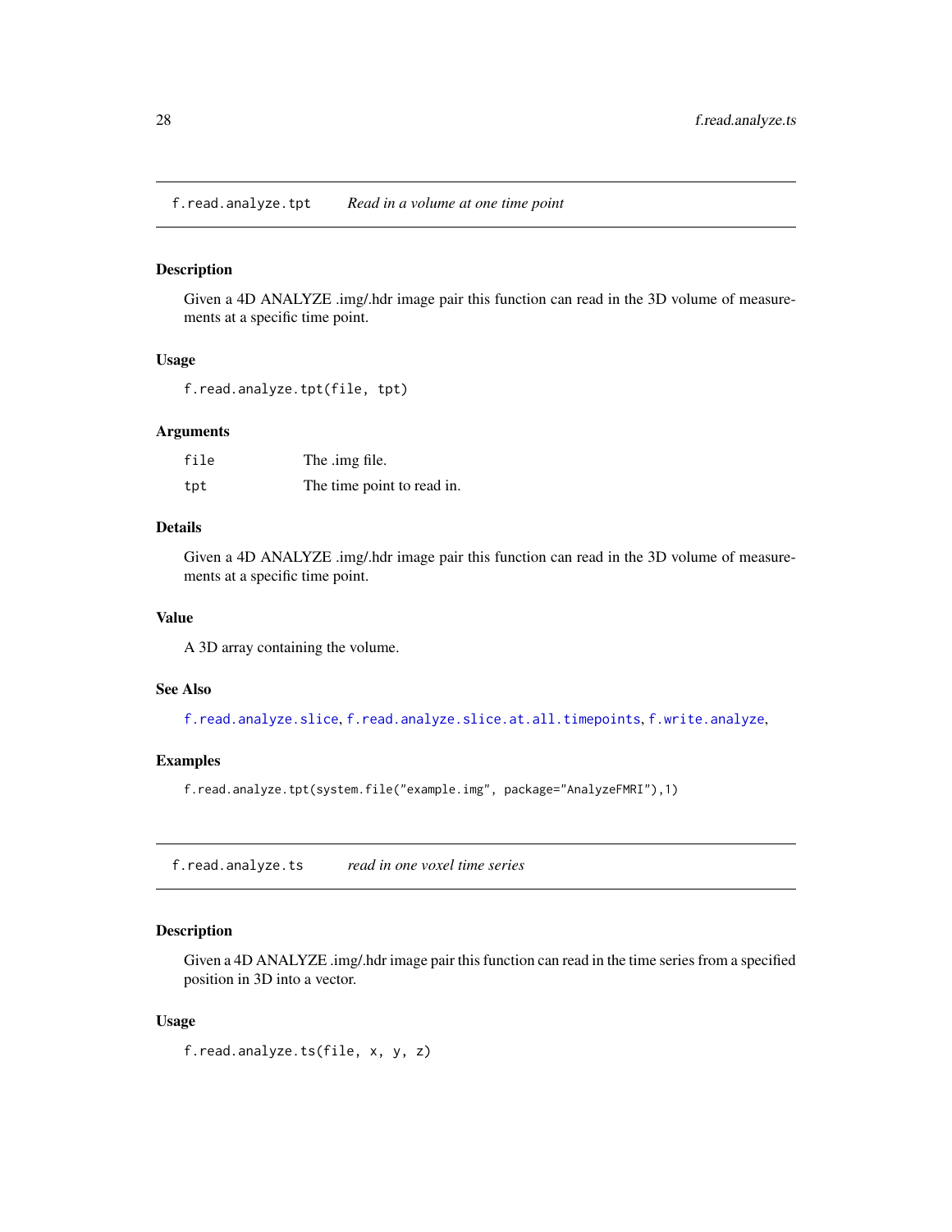## f.read.analyze.tpt — *Read in a volume at one time point*

### Description

Given a 4D ANALYZE .img/.hdr image pair this function can read in the 3D volume of measurements at a specific time point.

### Usage

```
f.read.analyze.tpt(file, tpt)
```

### Arguments

| | |
|---|---|
| file | The .img file. |
| tpt | The time point to read in. |

### Details

Given a 4D ANALYZE .img/.hdr image pair this function can read in the 3D volume of measurements at a specific time point.

### Value

A 3D array containing the volume.

### See Also

f.read.analyze.slice, f.read.analyze.slice.at.all.timepoints, f.write.analyze,

### Examples

```
f.read.analyze.tpt(system.file("example.img", package="AnalyzeFMRI"),1)
```

## f.read.analyze.ts — *read in one voxel time series*

### Description

Given a 4D ANALYZE .img/.hdr image pair this function can read in the time series from a specified position in 3D into a vector.

### Usage

```
f.read.analyze.ts(file, x, y, z)
```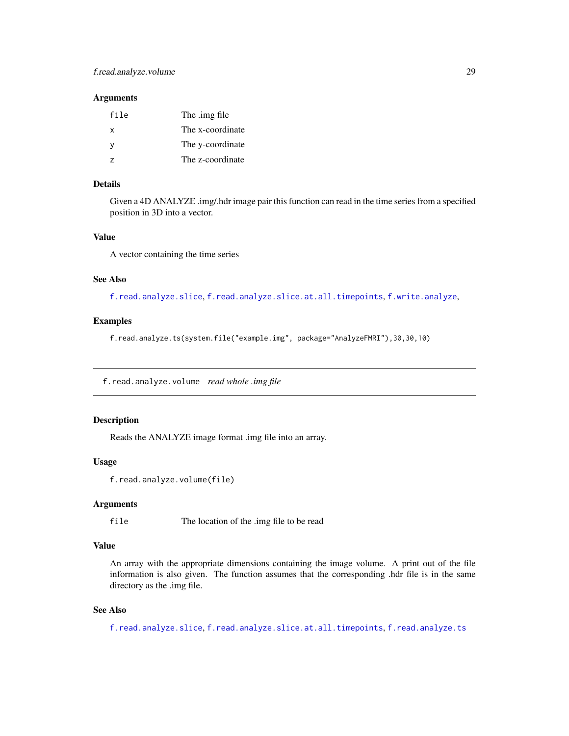### Arguments

| | |
|---|---|
| file | The .img file |
| x | The x-coordinate |
| y | The y-coordinate |
| z | The z-coordinate |

### Details

Given a 4D ANALYZE .img/.hdr image pair this function can read in the time series from a specified position in 3D into a vector.

### Value

A vector containing the time series

### See Also

f.read.analyze.slice, f.read.analyze.slice.at.all.timepoints, f.write.analyze,

### Examples

```
f.read.analyze.ts(system.file("example.img", package="AnalyzeFMRI"),30,30,10)
```

---

## f.read.analyze.volume *read whole .img file*

---

### Description

Reads the ANALYZE image format .img file into an array.

### Usage

```
f.read.analyze.volume(file)
```

### Arguments

| | |
|---|---|
| file | The location of the .img file to be read |

### Value

An array with the appropriate dimensions containing the image volume. A print out of the file information is also given. The function assumes that the corresponding .hdr file is in the same directory as the .img file.

### See Also

f.read.analyze.slice, f.read.analyze.slice.at.all.timepoints, f.read.analyze.ts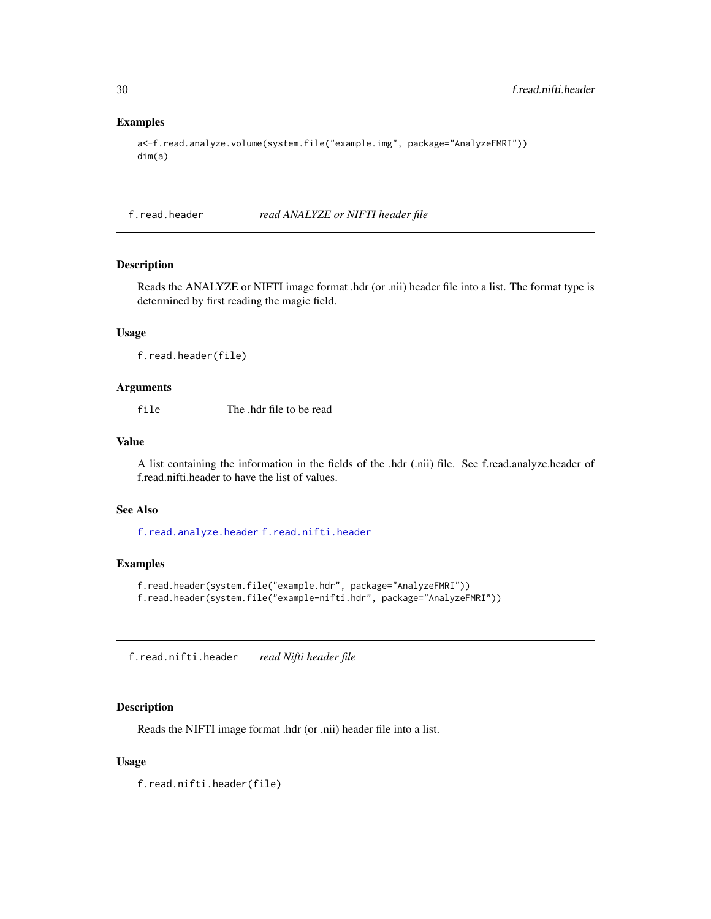## Examples

```
a<-f.read.analyze.volume(system.file("example.img", package="AnalyzeFMRI"))
dim(a)
```

---

# f.read.header *read ANALYZE or NIFTI header file*

---

### Description

Reads the ANALYZE or NIFTI image format .hdr (or .nii) header file into a list. The format type is determined by first reading the magic field.

### Usage

```
f.read.header(file)
```

### Arguments

| | |
|---|---|
| `file` | The .hdr file to be read |

### Value

A list containing the information in the fields of the .hdr (.nii) file. See f.read.analyze.header of f.read.nifti.header to have the list of values.

### See Also

`f.read.analyze.header` `f.read.nifti.header`

### Examples

```
f.read.header(system.file("example.hdr", package="AnalyzeFMRI"))
f.read.header(system.file("example-nifti.hdr", package="AnalyzeFMRI"))
```

---

# f.read.nifti.header *read Nifti header file*

---

### Description

Reads the NIFTI image format .hdr (or .nii) header file into a list.

### Usage

```
f.read.nifti.header(file)
```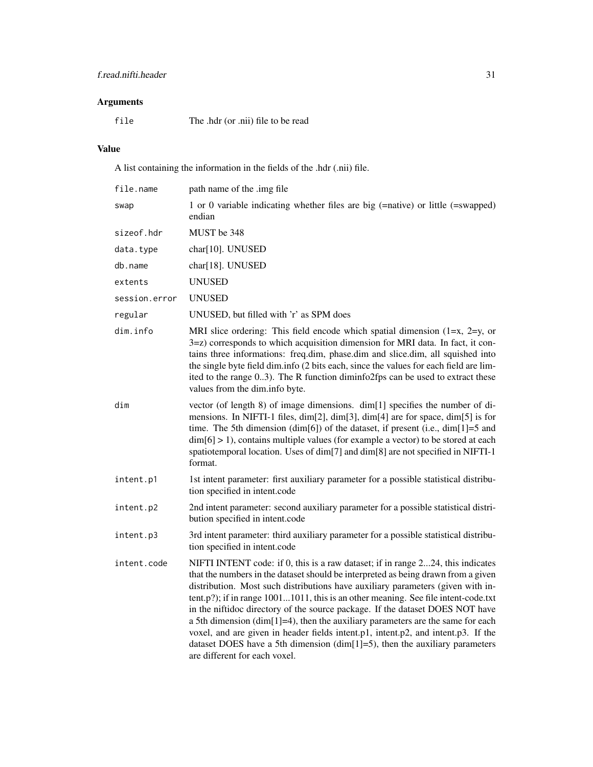## Arguments

| | |
|---|---|
| `file` | The .hdr (or .nii) file to be read |

## Value

A list containing the information in the fields of the .hdr (.nii) file.

| | |
|---|---|
| `file.name` | path name of the .img file |
| `swap` | 1 or 0 variable indicating whether files are big (=native) or little (=swapped) endian |
| `sizeof.hdr` | MUST be 348 |
| `data.type` | char[10]. UNUSED |
| `db.name` | char[18]. UNUSED |
| `extents` | UNUSED |
| `session.error` | UNUSED |
| `regular` | UNUSED, but filled with 'r' as SPM does |
| `dim.info` | MRI slice ordering: This field encode which spatial dimension (1=x, 2=y, or 3=z) corresponds to which acquisition dimension for MRI data. In fact, it contains three informations: freq.dim, phase.dim and slice.dim, all squished into the single byte field dim.info (2 bits each, since the values for each field are limited to the range 0..3). The R function diminfo2fps can be used to extract these values from the dim.info byte. |
| `dim` | vector (of length 8) of image dimensions. dim[1] specifies the number of dimensions. In NIFTI-1 files, dim[2], dim[3], dim[4] are for space, dim[5] is for time. The 5th dimension (dim[6]) of the dataset, if present (i.e., dim[1]=5 and dim[6] > 1), contains multiple values (for example a vector) to be stored at each spatiotemporal location. Uses of dim[7] and dim[8] are not specified in NIFTI-1 format. |
| `intent.p1` | 1st intent parameter: first auxiliary parameter for a possible statistical distribution specified in intent.code |
| `intent.p2` | 2nd intent parameter: second auxiliary parameter for a possible statistical distribution specified in intent.code |
| `intent.p3` | 3rd intent parameter: third auxiliary parameter for a possible statistical distribution specified in intent.code |
| `intent.code` | NIFTI INTENT code: if 0, this is a raw dataset; if in range 2...24, this indicates that the numbers in the dataset should be interpreted as being drawn from a given distribution. Most such distributions have auxiliary parameters (given with intent.p?); if in range 1001...1011, this is an other meaning. See file intent-code.txt in the niftidoc directory of the source package. If the dataset DOES NOT have a 5th dimension (dim[1]=4), then the auxiliary parameters are the same for each voxel, and are given in header fields intent.p1, intent.p2, and intent.p3. If the dataset DOES have a 5th dimension (dim[1]=5), then the auxiliary parameters are different for each voxel. |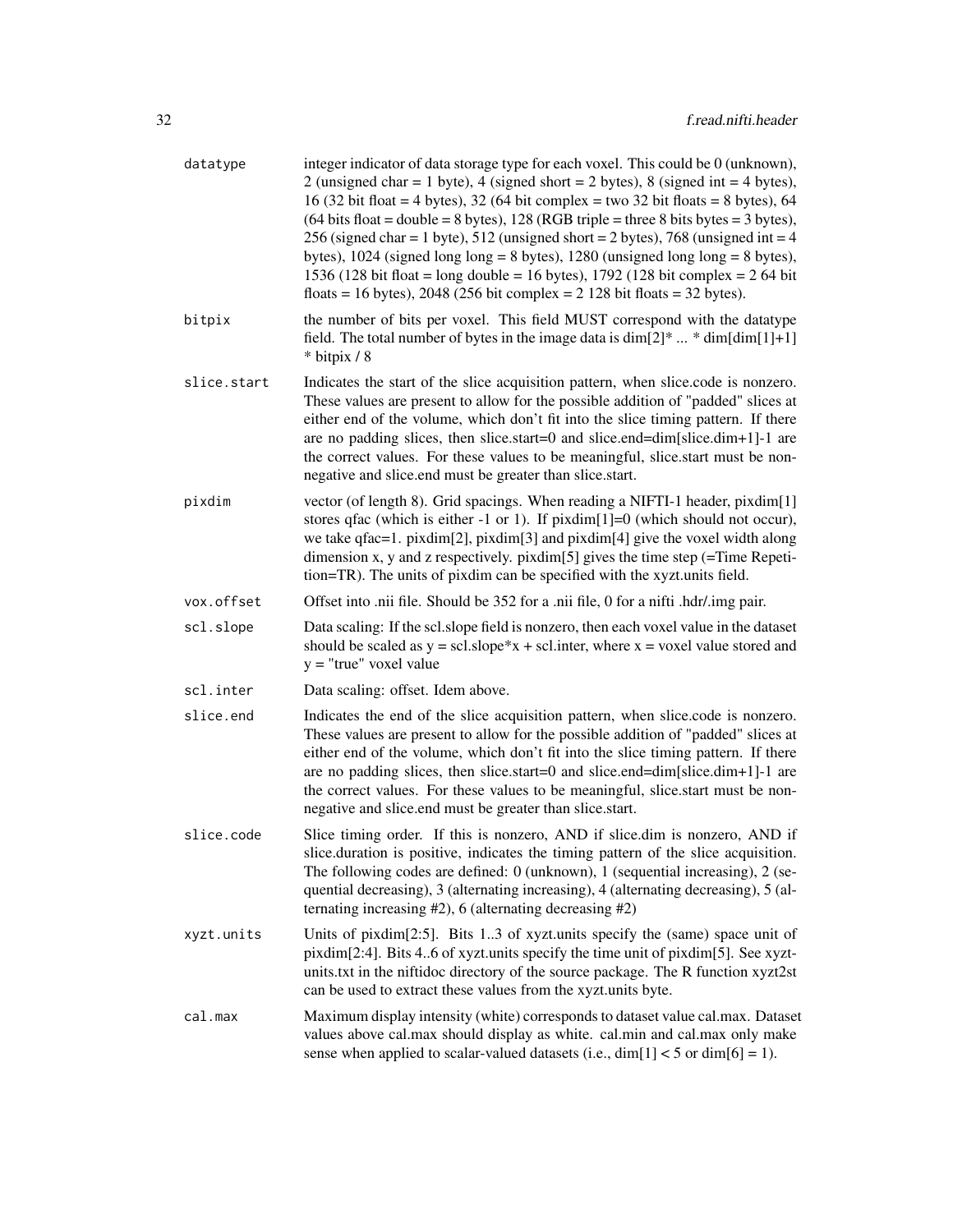| | |
|---|---|
| datatype | integer indicator of data storage type for each voxel. This could be 0 (unknown), 2 (unsigned char = 1 byte), 4 (signed short = 2 bytes), 8 (signed int = 4 bytes), 16 (32 bit float = 4 bytes), 32 (64 bit complex = two 32 bit floats = 8 bytes), 64 (64 bits float = double = 8 bytes), 128 (RGB triple = three 8 bits bytes = 3 bytes), 256 (signed char = 1 byte), 512 (unsigned short = 2 bytes), 768 (unsigned int = 4 bytes), 1024 (signed long long = 8 bytes), 1280 (unsigned long long = 8 bytes), 1536 (128 bit float = long double = 16 bytes), 1792 (128 bit complex = 2 64 bit floats = 16 bytes), 2048 (256 bit complex = 2 128 bit floats = 32 bytes). |
| bitpix | the number of bits per voxel. This field MUST correspond with the datatype field. The total number of bytes in the image data is dim[2]* ... * dim[dim[1]+1] * bitpix / 8 |
| slice.start | Indicates the start of the slice acquisition pattern, when slice.code is nonzero. These values are present to allow for the possible addition of "padded" slices at either end of the volume, which don't fit into the slice timing pattern. If there are no padding slices, then slice.start=0 and slice.end=dim[slice.dim+1]-1 are the correct values. For these values to be meaningful, slice.start must be non-negative and slice.end must be greater than slice.start. |
| pixdim | vector (of length 8). Grid spacings. When reading a NIFTI-1 header, pixdim[1] stores qfac (which is either -1 or 1). If pixdim[1]=0 (which should not occur), we take qfac=1. pixdim[2], pixdim[3] and pixdim[4] give the voxel width along dimension x, y and z respectively. pixdim[5] gives the time step (=Time Repetition=TR). The units of pixdim can be specified with the xyzt.units field. |
| vox.offset | Offset into .nii file. Should be 352 for a .nii file, 0 for a nifti .hdr/.img pair. |
| scl.slope | Data scaling: If the scl.slope field is nonzero, then each voxel value in the dataset should be scaled as y = scl.slope*x + scl.inter, where x = voxel value stored and y = "true" voxel value |
| scl.inter | Data scaling: offset. Idem above. |
| slice.end | Indicates the end of the slice acquisition pattern, when slice.code is nonzero. These values are present to allow for the possible addition of "padded" slices at either end of the volume, which don't fit into the slice timing pattern. If there are no padding slices, then slice.start=0 and slice.end=dim[slice.dim+1]-1 are the correct values. For these values to be meaningful, slice.start must be non-negative and slice.end must be greater than slice.start. |
| slice.code | Slice timing order. If this is nonzero, AND if slice.dim is nonzero, AND if slice.duration is positive, indicates the timing pattern of the slice acquisition. The following codes are defined: 0 (unknown), 1 (sequential increasing), 2 (sequential decreasing), 3 (alternating increasing), 4 (alternating decreasing), 5 (alternating increasing #2), 6 (alternating decreasing #2) |
| xyzt.units | Units of pixdim[2:5]. Bits 1..3 of xyzt.units specify the (same) space unit of pixdim[2:4]. Bits 4..6 of xyzt.units specify the time unit of pixdim[5]. See xyzt-units.txt in the niftidoc directory of the source package. The R function xyzt2st can be used to extract these values from the xyzt.units byte. |
| cal.max | Maximum display intensity (white) corresponds to dataset value cal.max. Dataset values above cal.max should display as white. cal.min and cal.max only make sense when applied to scalar-valued datasets (i.e., dim[1] < 5 or dim[6] = 1). |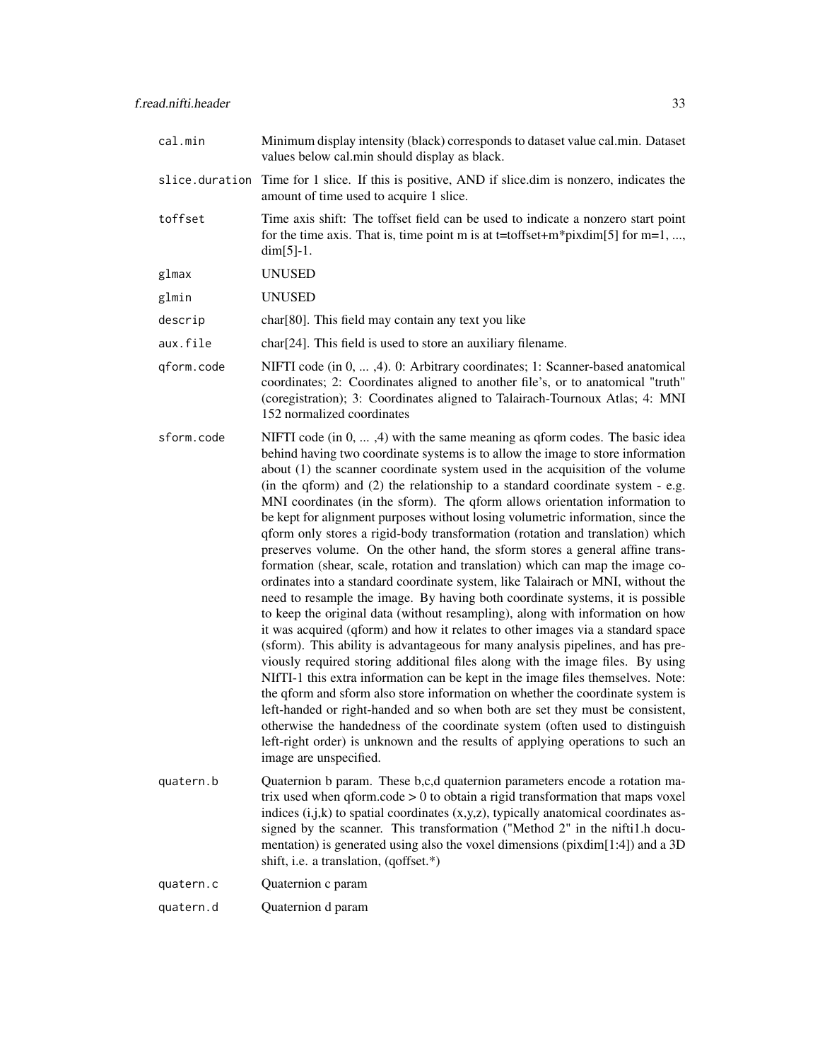| | |
|---|---|
| `cal.min` | Minimum display intensity (black) corresponds to dataset value cal.min. Dataset values below cal.min should display as black. |
| `slice.duration` | Time for 1 slice. If this is positive, AND if slice.dim is nonzero, indicates the amount of time used to acquire 1 slice. |
| `toffset` | Time axis shift: The toffset field can be used to indicate a nonzero start point for the time axis. That is, time point m is at t=toffset+m*pixdim[5] for m=1, ..., dim[5]-1. |
| `glmax` | UNUSED |
| `glmin` | UNUSED |
| `descrip` | char[80]. This field may contain any text you like |
| `aux.file` | char[24]. This field is used to store an auxiliary filename. |
| `qform.code` | NIFTI code (in 0, ... ,4). 0: Arbitrary coordinates; 1: Scanner-based anatomical coordinates; 2: Coordinates aligned to another file's, or to anatomical "truth" (coregistration); 3: Coordinates aligned to Talairach-Tournoux Atlas; 4: MNI 152 normalized coordinates |
| `sform.code` | NIFTI code (in 0, ... ,4) with the same meaning as qform codes. The basic idea behind having two coordinate systems is to allow the image to store information about (1) the scanner coordinate system used in the acquisition of the volume (in the qform) and (2) the relationship to a standard coordinate system - e.g. MNI coordinates (in the sform). The qform allows orientation information to be kept for alignment purposes without losing volumetric information, since the qform only stores a rigid-body transformation (rotation and translation) which preserves volume. On the other hand, the sform stores a general affine transformation (shear, scale, rotation and translation) which can map the image coordinates into a standard coordinate system, like Talairach or MNI, without the need to resample the image. By having both coordinate systems, it is possible to keep the original data (without resampling), along with information on how it was acquired (qform) and how it relates to other images via a standard space (sform). This ability is advantageous for many analysis pipelines, and has previously required storing additional files along with the image files. By using NIfTI-1 this extra information can be kept in the image files themselves. Note: the qform and sform also store information on whether the coordinate system is left-handed or right-handed and so when both are set they must be consistent, otherwise the handedness of the coordinate system (often used to distinguish left-right order) is unknown and the results of applying operations to such an image are unspecified. |
| `quatern.b` | Quaternion b param. These b,c,d quaternion parameters encode a rotation matrix used when qform.code > 0 to obtain a rigid transformation that maps voxel indices (i,j,k) to spatial coordinates (x,y,z), typically anatomical coordinates assigned by the scanner. This transformation ("Method 2" in the nifti1.h documentation) is generated using also the voxel dimensions (pixdim[1:4]) and a 3D shift, i.e. a translation, (qoffset.*) |
| `quatern.c` | Quaternion c param |
| `quatern.d` | Quaternion d param |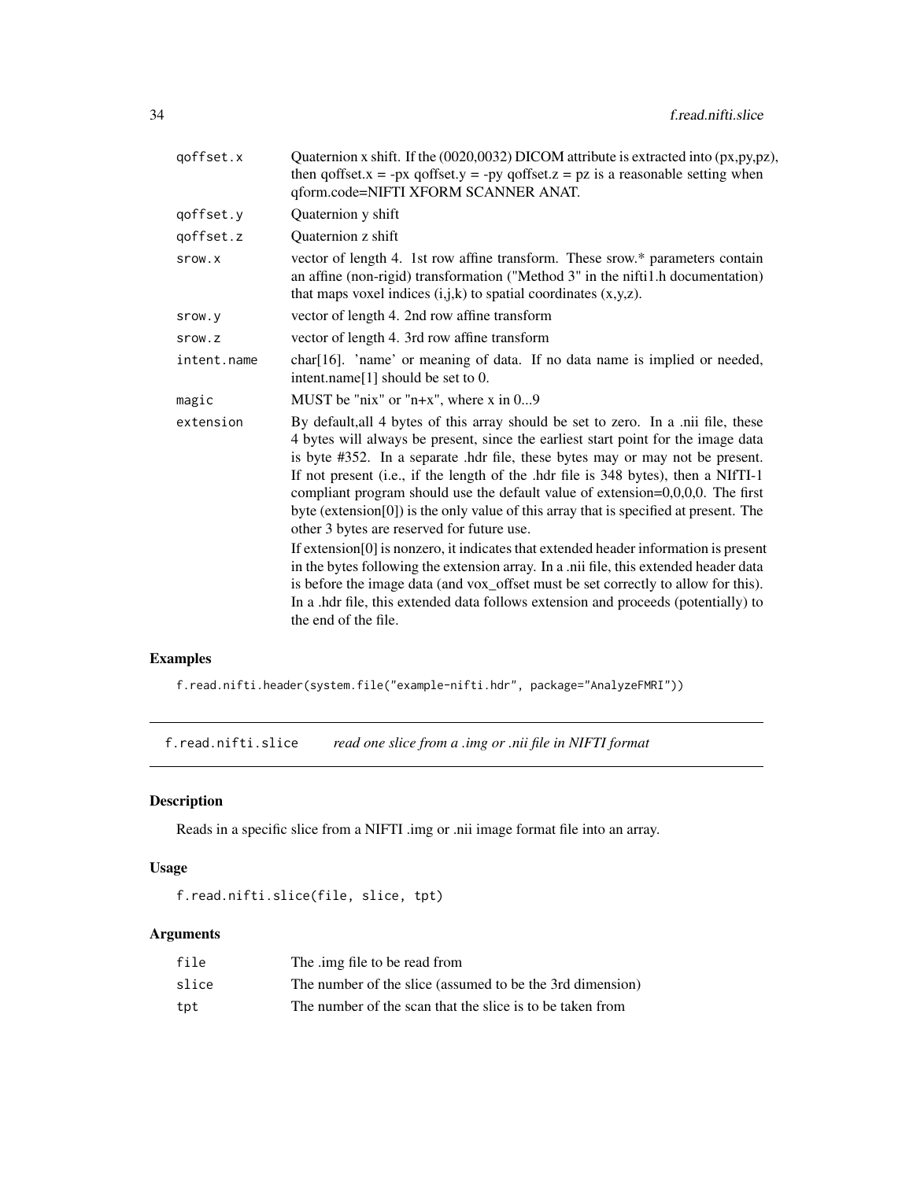| | |
|---|---|
| qoffset.x | Quaternion x shift. If the (0020,0032) DICOM attribute is extracted into (px,py,pz), then qoffset.x = -px qoffset.y = -py qoffset.z = pz is a reasonable setting when qform.code=NIFTI XFORM SCANNER ANAT. |
| qoffset.y | Quaternion y shift |
| qoffset.z | Quaternion z shift |
| srow.x | vector of length 4. 1st row affine transform. These srow.* parameters contain an affine (non-rigid) transformation ("Method 3" in the nifti1.h documentation) that maps voxel indices (i,j,k) to spatial coordinates (x,y,z). |
| srow.y | vector of length 4. 2nd row affine transform |
| srow.z | vector of length 4. 3rd row affine transform |
| intent.name | char[16]. 'name' or meaning of data. If no data name is implied or needed, intent.name[1] should be set to 0. |
| magic | MUST be "nix" or "n+x", where x in 0...9 |
| extension | By default,all 4 bytes of this array should be set to zero. In a .nii file, these 4 bytes will always be present, since the earliest start point for the image data is byte #352. In a separate .hdr file, these bytes may or may not be present. If not present (i.e., if the length of the .hdr file is 348 bytes), then a NIfTI-1 compliant program should use the default value of extension=0,0,0,0. The first byte (extension[0]) is the only value of this array that is specified at present. The other 3 bytes are reserved for future use. If extension[0] is nonzero, it indicates that extended header information is present in the bytes following the extension array. In a .nii file, this extended header data is before the image data (and vox_offset must be set correctly to allow for this). In a .hdr file, this extended data follows extension and proceeds (potentially) to the end of the file. |

### Examples

```
f.read.nifti.header(system.file("example-nifti.hdr", package="AnalyzeFMRI"))
```

---

## f.read.nifti.slice *read one slice from a .img or .nii file in NIFTI format*

### Description

Reads in a specific slice from a NIFTI .img or .nii image format file into an array.

### Usage

```
f.read.nifti.slice(file, slice, tpt)
```

### Arguments

| | |
|---|---|
| file | The .img file to be read from |
| slice | The number of the slice (assumed to be the 3rd dimension) |
| tpt | The number of the scan that the slice is to be taken from |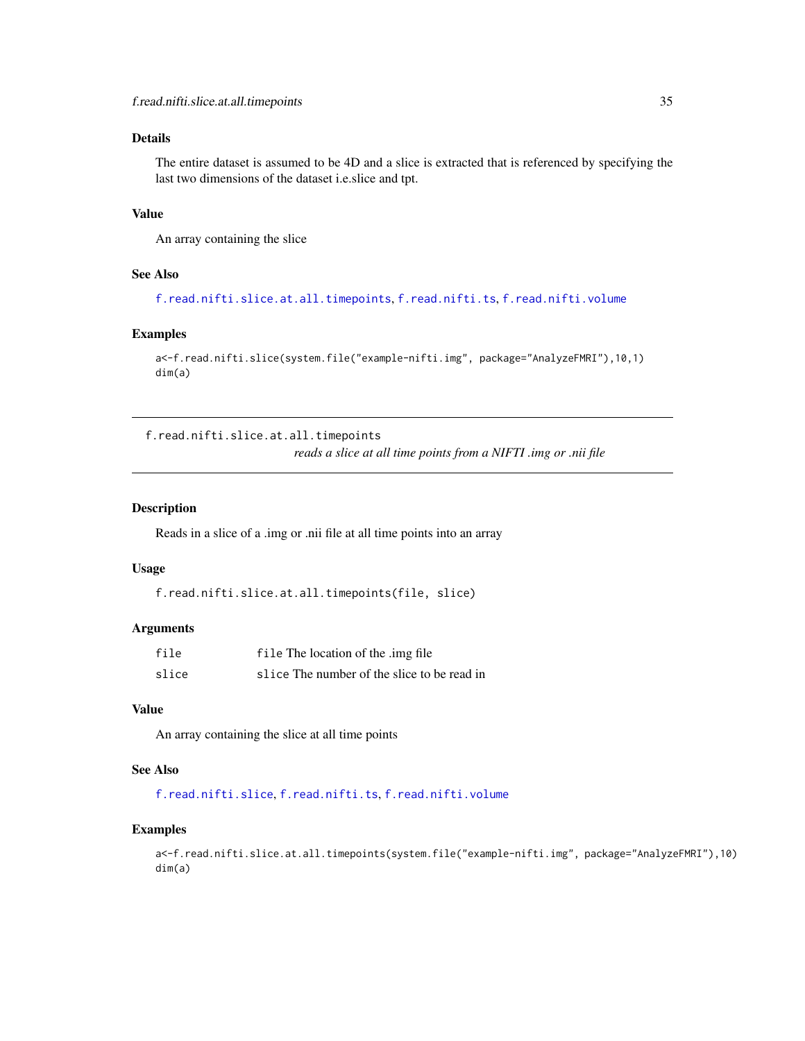### Details

The entire dataset is assumed to be 4D and a slice is extracted that is referenced by specifying the last two dimensions of the dataset i.e.slice and tpt.

### Value

An array containing the slice

### See Also

f.read.nifti.slice.at.all.timepoints, f.read.nifti.ts, f.read.nifti.volume

### Examples

```
a<-f.read.nifti.slice(system.file("example-nifti.img", package="AnalyzeFMRI"),10,1)
dim(a)
```

---

## f.read.nifti.slice.at.all.timepoints

*reads a slice at all time points from a NIFTI .img or .nii file*

---

### Description

Reads in a slice of a .img or .nii file at all time points into an array

### Usage

```
f.read.nifti.slice.at.all.timepoints(file, slice)
```

### Arguments

| | |
|---|---|
| file | file The location of the .img file |
| slice | slice The number of the slice to be read in |

### Value

An array containing the slice at all time points

### See Also

f.read.nifti.slice, f.read.nifti.ts, f.read.nifti.volume

### Examples

```
a<-f.read.nifti.slice.at.all.timepoints(system.file("example-nifti.img", package="AnalyzeFMRI"),10)
dim(a)
```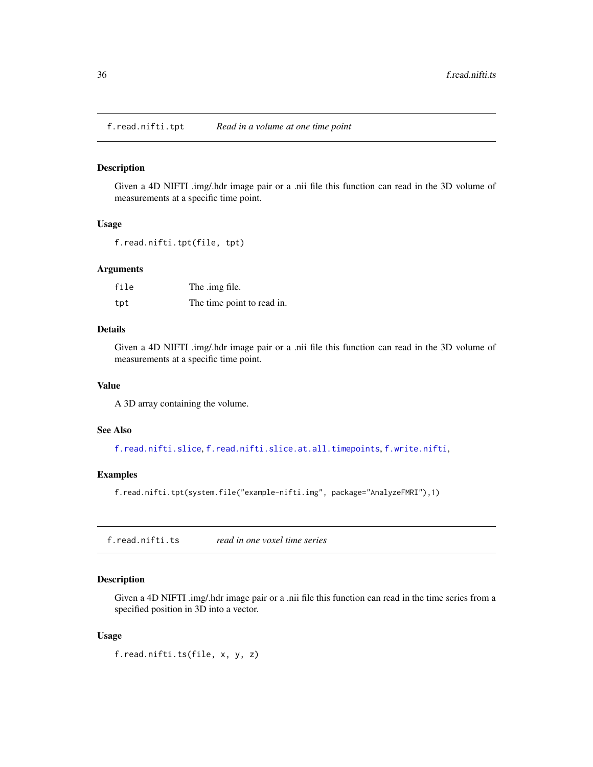## f.read.nifti.tpt — *Read in a volume at one time point*

### Description

Given a 4D NIFTI .img/.hdr image pair or a .nii file this function can read in the 3D volume of measurements at a specific time point.

### Usage

```
f.read.nifti.tpt(file, tpt)
```

### Arguments

| | |
|---|---|
| `file` | The .img file. |
| `tpt` | The time point to read in. |

### Details

Given a 4D NIFTI .img/.hdr image pair or a .nii file this function can read in the 3D volume of measurements at a specific time point.

### Value

A 3D array containing the volume.

### See Also

`f.read.nifti.slice`, `f.read.nifti.slice.at.all.timepoints`, `f.write.nifti`,

### Examples

```
f.read.nifti.tpt(system.file("example-nifti.img", package="AnalyzeFMRI"),1)
```

## f.read.nifti.ts — *read in one voxel time series*

### Description

Given a 4D NIFTI .img/.hdr image pair or a .nii file this function can read in the time series from a specified position in 3D into a vector.

### Usage

```
f.read.nifti.ts(file, x, y, z)
```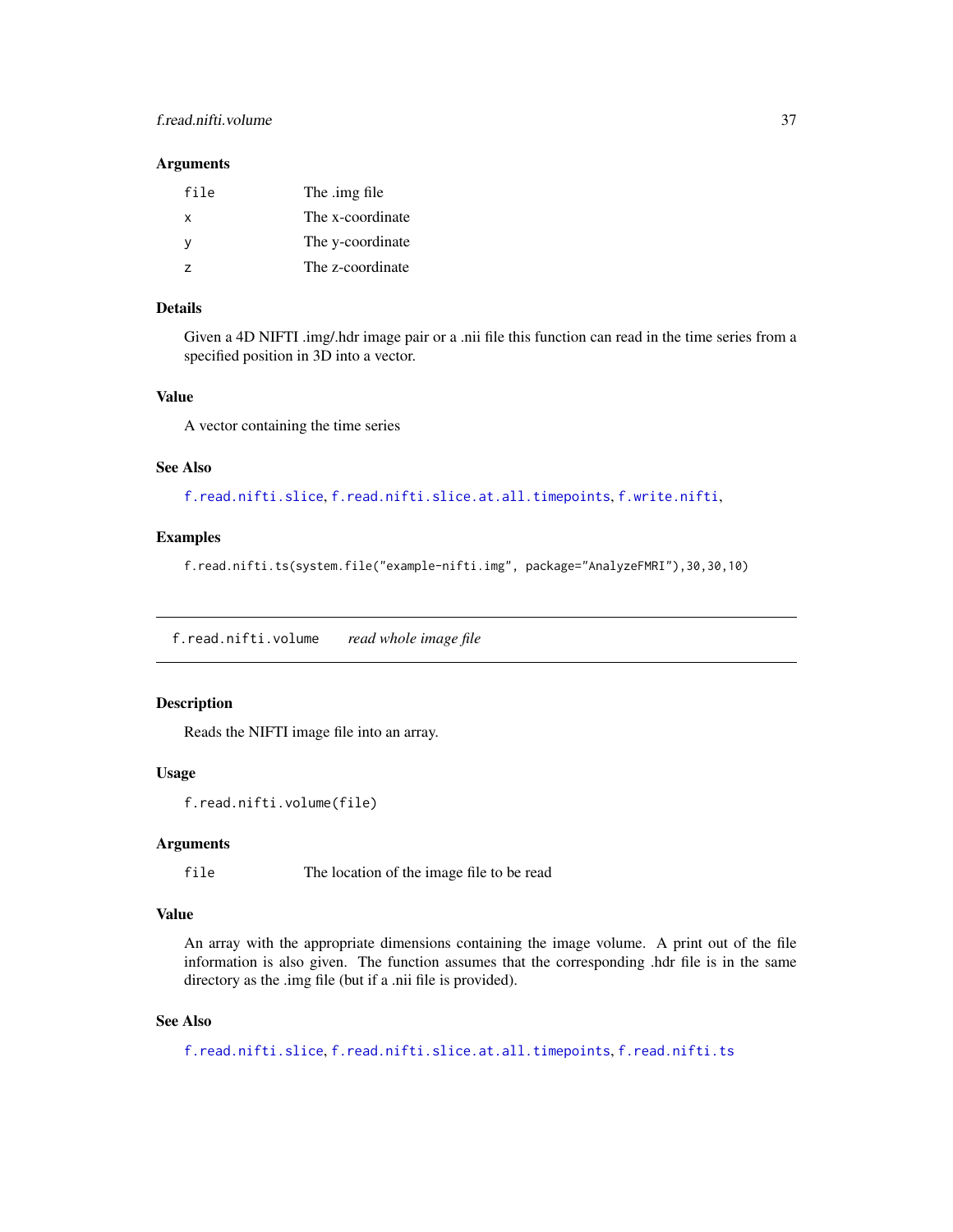### Arguments

| | |
|---|---|
| file | The .img file |
| x | The x-coordinate |
| y | The y-coordinate |
| z | The z-coordinate |

### Details

Given a 4D NIFTI .img/.hdr image pair or a .nii file this function can read in the time series from a specified position in 3D into a vector.

### Value

A vector containing the time series

### See Also

f.read.nifti.slice, f.read.nifti.slice.at.all.timepoints, f.write.nifti,

### Examples

```
f.read.nifti.ts(system.file("example-nifti.img", package="AnalyzeFMRI"),30,30,10)
```

---

## f.read.nifti.volume &nbsp;&nbsp; *read whole image file*

### Description

Reads the NIFTI image file into an array.

### Usage

```
f.read.nifti.volume(file)
```

### Arguments

| | |
|---|---|
| file | The location of the image file to be read |

### Value

An array with the appropriate dimensions containing the image volume. A print out of the file information is also given. The function assumes that the corresponding .hdr file is in the same directory as the .img file (but if a .nii file is provided).

### See Also

f.read.nifti.slice, f.read.nifti.slice.at.all.timepoints, f.read.nifti.ts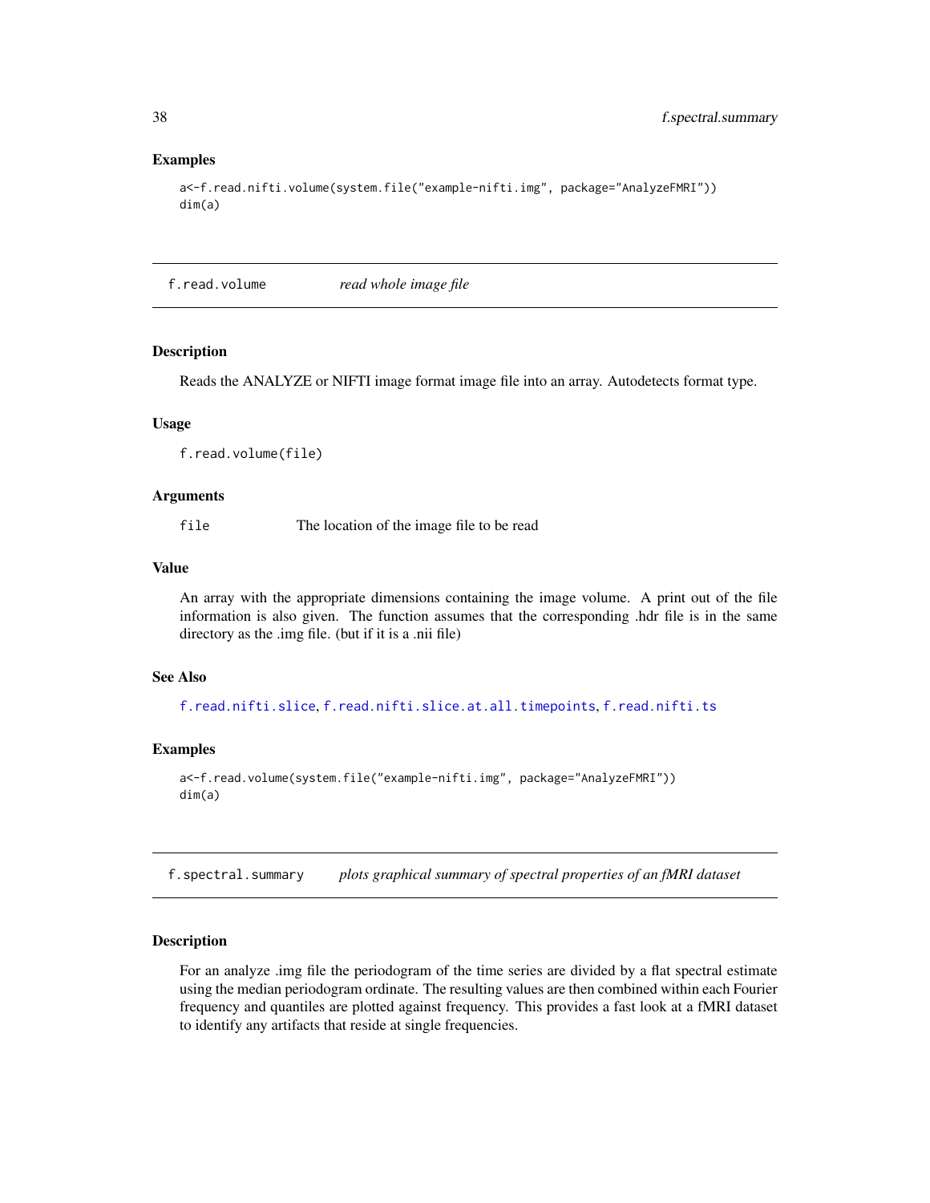### Examples

```
a<-f.read.nifti.volume(system.file("example-nifti.img", package="AnalyzeFMRI"))
dim(a)
```

## f.read.volume *read whole image file*

### Description

Reads the ANALYZE or NIFTI image format image file into an array. Autodetects format type.

### Usage

```
f.read.volume(file)
```

### Arguments

`file` The location of the image file to be read

### Value

An array with the appropriate dimensions containing the image volume. A print out of the file information is also given. The function assumes that the corresponding .hdr file is in the same directory as the .img file. (but if it is a .nii file)

### See Also

f.read.nifti.slice, f.read.nifti.slice.at.all.timepoints, f.read.nifti.ts

### Examples

```
a<-f.read.volume(system.file("example-nifti.img", package="AnalyzeFMRI"))
dim(a)
```

## f.spectral.summary *plots graphical summary of spectral properties of an fMRI dataset*

### Description

For an analyze .img file the periodogram of the time series are divided by a flat spectral estimate using the median periodogram ordinate. The resulting values are then combined within each Fourier frequency and quantiles are plotted against frequency. This provides a fast look at a fMRI dataset to identify any artifacts that reside at single frequencies.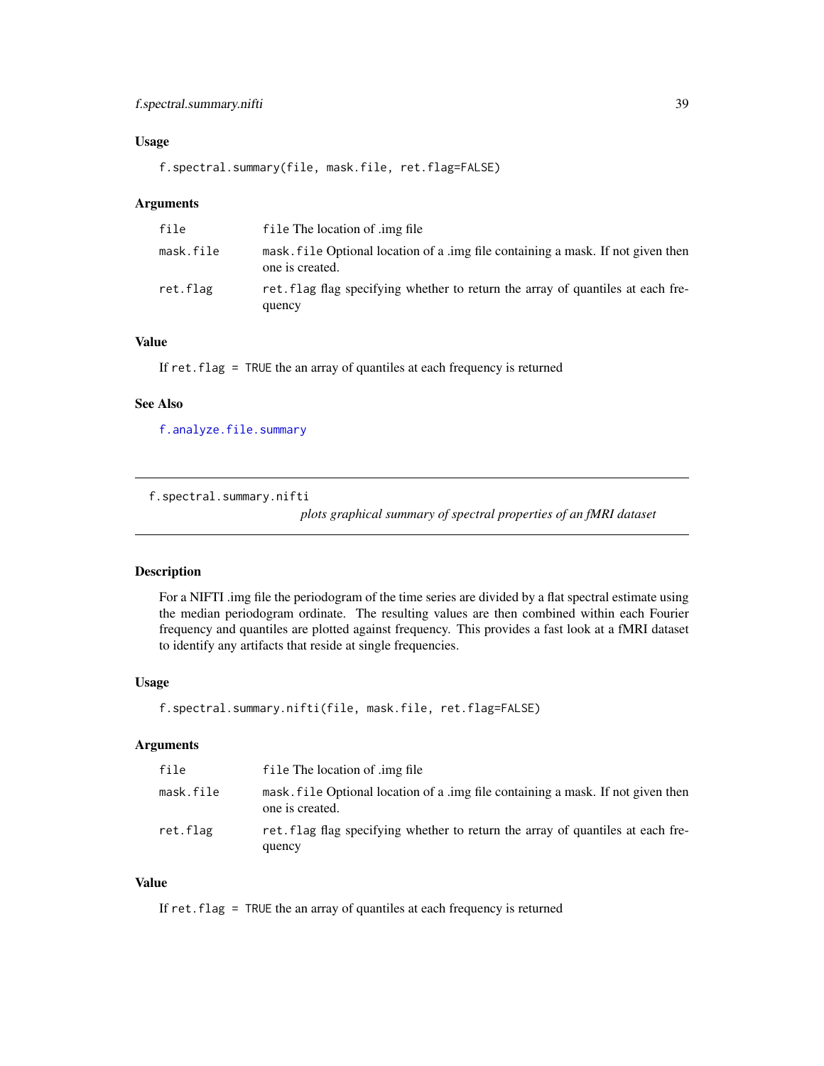## Usage

```
f.spectral.summary(file, mask.file, ret.flag=FALSE)
```

## Arguments

| | |
|---|---|
| file | file The location of .img file |
| mask.file | mask.file Optional location of a .img file containing a mask. If not given then one is created. |
| ret.flag | ret.flag flag specifying whether to return the array of quantiles at each frequency |

## Value

If ret.flag = TRUE the an array of quantiles at each frequency is returned

## See Also

f.analyze.file.summary

---

# f.spectral.summary.nifti

*plots graphical summary of spectral properties of an fMRI dataset*

## Description

For a NIFTI .img file the periodogram of the time series are divided by a flat spectral estimate using the median periodogram ordinate. The resulting values are then combined within each Fourier frequency and quantiles are plotted against frequency. This provides a fast look at a fMRI dataset to identify any artifacts that reside at single frequencies.

## Usage

```
f.spectral.summary.nifti(file, mask.file, ret.flag=FALSE)
```

## Arguments

| | |
|---|---|
| file | file The location of .img file |
| mask.file | mask.file Optional location of a .img file containing a mask. If not given then one is created. |
| ret.flag | ret.flag flag specifying whether to return the array of quantiles at each frequency |

## Value

If ret.flag = TRUE the an array of quantiles at each frequency is returned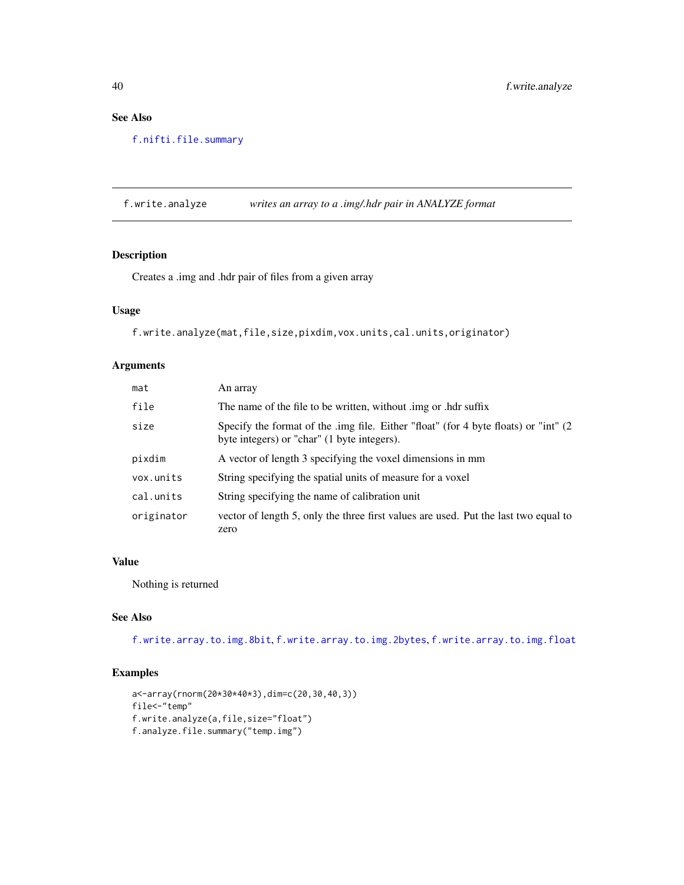### See Also

f.nifti.file.summary

---

## f.write.analyze — *writes an array to a .img/.hdr pair in ANALYZE format*

### Description

Creates a .img and .hdr pair of files from a given array

### Usage

```
f.write.analyze(mat,file,size,pixdim,vox.units,cal.units,originator)
```

### Arguments

| | |
|---|---|
| `mat` | An array |
| `file` | The name of the file to be written, without .img or .hdr suffix |
| `size` | Specify the format of the .img file. Either "float" (for 4 byte floats) or "int" (2 byte integers) or "char" (1 byte integers). |
| `pixdim` | A vector of length 3 specifying the voxel dimensions in mm |
| `vox.units` | String specifying the spatial units of measure for a voxel |
| `cal.units` | String specifying the name of calibration unit |
| `originator` | vector of length 5, only the three first values are used. Put the last two equal to zero |

### Value

Nothing is returned

### See Also

f.write.array.to.img.8bit, f.write.array.to.img.2bytes, f.write.array.to.img.float

### Examples

```
a<-array(rnorm(20*30*40*3),dim=c(20,30,40,3))
file<-"temp"
f.write.analyze(a,file,size="float")
f.analyze.file.summary("temp.img")
```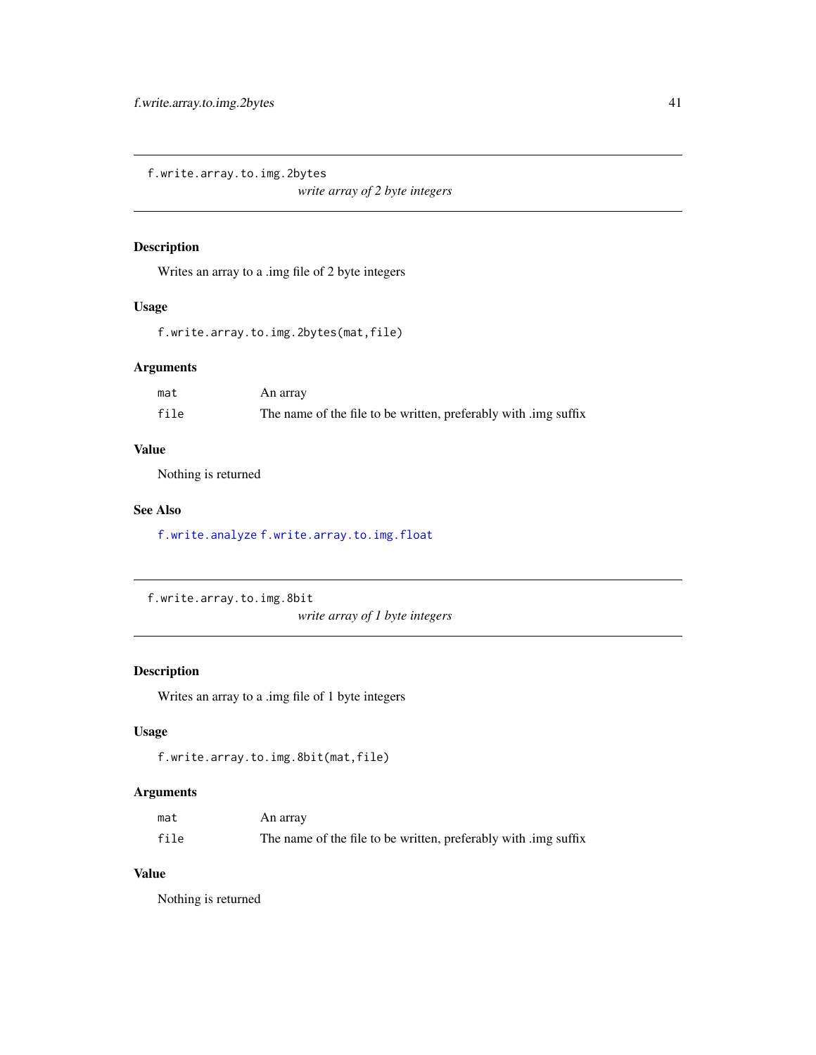## f.write.array.to.img.2bytes

*write array of 2 byte integers*

### Description

Writes an array to a .img file of 2 byte integers

### Usage

```
f.write.array.to.img.2bytes(mat,file)
```

### Arguments

| | |
|---|---|
| `mat` | An array |
| `file` | The name of the file to be written, preferably with .img suffix |

### Value

Nothing is returned

### See Also

`f.write.analyze` `f.write.array.to.img.float`

## f.write.array.to.img.8bit

*write array of 1 byte integers*

### Description

Writes an array to a .img file of 1 byte integers

### Usage

```
f.write.array.to.img.8bit(mat,file)
```

### Arguments

| | |
|---|---|
| `mat` | An array |
| `file` | The name of the file to be written, preferably with .img suffix |

### Value

Nothing is returned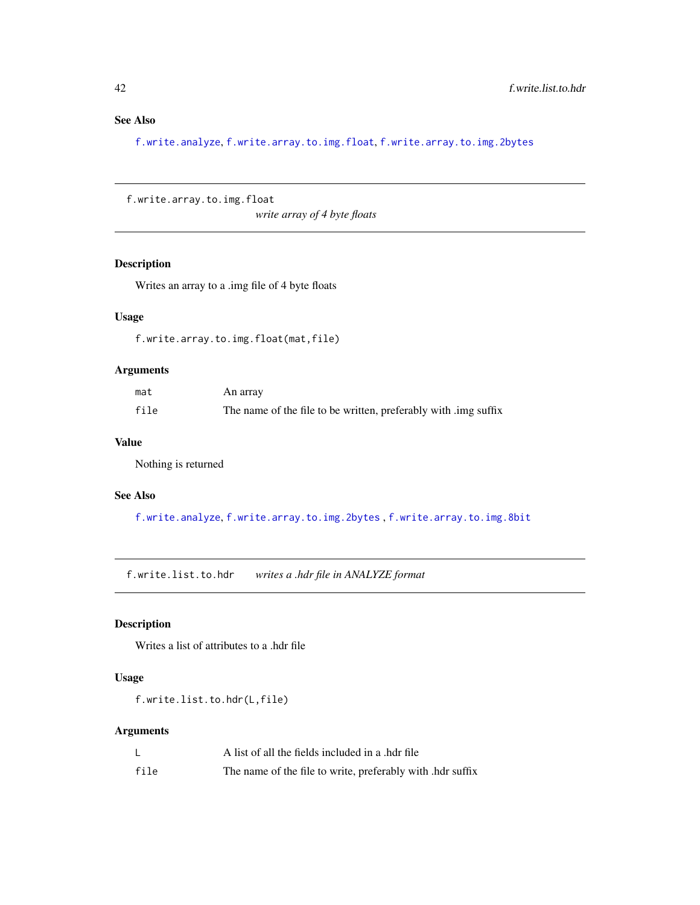### See Also

f.write.analyze, f.write.array.to.img.float, f.write.array.to.img.2bytes

---

## f.write.array.to.img.float — *write array of 4 byte floats*

### Description

Writes an array to a .img file of 4 byte floats

### Usage

```
f.write.array.to.img.float(mat,file)
```

### Arguments

| | |
|---|---|
| `mat` | An array |
| `file` | The name of the file to be written, preferably with .img suffix |

### Value

Nothing is returned

### See Also

f.write.analyze, f.write.array.to.img.2bytes , f.write.array.to.img.8bit

---

## f.write.list.to.hdr — *writes a .hdr file in ANALYZE format*

### Description

Writes a list of attributes to a .hdr file

### Usage

```
f.write.list.to.hdr(L,file)
```

### Arguments

| | |
|---|---|
| `L` | A list of all the fields included in a .hdr file |
| `file` | The name of the file to write, preferably with .hdr suffix |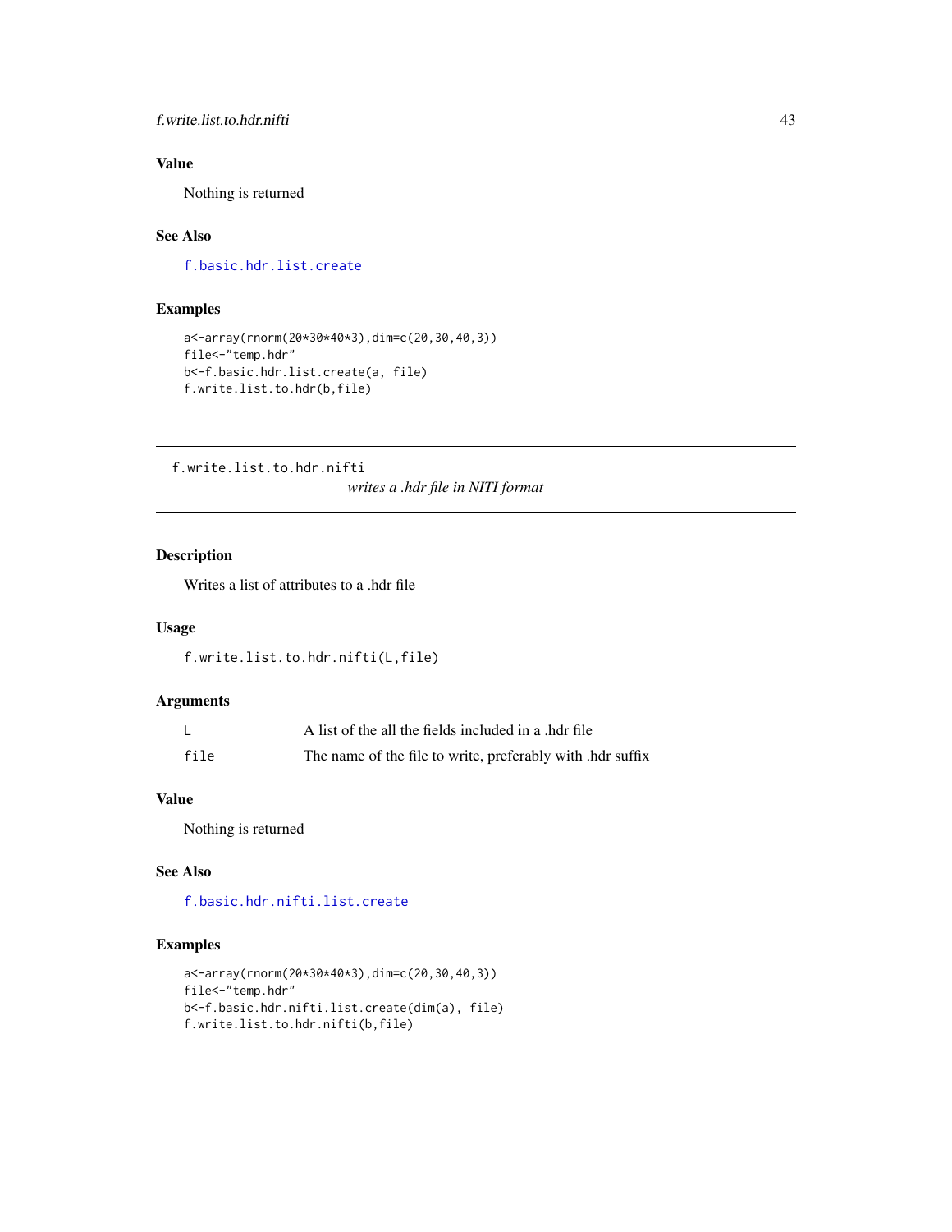### Value

Nothing is returned

### See Also

f.basic.hdr.list.create

### Examples

```
a<-array(rnorm(20*30*40*3),dim=c(20,30,40,3))
file<-"temp.hdr"
b<-f.basic.hdr.list.create(a, file)
f.write.list.to.hdr(b,file)
```

---

## f.write.list.to.hdr.nifti *writes a .hdr file in NITI format*

---

### Description

Writes a list of attributes to a .hdr file

### Usage

```
f.write.list.to.hdr.nifti(L,file)
```

### Arguments

| | |
|---|---|
| L | A list of the all the fields included in a .hdr file |
| file | The name of the file to write, preferably with .hdr suffix |

### Value

Nothing is returned

### See Also

f.basic.hdr.nifti.list.create

### Examples

```
a<-array(rnorm(20*30*40*3),dim=c(20,30,40,3))
file<-"temp.hdr"
b<-f.basic.hdr.nifti.list.create(dim(a), file)
f.write.list.to.hdr.nifti(b,file)
```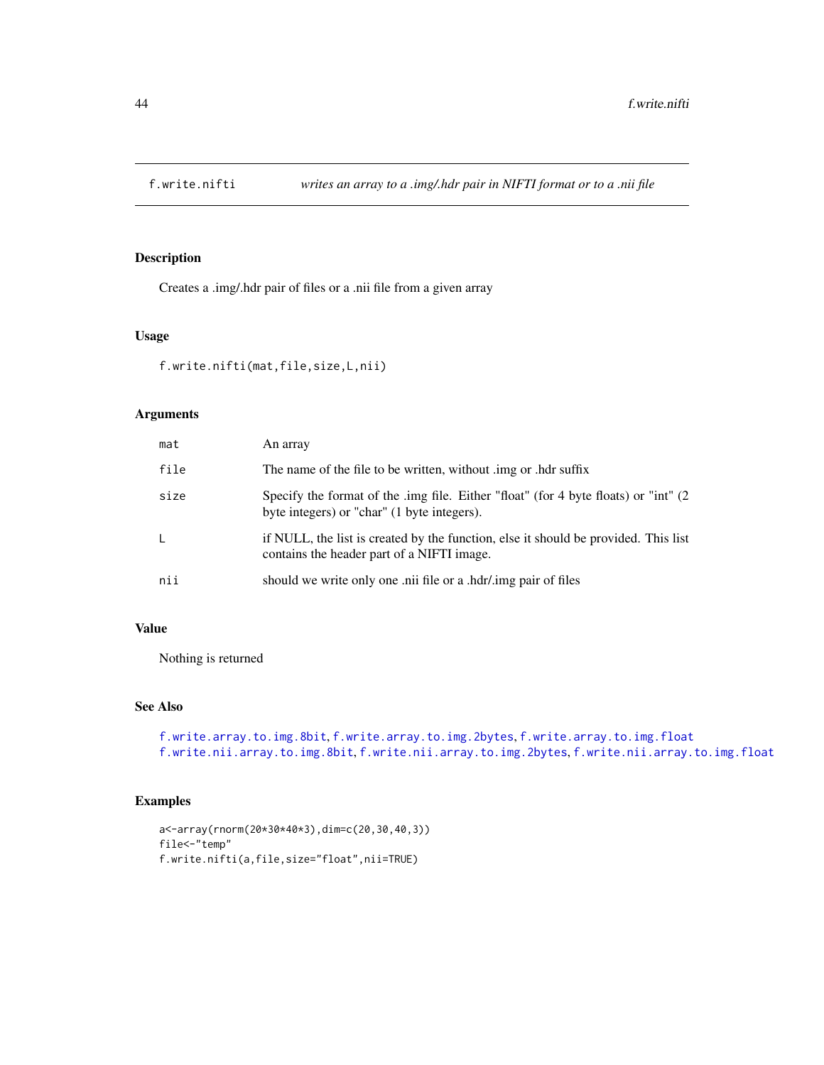# f.write.nifti — *writes an array to a .img/.hdr pair in NIFTI format or to a .nii file*

## Description

Creates a .img/.hdr pair of files or a .nii file from a given array

## Usage

```
f.write.nifti(mat,file,size,L,nii)
```

## Arguments

| | |
|---|---|
| `mat` | An array |
| `file` | The name of the file to be written, without .img or .hdr suffix |
| `size` | Specify the format of the .img file. Either "float" (for 4 byte floats) or "int" (2 byte integers) or "char" (1 byte integers). |
| `L` | if NULL, the list is created by the function, else it should be provided. This list contains the header part of a NIFTI image. |
| `nii` | should we write only one .nii file or a .hdr/.img pair of files |

## Value

Nothing is returned

## See Also

`f.write.array.to.img.8bit`, `f.write.array.to.img.2bytes`, `f.write.array.to.img.float`
`f.write.nii.array.to.img.8bit`, `f.write.nii.array.to.img.2bytes`, `f.write.nii.array.to.img.float`

## Examples

```
a<-array(rnorm(20*30*40*3),dim=c(20,30,40,3))
file<-"temp"
f.write.nifti(a,file,size="float",nii=TRUE)
```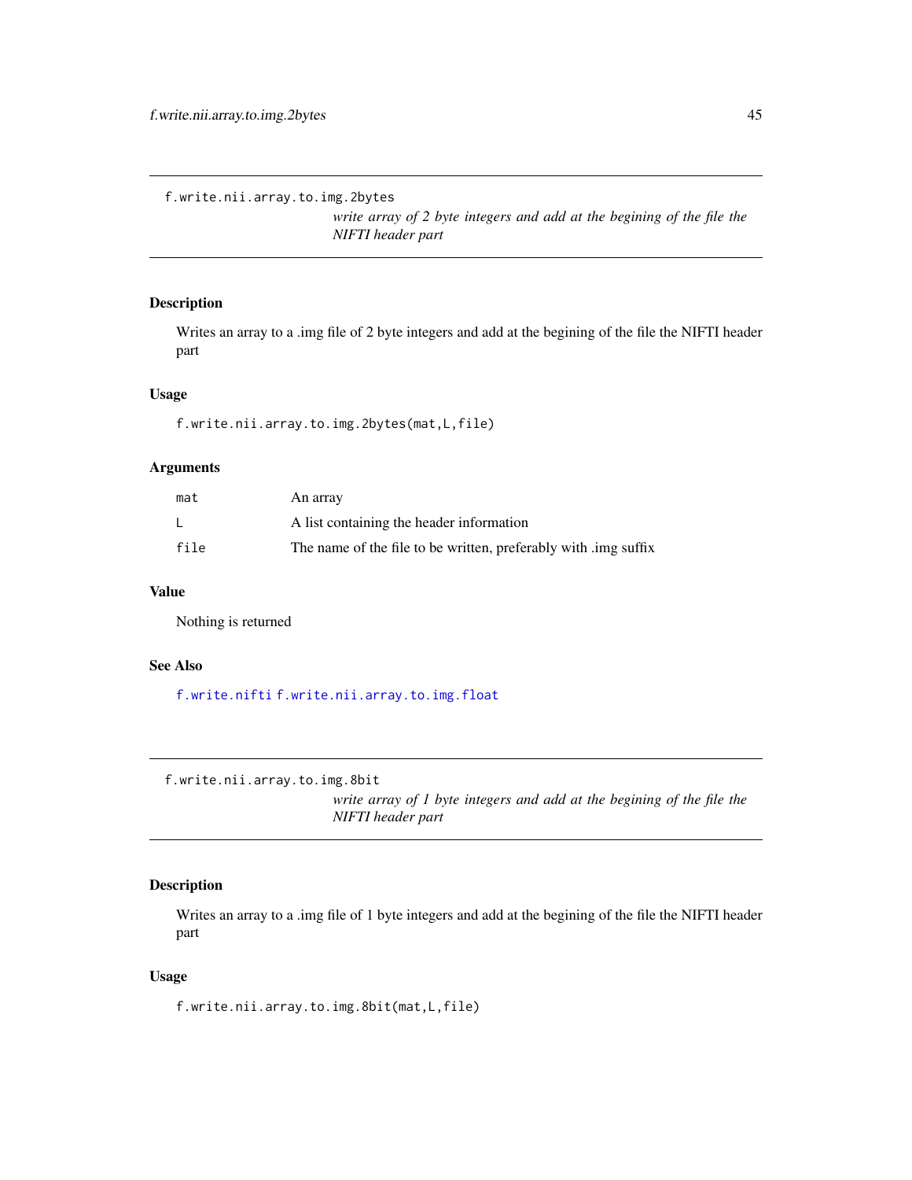## f.write.nii.array.to.img.2bytes

*write array of 2 byte integers and add at the begining of the file the NIFTI header part*

### Description

Writes an array to a .img file of 2 byte integers and add at the begining of the file the NIFTI header part

### Usage

```
f.write.nii.array.to.img.2bytes(mat,L,file)
```

### Arguments

| | |
|---|---|
| `mat` | An array |
| `L` | A list containing the header information |
| `file` | The name of the file to be written, preferably with .img suffix |

### Value

Nothing is returned

### See Also

`f.write.nifti` `f.write.nii.array.to.img.float`

## f.write.nii.array.to.img.8bit

*write array of 1 byte integers and add at the begining of the file the NIFTI header part*

### Description

Writes an array to a .img file of 1 byte integers and add at the begining of the file the NIFTI header part

### Usage

```
f.write.nii.array.to.img.8bit(mat,L,file)
```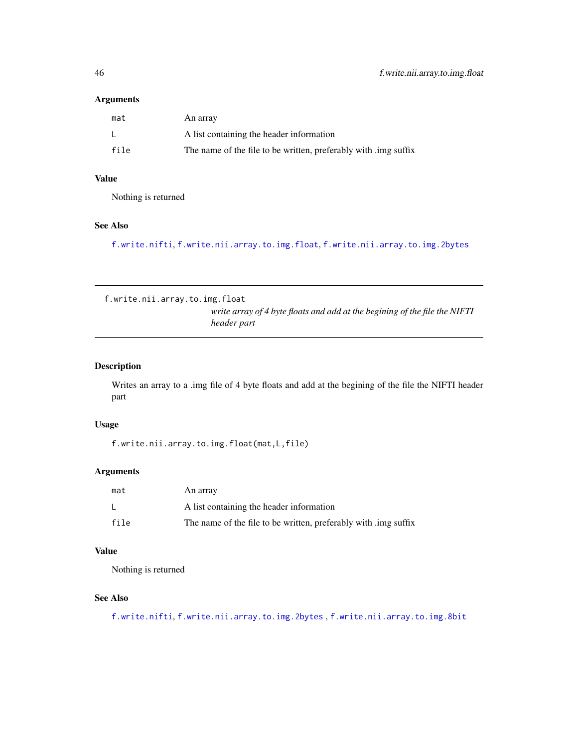### Arguments

| | |
|---|---|
| mat | An array |
| L | A list containing the header information |
| file | The name of the file to be written, preferably with .img suffix |

### Value

Nothing is returned

### See Also

f.write.nifti, f.write.nii.array.to.img.float, f.write.nii.array.to.img.2bytes

---

## f.write.nii.array.to.img.float

*write array of 4 byte floats and add at the begining of the file the NIFTI header part*

### Description

Writes an array to a .img file of 4 byte floats and add at the begining of the file the NIFTI header part

### Usage

```
f.write.nii.array.to.img.float(mat,L,file)
```

### Arguments

| | |
|---|---|
| mat | An array |
| L | A list containing the header information |
| file | The name of the file to be written, preferably with .img suffix |

### Value

Nothing is returned

### See Also

f.write.nifti, f.write.nii.array.to.img.2bytes , f.write.nii.array.to.img.8bit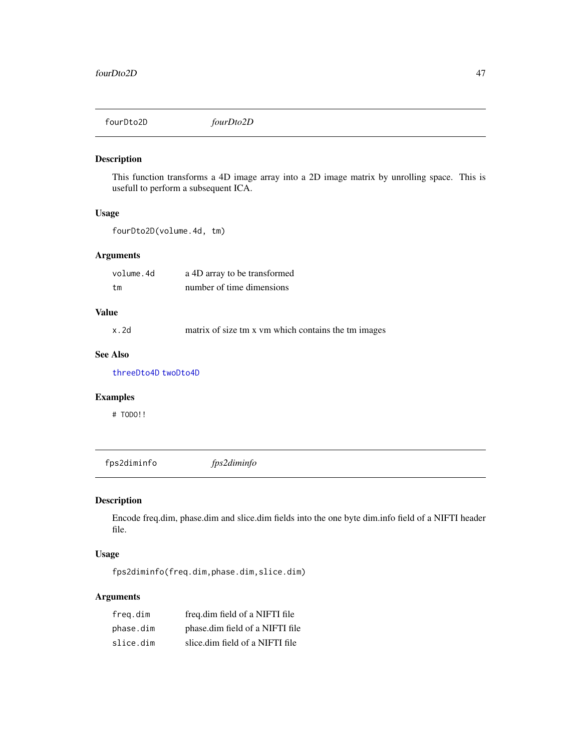## fourDto2D *fourDto2D*

### Description

This function transforms a 4D image array into a 2D image matrix by unrolling space. This is usefull to perform a subsequent ICA.

### Usage

```
fourDto2D(volume.4d, tm)
```

### Arguments

| | |
|---|---|
| `volume.4d` | a 4D array to be transformed |
| `tm` | number of time dimensions |

### Value

| | |
|---|---|
| `x.2d` | matrix of size tm x vm which contains the tm images |

### See Also

threeDto4D twoDto4D

### Examples

```
# TODO!!
```

## fps2diminfo *fps2diminfo*

### Description

Encode freq.dim, phase.dim and slice.dim fields into the one byte dim.info field of a NIFTI header file.

### Usage

```
fps2diminfo(freq.dim,phase.dim,slice.dim)
```

### Arguments

| | |
|---|---|
| `freq.dim` | freq.dim field of a NIFTI file |
| `phase.dim` | phase.dim field of a NIFTI file |
| `slice.dim` | slice.dim field of a NIFTI file |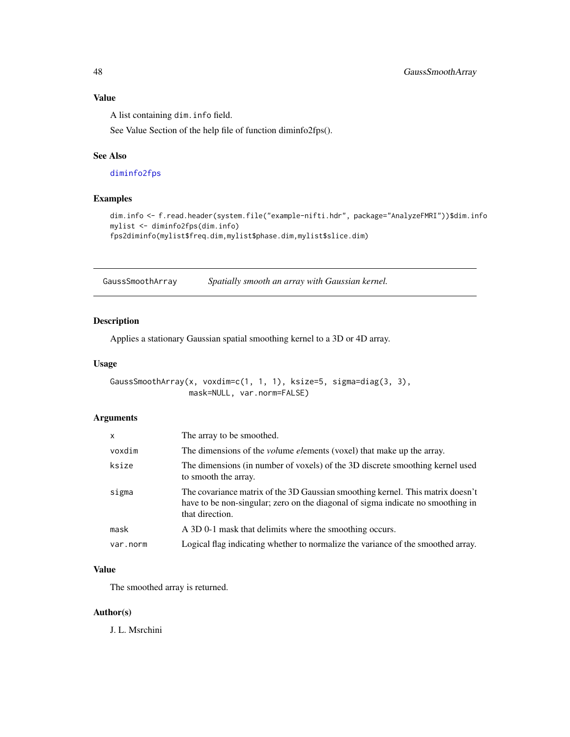## Value

A list containing dim.info field.

See Value Section of the help file of function diminfo2fps().

## See Also

diminfo2fps

## Examples

```
dim.info <- f.read.header(system.file("example-nifti.hdr", package="AnalyzeFMRI"))$dim.info
mylist <- diminfo2fps(dim.info)
fps2diminfo(mylist$freq.dim,mylist$phase.dim,mylist$slice.dim)
```

---

# GaussSmoothArray — *Spatially smooth an array with Gaussian kernel.*

## Description

Applies a stationary Gaussian spatial smoothing kernel to a 3D or 4D array.

## Usage

```
GaussSmoothArray(x, voxdim=c(1, 1, 1), ksize=5, sigma=diag(3, 3),
                 mask=NULL, var.norm=FALSE)
```

## Arguments

| | |
|---|---|
| x | The array to be smoothed. |
| voxdim | The dimensions of the *vol*ume *el*ements (voxel) that make up the array. |
| ksize | The dimensions (in number of voxels) of the 3D discrete smoothing kernel used to smooth the array. |
| sigma | The covariance matrix of the 3D Gaussian smoothing kernel. This matrix doesn't have to be non-singular; zero on the diagonal of sigma indicate no smoothing in that direction. |
| mask | A 3D 0-1 mask that delimits where the smoothing occurs. |
| var.norm | Logical flag indicating whether to normalize the variance of the smoothed array. |

## Value

The smoothed array is returned.

## Author(s)

J. L. Msrchini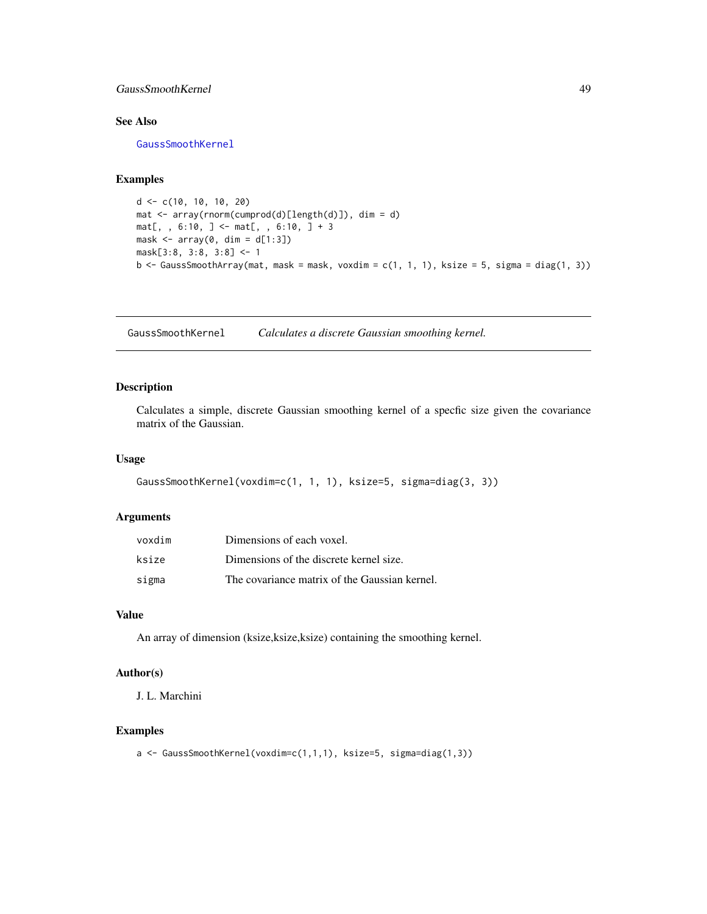## See Also

GaussSmoothKernel

## Examples

```
d <- c(10, 10, 10, 20)
mat <- array(rnorm(cumprod(d)[length(d)]), dim = d)
mat[, , 6:10, ] <- mat[, , 6:10, ] + 3
mask <- array(0, dim = d[1:3])
mask[3:8, 3:8, 3:8] <- 1
b <- GaussSmoothArray(mat, mask = mask, voxdim = c(1, 1, 1), ksize = 5, sigma = diag(1, 3))
```

---

# GaussSmoothKernel *Calculates a discrete Gaussian smoothing kernel.*

## Description

Calculates a simple, discrete Gaussian smoothing kernel of a specfic size given the covariance matrix of the Gaussian.

## Usage

```
GaussSmoothKernel(voxdim=c(1, 1, 1), ksize=5, sigma=diag(3, 3))
```

## Arguments

| | |
|---|---|
| voxdim | Dimensions of each voxel. |
| ksize | Dimensions of the discrete kernel size. |
| sigma | The covariance matrix of the Gaussian kernel. |

## Value

An array of dimension (ksize,ksize,ksize) containing the smoothing kernel.

## Author(s)

J. L. Marchini

## Examples

```
a <- GaussSmoothKernel(voxdim=c(1,1,1), ksize=5, sigma=diag(1,3))
```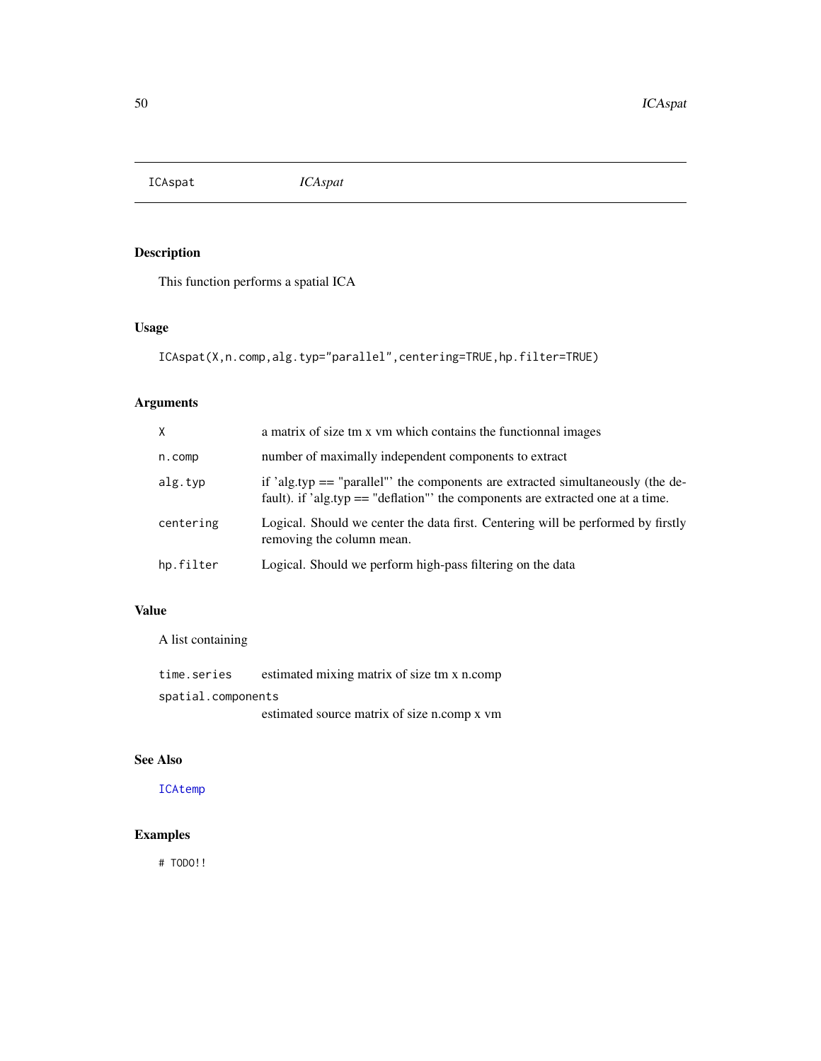# ICAspat *ICAspat*

## Description

This function performs a spatial ICA

## Usage

```
ICAspat(X,n.comp,alg.typ="parallel",centering=TRUE,hp.filter=TRUE)
```

## Arguments

| | |
|---|---|
| X | a matrix of size tm x vm which contains the functionnal images |
| n.comp | number of maximally independent components to extract |
| alg.typ | if 'alg.typ == "parallel"' the components are extracted simultaneously (the default). if 'alg.typ == "deflation"' the components are extracted one at a time. |
| centering | Logical. Should we center the data first. Centering will be performed by firstly removing the column mean. |
| hp.filter | Logical. Should we perform high-pass filtering on the data |

## Value

A list containing

| | |
|---|---|
| time.series | estimated mixing matrix of size tm x n.comp |
| spatial.components | estimated source matrix of size n.comp x vm |

## See Also

ICAtemp

## Examples

```
# TODO!!
```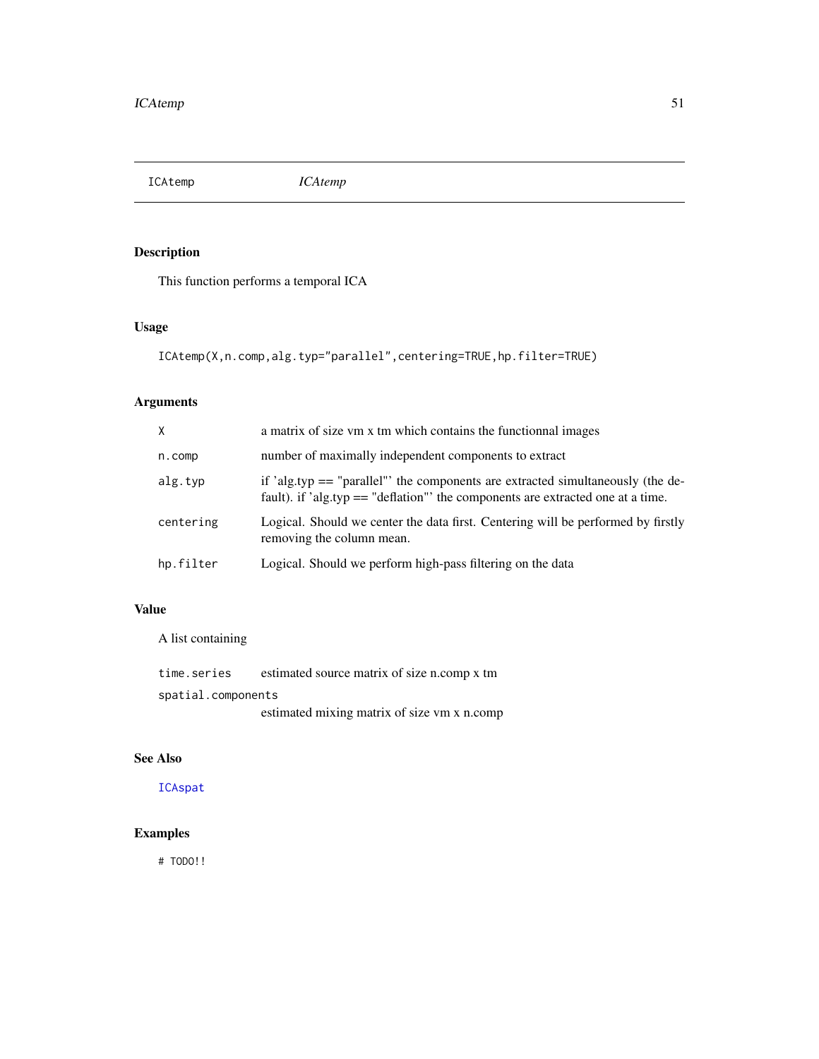## ICAtemp *ICAtemp*

### Description

This function performs a temporal ICA

### Usage

```
ICAtemp(X,n.comp,alg.typ="parallel",centering=TRUE,hp.filter=TRUE)
```

### Arguments

| | |
|---|---|
| `X` | a matrix of size vm x tm which contains the functionnal images |
| `n.comp` | number of maximally independent components to extract |
| `alg.typ` | if 'alg.typ == "parallel"' the components are extracted simultaneously (the default). if 'alg.typ == "deflation"' the components are extracted one at a time. |
| `centering` | Logical. Should we center the data first. Centering will be performed by firstly removing the column mean. |
| `hp.filter` | Logical. Should we perform high-pass filtering on the data |

### Value

A list containing

| | |
|---|---|
| `time.series` | estimated source matrix of size n.comp x tm |
| `spatial.components` | estimated mixing matrix of size vm x n.comp |

### See Also

`ICAspat`

### Examples

```
# TODO!!
```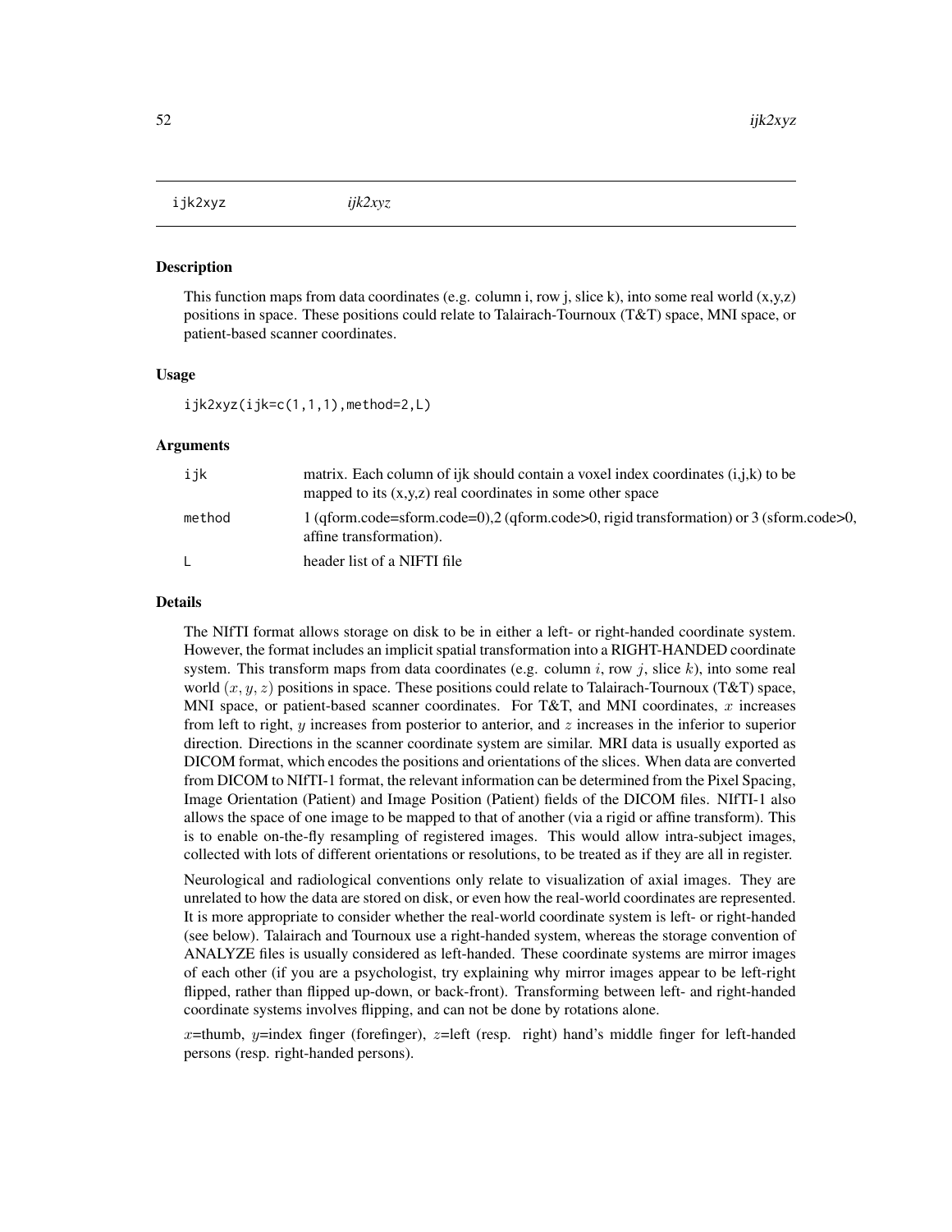ijk2xyz *ijk2xyz*

### Description

This function maps from data coordinates (e.g. column i, row j, slice k), into some real world (x,y,z) positions in space. These positions could relate to Talairach-Tournoux (T&T) space, MNI space, or patient-based scanner coordinates.

### Usage

```
ijk2xyz(ijk=c(1,1,1),method=2,L)
```

### Arguments

| | |
|---|---|
| ijk | matrix. Each column of ijk should contain a voxel index coordinates (i,j,k) to be mapped to its (x,y,z) real coordinates in some other space |
| method | 1 (qform.code=sform.code=0),2 (qform.code>0, rigid transformation) or 3 (sform.code>0, affine transformation). |
| L | header list of a NIFTI file |

### Details

The NIfTI format allows storage on disk to be in either a left- or right-handed coordinate system. However, the format includes an implicit spatial transformation into a RIGHT-HANDED coordinate system. This transform maps from data coordinates (e.g. column $i$, row $j$, slice $k$), into some real world $(x, y, z)$ positions in space. These positions could relate to Talairach-Tournoux (T&T) space, MNI space, or patient-based scanner coordinates. For T&T, and MNI coordinates, $x$ increases from left to right, $y$ increases from posterior to anterior, and $z$ increases in the inferior to superior direction. Directions in the scanner coordinate system are similar. MRI data is usually exported as DICOM format, which encodes the positions and orientations of the slices. When data are converted from DICOM to NIfTI-1 format, the relevant information can be determined from the Pixel Spacing, Image Orientation (Patient) and Image Position (Patient) fields of the DICOM files. NIfTI-1 also allows the space of one image to be mapped to that of another (via a rigid or affine transform). This is to enable on-the-fly resampling of registered images. This would allow intra-subject images, collected with lots of different orientations or resolutions, to be treated as if they are all in register.

Neurological and radiological conventions only relate to visualization of axial images. They are unrelated to how the data are stored on disk, or even how the real-world coordinates are represented. It is more appropriate to consider whether the real-world coordinate system is left- or right-handed (see below). Talairach and Tournoux use a right-handed system, whereas the storage convention of ANALYZE files is usually considered as left-handed. These coordinate systems are mirror images of each other (if you are a psychologist, try explaining why mirror images appear to be left-right flipped, rather than flipped up-down, or back-front). Transforming between left- and right-handed coordinate systems involves flipping, and can not be done by rotations alone.

$x$=thumb, $y$=index finger (forefinger), $z$=left (resp. right) hand's middle finger for left-handed persons (resp. right-handed persons).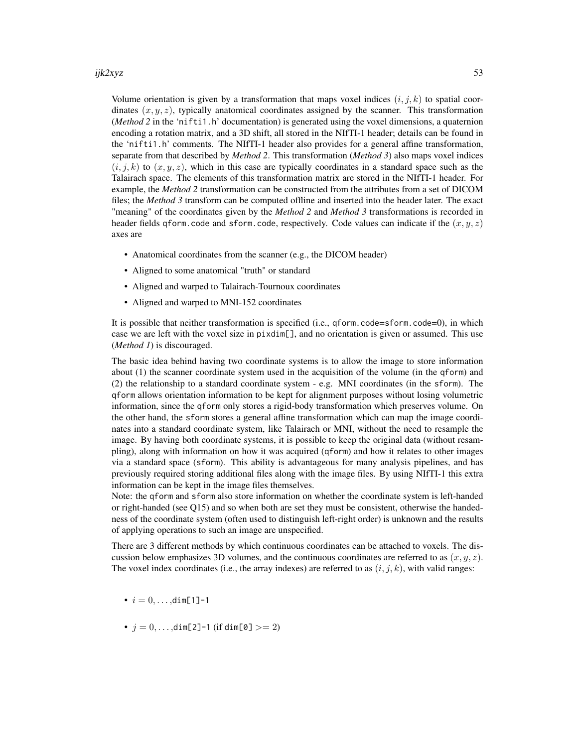Volume orientation is given by a transformation that maps voxel indices $(i, j, k)$ to spatial coordinates $(x, y, z)$, typically anatomical coordinates assigned by the scanner. This transformation (*Method 2* in the 'nifti1.h' documentation) is generated using the voxel dimensions, a quaternion encoding a rotation matrix, and a 3D shift, all stored in the NIfTI-1 header; details can be found in the 'nifti1.h' comments. The NIfTI-1 header also provides for a general affine transformation, separate from that described by *Method 2*. This transformation (*Method 3*) also maps voxel indices $(i, j, k)$ to $(x, y, z)$, which in this case are typically coordinates in a standard space such as the Talairach space. The elements of this transformation matrix are stored in the NIfTI-1 header. For example, the *Method 2* transformation can be constructed from the attributes from a set of DICOM files; the *Method 3* transform can be computed offline and inserted into the header later. The exact "meaning" of the coordinates given by the *Method 2* and *Method 3* transformations is recorded in header fields `qform.code` and `sform.code`, respectively. Code values can indicate if the $(x, y, z)$ axes are

- Anatomical coordinates from the scanner (e.g., the DICOM header)
- Aligned to some anatomical "truth" or standard
- Aligned and warped to Talairach-Tournoux coordinates
- Aligned and warped to MNI-152 coordinates

It is possible that neither transformation is specified (i.e., `qform.code=sform.code=0`), in which case we are left with the voxel size in `pixdim[]`, and no orientation is given or assumed. This use (*Method 1*) is discouraged.

The basic idea behind having two coordinate systems is to allow the image to store information about (1) the scanner coordinate system used in the acquisition of the volume (in the `qform`) and (2) the relationship to a standard coordinate system - e.g. MNI coordinates (in the `sform`). The `qform` allows orientation information to be kept for alignment purposes without losing volumetric information, since the `qform` only stores a rigid-body transformation which preserves volume. On the other hand, the `sform` stores a general affine transformation which can map the image coordinates into a standard coordinate system, like Talairach or MNI, without the need to resample the image. By having both coordinate systems, it is possible to keep the original data (without resampling), along with information on how it was acquired (`qform`) and how it relates to other images via a standard space (`sform`). This ability is advantageous for many analysis pipelines, and has previously required storing additional files along with the image files. By using NIfTI-1 this extra information can be kept in the image files themselves.
Note: the `qform` and `sform` also store information on whether the coordinate system is left-handed or right-handed (see Q15) and so when both are set they must be consistent, otherwise the handedness of the coordinate system (often used to distinguish left-right order) is unknown and the results of applying operations to such an image are unspecified.

There are 3 different methods by which continuous coordinates can be attached to voxels. The discussion below emphasizes 3D volumes, and the continuous coordinates are referred to as $(x, y, z)$. The voxel index coordinates (i.e., the array indexes) are referred to as $(i, j, k)$, with valid ranges:

- $i = 0, \ldots,$`dim[1]-1`
- $j = 0, \ldots,$`dim[2]-1` (if `dim[0]` $>= 2$)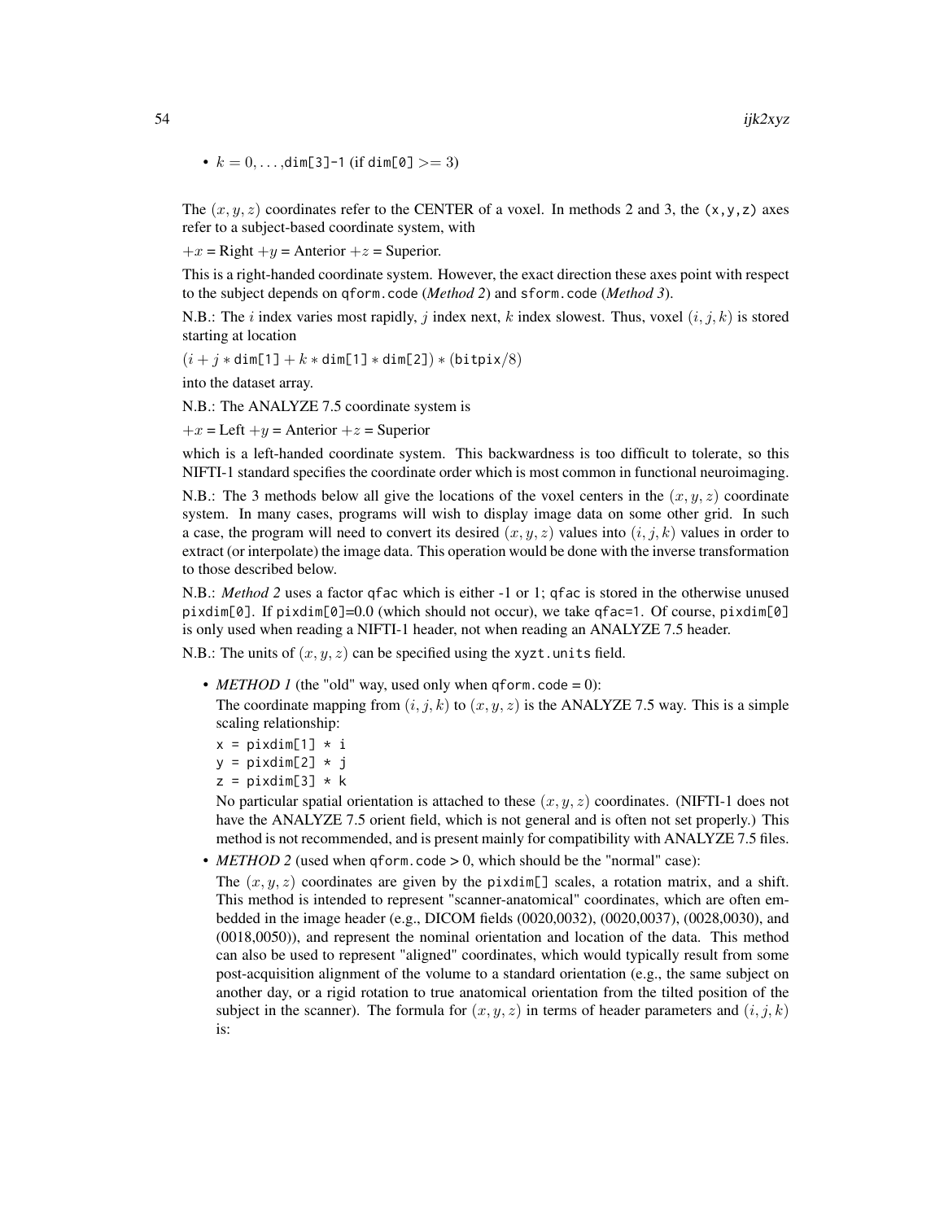- $k = 0, \ldots,$dim[3]-1 (if dim[0] $>= 3$)

The $(x, y, z)$ coordinates refer to the CENTER of a voxel. In methods 2 and 3, the (x,y,z) axes refer to a subject-based coordinate system, with

$+x$ = Right $+y$ = Anterior $+z$ = Superior.

This is a right-handed coordinate system. However, the exact direction these axes point with respect to the subject depends on qform.code (*Method 2*) and sform.code (*Method 3*).

N.B.: The $i$ index varies most rapidly, $j$ index next, $k$ index slowest. Thus, voxel $(i, j, k)$ is stored starting at location

$(i + j * \texttt{dim[1]} + k * \texttt{dim[1]} * \texttt{dim[2]}) * (\texttt{bitpix}/8)$

into the dataset array.

N.B.: The ANALYZE 7.5 coordinate system is

$+x$ = Left $+y$ = Anterior $+z$ = Superior

which is a left-handed coordinate system. This backwardness is too difficult to tolerate, so this NIFTI-1 standard specifies the coordinate order which is most common in functional neuroimaging.

N.B.: The 3 methods below all give the locations of the voxel centers in the $(x, y, z)$ coordinate system. In many cases, programs will wish to display image data on some other grid. In such a case, the program will need to convert its desired $(x, y, z)$ values into $(i, j, k)$ values in order to extract (or interpolate) the image data. This operation would be done with the inverse transformation to those described below.

N.B.: *Method 2* uses a factor qfac which is either -1 or 1; qfac is stored in the otherwise unused pixdim[0]. If pixdim[0]=0.0 (which should not occur), we take qfac=1. Of course, pixdim[0] is only used when reading a NIFTI-1 header, not when reading an ANALYZE 7.5 header.

N.B.: The units of $(x, y, z)$ can be specified using the xyzt.units field.

- *METHOD 1* (the "old" way, used only when qform.code = 0):

  The coordinate mapping from $(i, j, k)$ to $(x, y, z)$ is the ANALYZE 7.5 way. This is a simple scaling relationship:

  ```
  x = pixdim[1] * i
  y = pixdim[2] * j
  z = pixdim[3] * k
  ```

  No particular spatial orientation is attached to these $(x, y, z)$ coordinates. (NIFTI-1 does not have the ANALYZE 7.5 orient field, which is not general and is often not set properly.) This method is not recommended, and is present mainly for compatibility with ANALYZE 7.5 files.

- *METHOD 2* (used when qform.code > 0, which should be the "normal" case):

  The $(x, y, z)$ coordinates are given by the pixdim[] scales, a rotation matrix, and a shift. This method is intended to represent "scanner-anatomical" coordinates, which are often embedded in the image header (e.g., DICOM fields (0020,0032), (0020,0037), (0028,0030), and (0018,0050)), and represent the nominal orientation and location of the data. This method can also be used to represent "aligned" coordinates, which would typically result from some post-acquisition alignment of the volume to a standard orientation (e.g., the same subject on another day, or a rigid rotation to true anatomical orientation from the tilted position of the subject in the scanner). The formula for $(x, y, z)$ in terms of header parameters and $(i, j, k)$ is: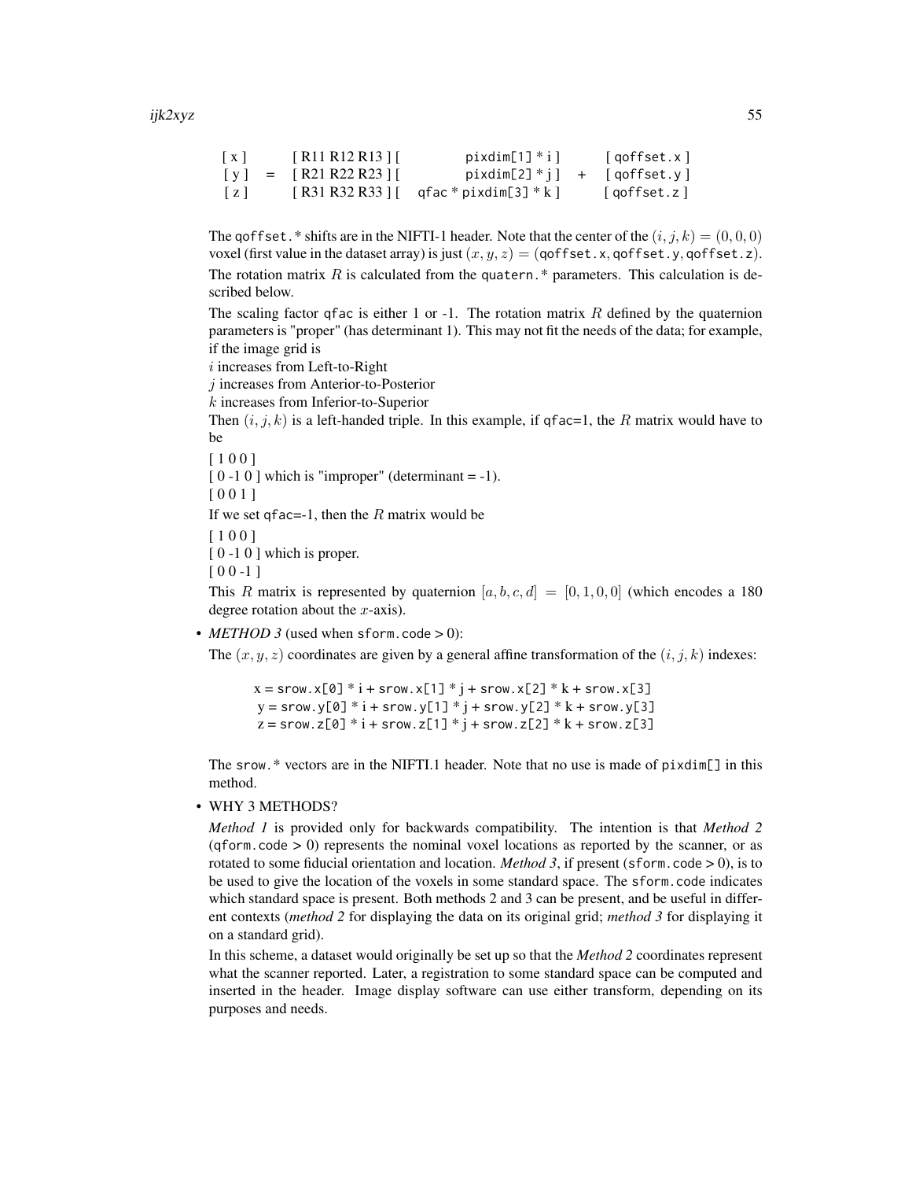```
[ x ]       [ R11 R12 R13 ] [           pixdim[1] * i ]       [ qoffset.x ]
[ y ]   =   [ R21 R22 R23 ] [           pixdim[2] * j ]   +   [ qoffset.y ]
[ z ]       [ R31 R32 R33 ] [  qfac * pixdim[3] * k ]       [ qoffset.z ]
```

The `qoffset.*` shifts are in the NIFTI-1 header. Note that the center of the $(i, j, k) = (0, 0, 0)$ voxel (first value in the dataset array) is just $(x, y, z) =$ (`qoffset.x`, `qoffset.y`, `qoffset.z`).

The rotation matrix $R$ is calculated from the `quatern.*` parameters. This calculation is described below.

The scaling factor `qfac` is either 1 or -1. The rotation matrix $R$ defined by the quaternion parameters is "proper" (has determinant 1). This may not fit the needs of the data; for example, if the image grid is

$i$ increases from Left-to-Right

$j$ increases from Anterior-to-Posterior

$k$ increases from Inferior-to-Superior

Then $(i, j, k)$ is a left-handed triple. In this example, if `qfac`=1, the $R$ matrix would have to be

[ 1 0 0 ]

[ 0 -1 0 ] which is "improper" (determinant = -1).

[ 0 0 1 ]

If we set `qfac`=-1, then the $R$ matrix would be

[ 1 0 0 ]

[ 0 -1 0 ] which is proper.

[ 0 0 -1 ]

This $R$ matrix is represented by quaternion $[a, b, c, d] = [0, 1, 0, 0]$ (which encodes a 180 degree rotation about the $x$-axis).

- *METHOD 3* (used when `sform.code` > 0):

  The $(x, y, z)$ coordinates are given by a general affine transformation of the $(i, j, k)$ indexes:

  ```
  x = srow.x[0] * i + srow.x[1] * j + srow.x[2] * k + srow.x[3]
  y = srow.y[0] * i + srow.y[1] * j + srow.y[2] * k + srow.y[3]
  z = srow.z[0] * i + srow.z[1] * j + srow.z[2] * k + srow.z[3]
  ```

  The `srow.*` vectors are in the NIFTI.1 header. Note that no use is made of `pixdim[]` in this method.

- WHY 3 METHODS?

  *Method 1* is provided only for backwards compatibility. The intention is that *Method 2* (`qform.code` > 0) represents the nominal voxel locations as reported by the scanner, or as rotated to some fiducial orientation and location. *Method 3*, if present (`sform.code` > 0), is to be used to give the location of the voxels in some standard space. The `sform.code` indicates which standard space is present. Both methods 2 and 3 can be present, and be useful in different contexts (*method 2* for displaying the data on its original grid; *method 3* for displaying it on a standard grid).

  In this scheme, a dataset would originally be set up so that the *Method 2* coordinates represent what the scanner reported. Later, a registration to some standard space can be computed and inserted in the header. Image display software can use either transform, depending on its purposes and needs.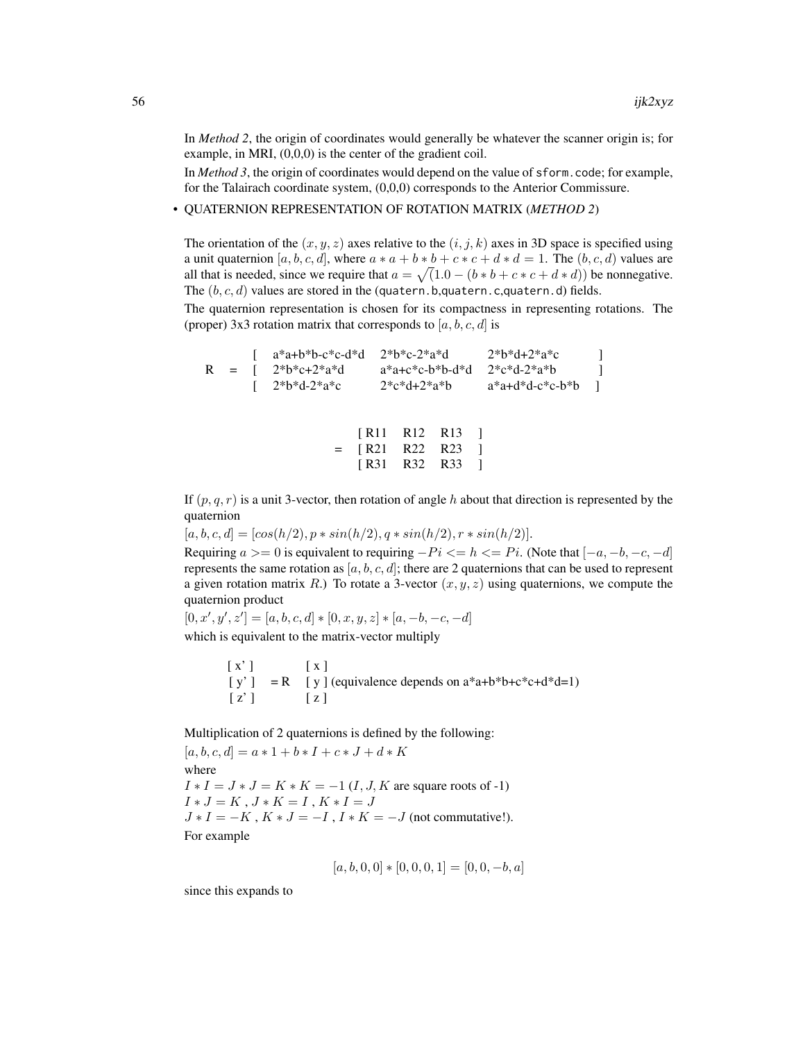In *Method 2*, the origin of coordinates would generally be whatever the scanner origin is; for example, in MRI, (0,0,0) is the center of the gradient coil.

In *Method 3*, the origin of coordinates would depend on the value of `sform.code`; for example, for the Talairach coordinate system, (0,0,0) corresponds to the Anterior Commissure.

- QUATERNION REPRESENTATION OF ROTATION MATRIX (*METHOD 2*)

  The orientation of the $(x, y, z)$ axes relative to the $(i, j, k)$ axes in 3D space is specified using a unit quaternion $[a, b, c, d]$, where $a*a+b*b+c*c+d*d = 1$. The $(b, c, d)$ values are all that is needed, since we require that $a = \sqrt{(1.0 - (b*b+c*c+d*d))}$ be nonnegative. The $(b, c, d)$ values are stored in the (`quatern.b`,`quatern.c`,`quatern.d`) fields.

  The quaternion representation is chosen for its compactness in representing rotations. The (proper) 3x3 rotation matrix that corresponds to $[a, b, c, d]$ is

```
         [ a*a+b*b-c*c-d*d   2*b*c-2*a*d       2*b*d+2*a*c     ]
  R  =   [ 2*b*c+2*a*d       a*a+c*c-b*b-d*d   2*c*d-2*a*b     ]
         [ 2*b*d-2*a*c       2*c*d+2*a*b       a*a+d*d-c*c-b*b ]

         [ R11  R12  R13 ]
     =   [ R21  R22  R23 ]
         [ R31  R32  R33 ]
```

  If $(p, q, r)$ is a unit 3-vector, then rotation of angle $h$ about that direction is represented by the quaternion

  $[a, b, c, d] = [cos(h/2), p*sin(h/2), q*sin(h/2), r*sin(h/2)]$.

  Requiring $a >= 0$ is equivalent to requiring $-Pi <= h <= Pi$. (Note that $[-a, -b, -c, -d]$ represents the same rotation as $[a, b, c, d]$; there are 2 quaternions that can be used to represent a given rotation matrix $R$.) To rotate a 3-vector $(x, y, z)$ using quaternions, we compute the quaternion product

  $[0, x', y', z'] = [a, b, c, d] * [0, x, y, z] * [a, -b, -c, -d]$

  which is equivalent to the matrix-vector multiply

```
  [ x' ]       [ x ]
  [ y' ]  = R  [ y ]  (equivalence depends on a*a+b*b+c*c+d*d=1)
  [ z' ]       [ z ]
```

  Multiplication of 2 quaternions is defined by the following:

  $[a, b, c, d] = a*1 + b*I + c*J + d*K$

  where

  $I*I = J*J = K*K = -1$ ($I, J, K$ are square roots of -1)

  $I*J = K$ , $J*K = I$ , $K*I = J$

  $J*I = -K$ , $K*J = -I$ , $I*K = -J$ (not commutative!).

  For example

  $$[a, b, 0, 0] * [0, 0, 0, 1] = [0, 0, -b, a]$$

  since this expands to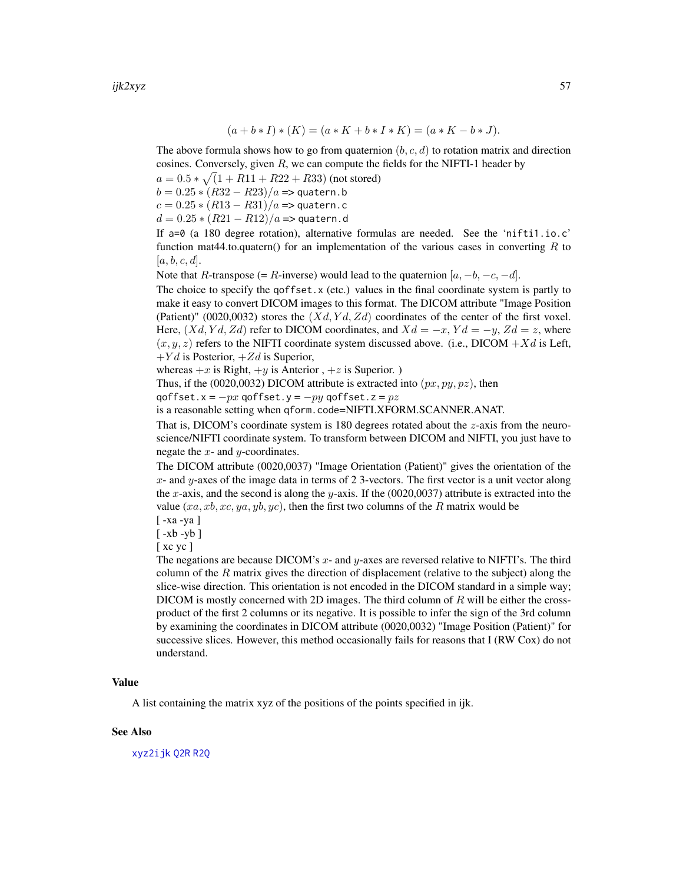$$(a + b * I) * (K) = (a * K + b * I * K) = (a * K - b * J).$$

The above formula shows how to go from quaternion $(b, c, d)$ to rotation matrix and direction cosines. Conversely, given $R$, we can compute the fields for the NIFTI-1 header by

$a = 0.5 * \sqrt(1 + R11 + R22 + R33)$ (not stored)

$b = 0.25 * (R32 - R23)/a$ => `quatern.b`

$c = 0.25 * (R13 - R31)/a$ => `quatern.c`

$d = 0.25 * (R21 - R12)/a$ => `quatern.d`

If `a=0` (a 180 degree rotation), alternative formulas are needed. See the 'nifti1.io.c' function mat44.to.quatern() for an implementation of the various cases in converting $R$ to $[a, b, c, d]$.

Note that $R$-transpose (= $R$-inverse) would lead to the quaternion $[a, -b, -c, -d]$.

The choice to specify the `qoffset.x` (etc.) values in the final coordinate system is partly to make it easy to convert DICOM images to this format. The DICOM attribute "Image Position (Patient)" (0020,0032) stores the $(Xd, Yd, Zd)$ coordinates of the center of the first voxel. Here, $(Xd, Yd, Zd)$ refer to DICOM coordinates, and $Xd = -x$, $Yd = -y$, $Zd = z$, where $(x, y, z)$ refers to the NIFTI coordinate system discussed above. (i.e., DICOM $+Xd$ is Left, $+Yd$ is Posterior, $+Zd$ is Superior,

whereas $+x$ is Right, $+y$ is Anterior , $+z$ is Superior. )

Thus, if the (0020,0032) DICOM attribute is extracted into $(px, py, pz)$, then

`qoffset.x` = $-px$ `qoffset.y` = $-py$ `qoffset.z` = $pz$

is a reasonable setting when `qform.code`=NIFTI.XFORM.SCANNER.ANAT.

That is, DICOM's coordinate system is 180 degrees rotated about the $z$-axis from the neuroscience/NIFTI coordinate system. To transform between DICOM and NIFTI, you just have to negate the $x$- and $y$-coordinates.

The DICOM attribute (0020,0037) "Image Orientation (Patient)" gives the orientation of the $x$- and $y$-axes of the image data in terms of 2 3-vectors. The first vector is a unit vector along the $x$-axis, and the second is along the $y$-axis. If the (0020,0037) attribute is extracted into the value $(xa, xb, xc, ya, yb, yc)$, then the first two columns of the $R$ matrix would be

[ -xa -ya ]

[ -xb -yb ]

[ xc yc ]

The negations are because DICOM's $x$- and $y$-axes are reversed relative to NIFTI's. The third column of the $R$ matrix gives the direction of displacement (relative to the subject) along the slice-wise direction. This orientation is not encoded in the DICOM standard in a simple way; DICOM is mostly concerned with 2D images. The third column of $R$ will be either the cross-product of the first 2 columns or its negative. It is possible to infer the sign of the 3rd column by examining the coordinates in DICOM attribute (0020,0032) "Image Position (Patient)" for successive slices. However, this method occasionally fails for reasons that I (RW Cox) do not understand.

## Value

A list containing the matrix xyz of the positions of the points specified in ijk.

## See Also

`xyz2ijk` `Q2R` `R2Q`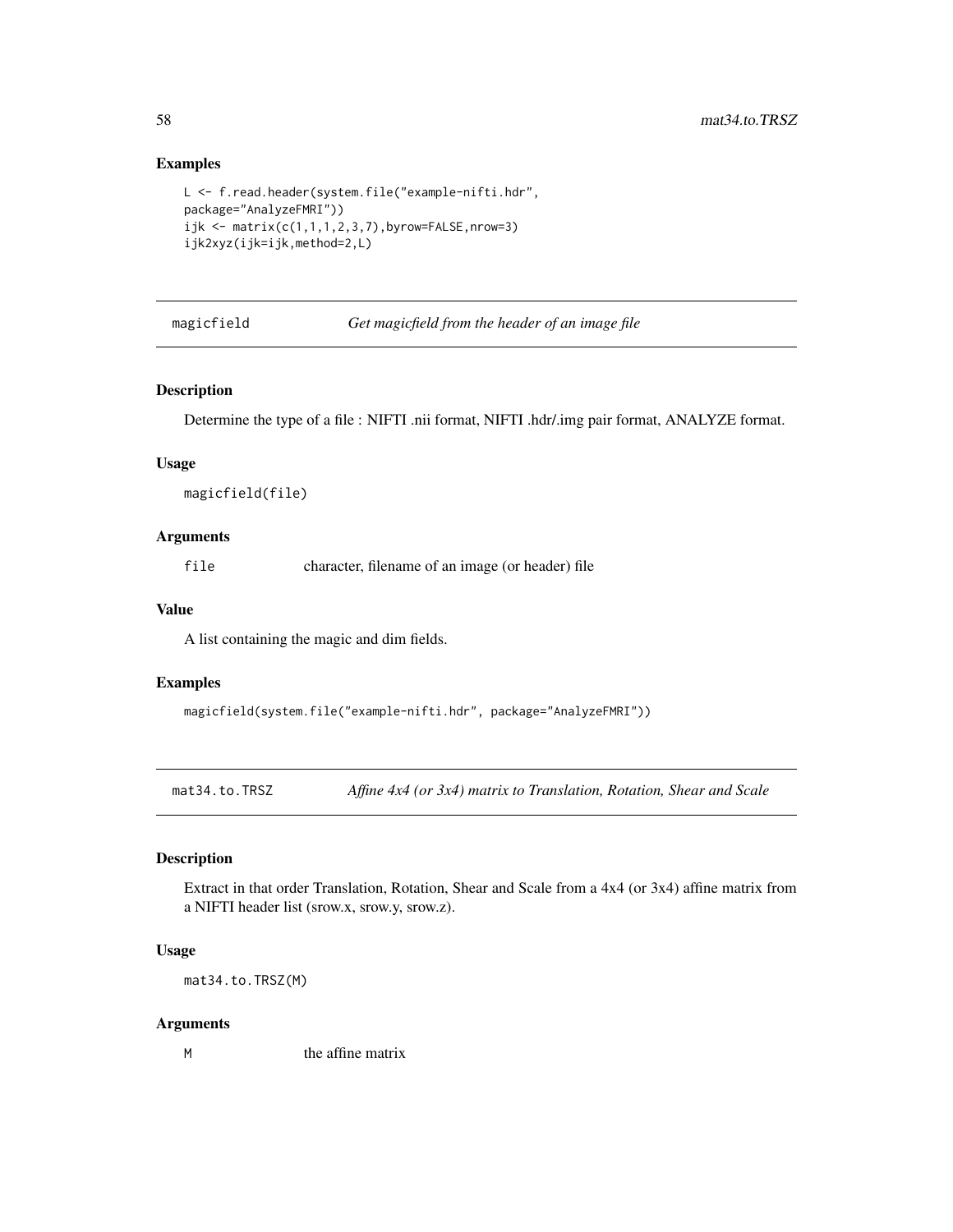### Examples

```
L <- f.read.header(system.file("example-nifti.hdr",
package="AnalyzeFMRI"))
ijk <- matrix(c(1,1,1,2,3,7),byrow=FALSE,nrow=3)
ijk2xyz(ijk=ijk,method=2,L)
```

---

## magicfield — *Get magicfield from the header of an image file*

---

### Description

Determine the type of a file : NIFTI .nii format, NIFTI .hdr/.img pair format, ANALYZE format.

### Usage

```
magicfield(file)
```

### Arguments

| | |
|---|---|
| file | character, filename of an image (or header) file |

### Value

A list containing the magic and dim fields.

### Examples

```
magicfield(system.file("example-nifti.hdr", package="AnalyzeFMRI"))
```

---

## mat34.to.TRSZ — *Affine 4x4 (or 3x4) matrix to Translation, Rotation, Shear and Scale*

---

### Description

Extract in that order Translation, Rotation, Shear and Scale from a 4x4 (or 3x4) affine matrix from a NIFTI header list (srow.x, srow.y, srow.z).

### Usage

```
mat34.to.TRSZ(M)
```

### Arguments

| | |
|---|---|
| M | the affine matrix |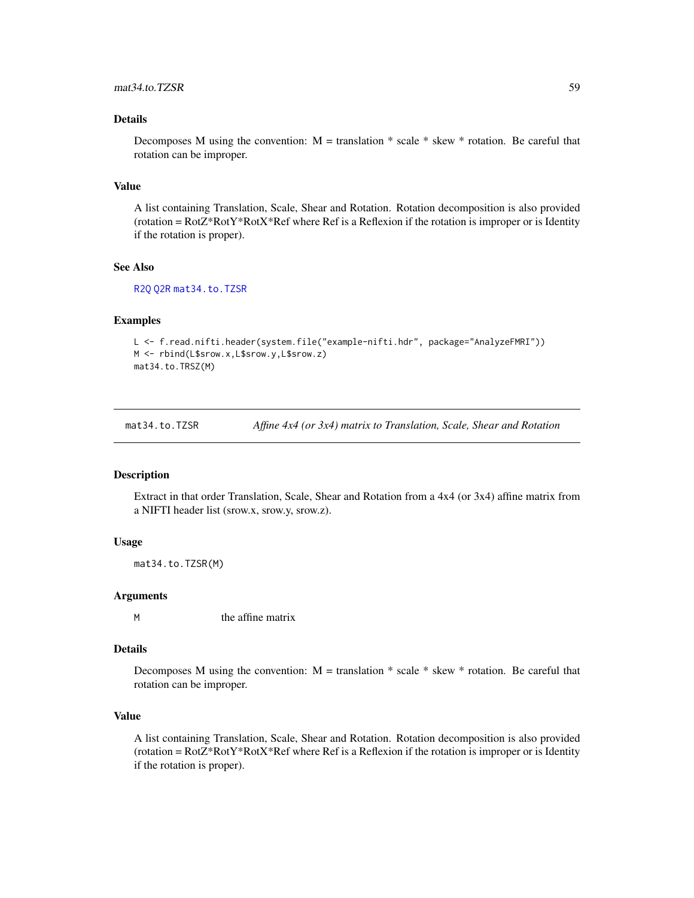### Details

Decomposes M using the convention: M = translation * scale * skew * rotation. Be careful that rotation can be improper.

### Value

A list containing Translation, Scale, Shear and Rotation. Rotation decomposition is also provided (rotation = RotZ*RotY*RotX*Ref where Ref is a Reflexion if the rotation is improper or is Identity if the rotation is proper).

### See Also

R2Q Q2R mat34.to.TZSR

### Examples

```
L <- f.read.nifti.header(system.file("example-nifti.hdr", package="AnalyzeFMRI"))
M <- rbind(L$srow.x,L$srow.y,L$srow.z)
mat34.to.TRSZ(M)
```

---

## mat34.to.TZSR *Affine 4x4 (or 3x4) matrix to Translation, Scale, Shear and Rotation*

### Description

Extract in that order Translation, Scale, Shear and Rotation from a 4x4 (or 3x4) affine matrix from a NIFTI header list (srow.x, srow.y, srow.z).

### Usage

```
mat34.to.TZSR(M)
```

### Arguments

| | |
|---|---|
| M | the affine matrix |

### Details

Decomposes M using the convention: M = translation * scale * skew * rotation. Be careful that rotation can be improper.

### Value

A list containing Translation, Scale, Shear and Rotation. Rotation decomposition is also provided (rotation = RotZ*RotY*RotX*Ref where Ref is a Reflexion if the rotation is improper or is Identity if the rotation is proper).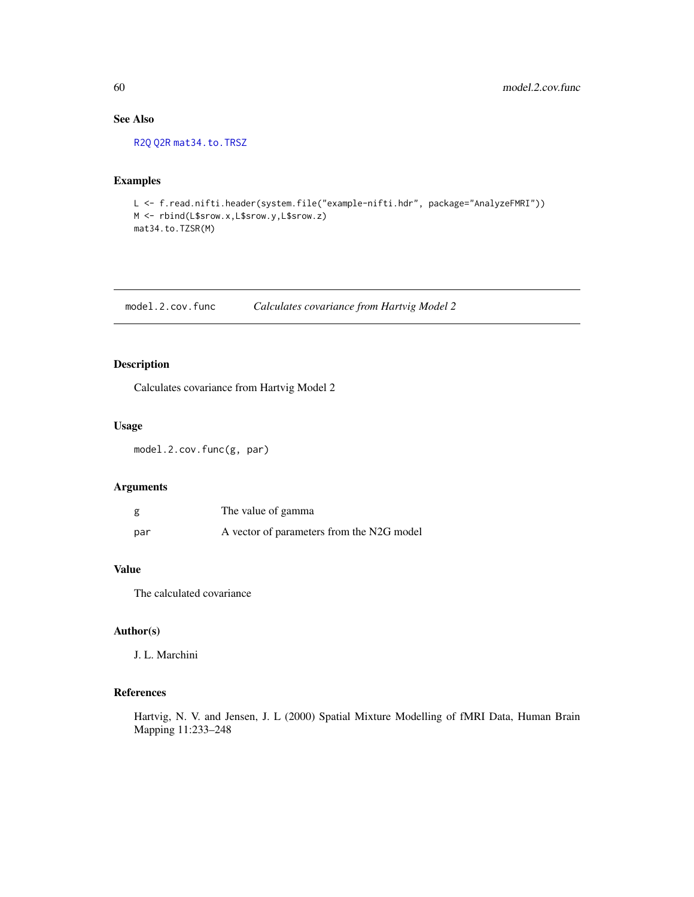### See Also

R2Q Q2R mat34.to.TRSZ

### Examples

```
L <- f.read.nifti.header(system.file("example-nifti.hdr", package="AnalyzeFMRI"))
M <- rbind(L$srow.x,L$srow.y,L$srow.z)
mat34.to.TZSR(M)
```

---

## model.2.cov.func — *Calculates covariance from Hartvig Model 2*

### Description

Calculates covariance from Hartvig Model 2

### Usage

```
model.2.cov.func(g, par)
```

### Arguments

| | |
|---|---|
| g | The value of gamma |
| par | A vector of parameters from the N2G model |

### Value

The calculated covariance

### Author(s)

J. L. Marchini

### References

Hartvig, N. V. and Jensen, J. L (2000) Spatial Mixture Modelling of fMRI Data, Human Brain Mapping 11:233–248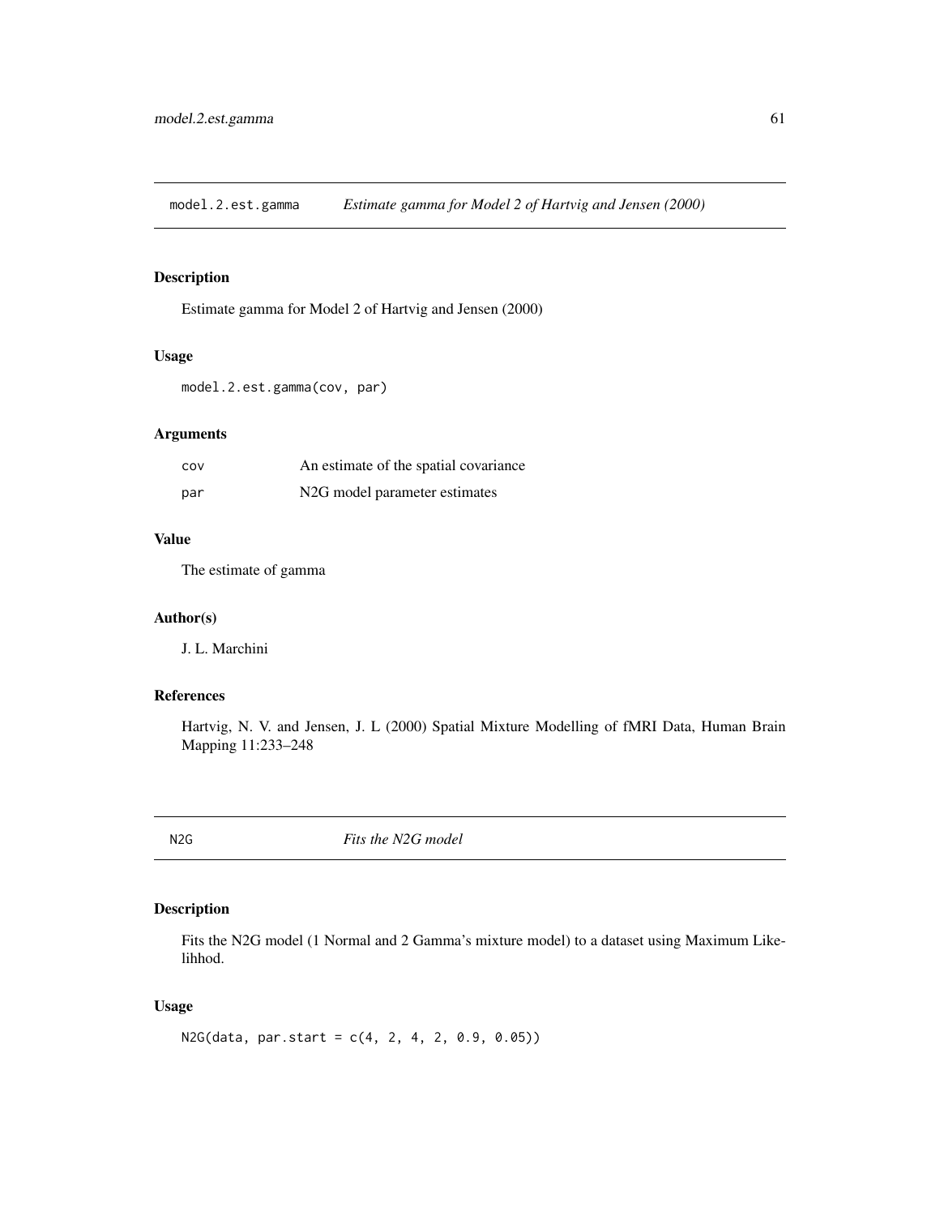## model.2.est.gamma *Estimate gamma for Model 2 of Hartvig and Jensen (2000)*

### Description

Estimate gamma for Model 2 of Hartvig and Jensen (2000)

### Usage

```
model.2.est.gamma(cov, par)
```

### Arguments

| | |
|---|---|
| cov | An estimate of the spatial covariance |
| par | N2G model parameter estimates |

### Value

The estimate of gamma

### Author(s)

J. L. Marchini

### References

Hartvig, N. V. and Jensen, J. L (2000) Spatial Mixture Modelling of fMRI Data, Human Brain Mapping 11:233–248

## N2G *Fits the N2G model*

### Description

Fits the N2G model (1 Normal and 2 Gamma's mixture model) to a dataset using Maximum Likelihhod.

### Usage

```
N2G(data, par.start = c(4, 2, 4, 2, 0.9, 0.05))
```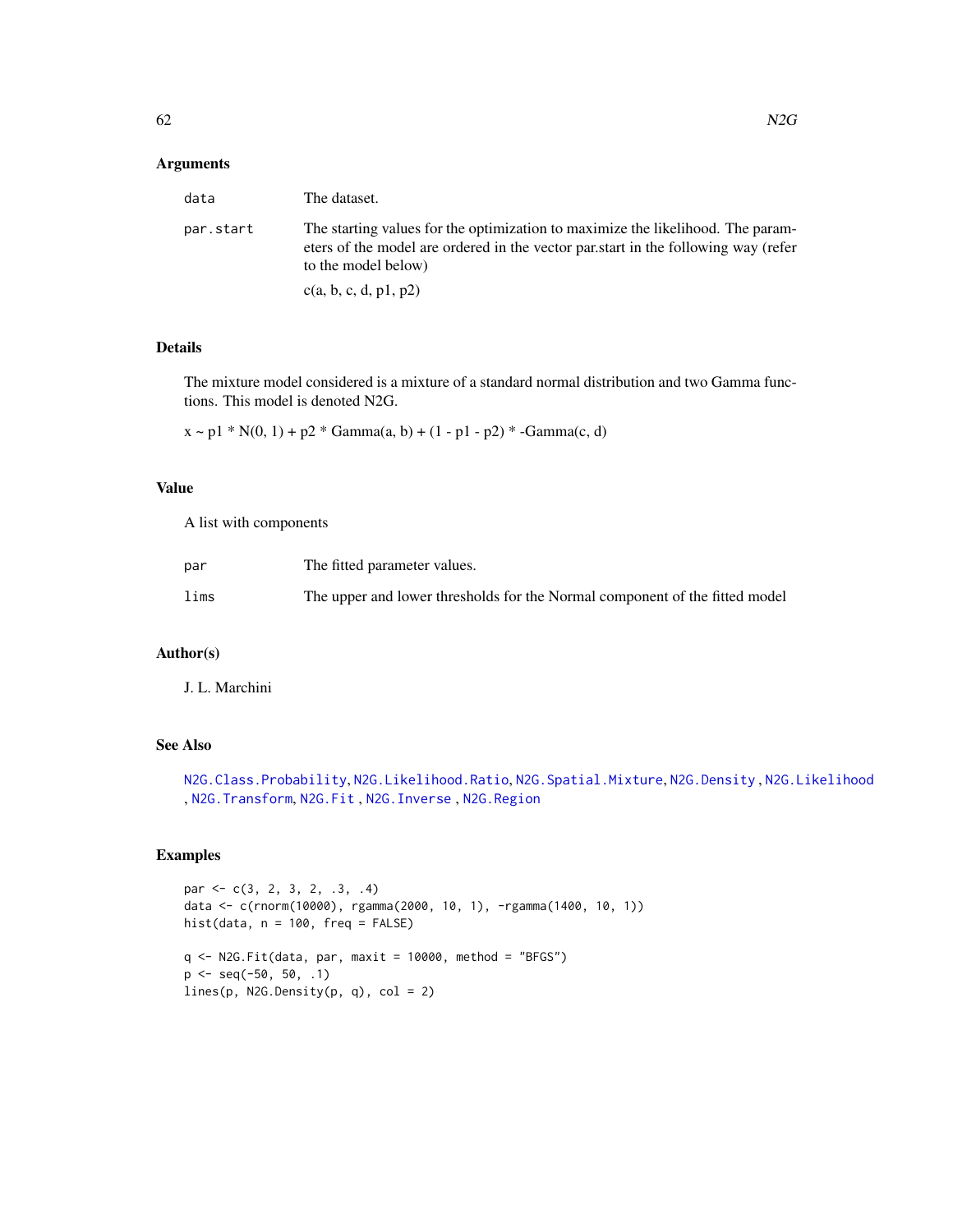### Arguments

| | |
|---|---|
| data | The dataset. |
| par.start | The starting values for the optimization to maximize the likelihood. The parameters of the model are ordered in the vector par.start in the following way (refer to the model below)<br><br>c(a, b, c, d, p1, p2) |

### Details

The mixture model considered is a mixture of a standard normal distribution and two Gamma functions. This model is denoted N2G.

x ~ p1 * N(0, 1) + p2 * Gamma(a, b) + (1 - p1 - p2) * -Gamma(c, d)

### Value

A list with components

| | |
|---|---|
| par | The fitted parameter values. |
| lims | The upper and lower thresholds for the Normal component of the fitted model |

### Author(s)

J. L. Marchini

### See Also

N2G.Class.Probability, N2G.Likelihood.Ratio, N2G.Spatial.Mixture, N2G.Density , N2G.Likelihood , N2G.Transform, N2G.Fit , N2G.Inverse , N2G.Region

### Examples

```
par <- c(3, 2, 3, 2, .3, .4)
data <- c(rnorm(10000), rgamma(2000, 10, 1), -rgamma(1400, 10, 1))
hist(data, n = 100, freq = FALSE)

q <- N2G.Fit(data, par, maxit = 10000, method = "BFGS")
p <- seq(-50, 50, .1)
lines(p, N2G.Density(p, q), col = 2)
```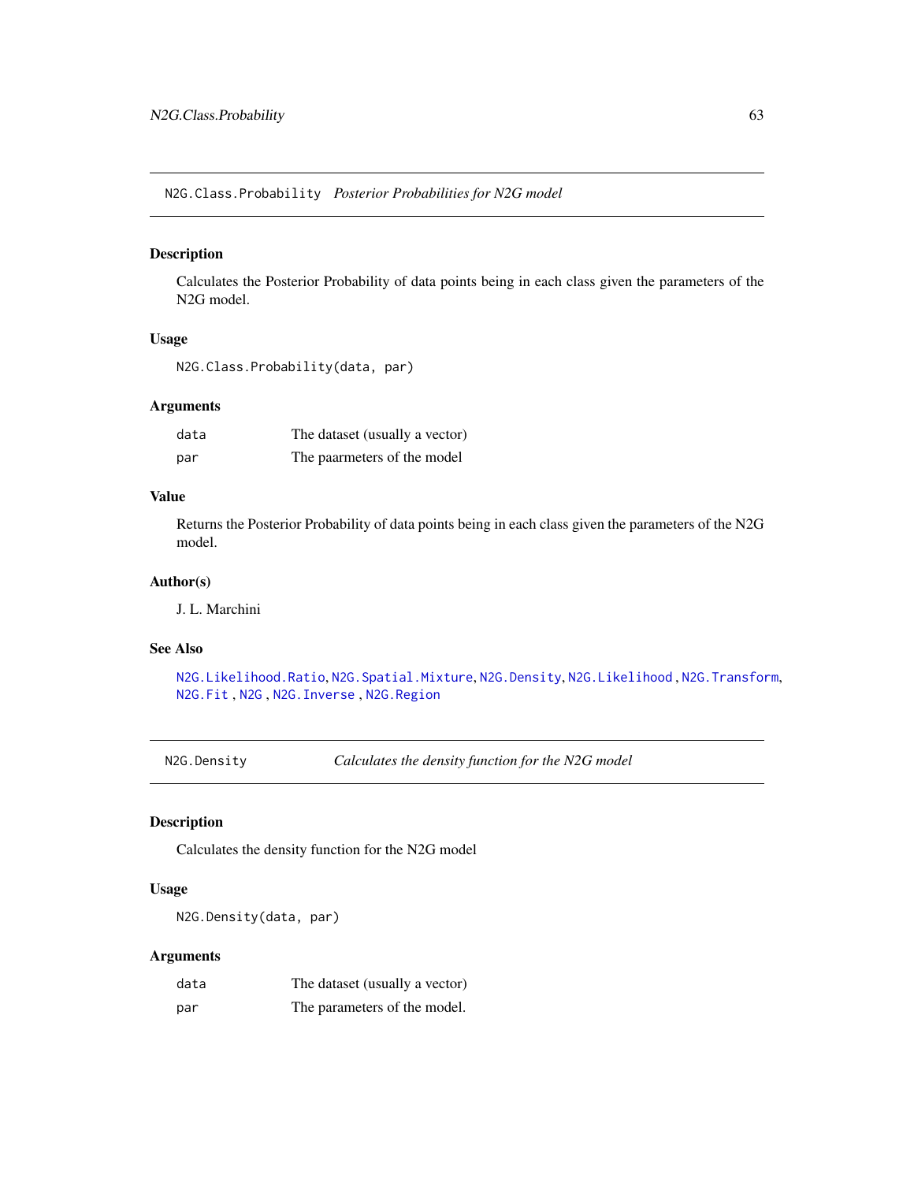## N2G.Class.Probability *Posterior Probabilities for N2G model*

### Description

Calculates the Posterior Probability of data points being in each class given the parameters of the N2G model.

### Usage

```
N2G.Class.Probability(data, par)
```

### Arguments

| | |
|---|---|
| data | The dataset (usually a vector) |
| par | The paarmeters of the model |

### Value

Returns the Posterior Probability of data points being in each class given the parameters of the N2G model.

### Author(s)

J. L. Marchini

### See Also

N2G.Likelihood.Ratio, N2G.Spatial.Mixture, N2G.Density, N2G.Likelihood , N2G.Transform, N2G.Fit , N2G , N2G.Inverse , N2G.Region

## N2G.Density *Calculates the density function for the N2G model*

### Description

Calculates the density function for the N2G model

### Usage

```
N2G.Density(data, par)
```

### Arguments

| | |
|---|---|
| data | The dataset (usually a vector) |
| par | The parameters of the model. |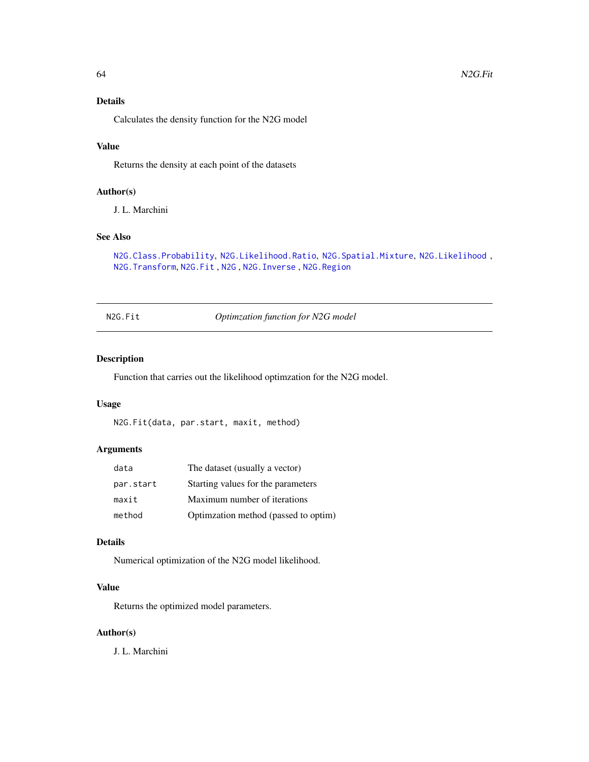### Details

Calculates the density function for the N2G model

### Value

Returns the density at each point of the datasets

### Author(s)

J. L. Marchini

### See Also

`N2G.Class.Probability`, `N2G.Likelihood.Ratio`, `N2G.Spatial.Mixture`, `N2G.Likelihood` , `N2G.Transform`, `N2G.Fit` , `N2G` , `N2G.Inverse` , `N2G.Region`

---

## N2G.Fit — *Optimzation function for N2G model*

---

### Description

Function that carries out the likelihood optimzation for the N2G model.

### Usage

```
N2G.Fit(data, par.start, maxit, method)
```

### Arguments

| | |
|---|---|
| `data` | The dataset (usually a vector) |
| `par.start` | Starting values for the parameters |
| `maxit` | Maximum number of iterations |
| `method` | Optimzation method (passed to optim) |

### Details

Numerical optimization of the N2G model likelihood.

### Value

Returns the optimized model parameters.

### Author(s)

J. L. Marchini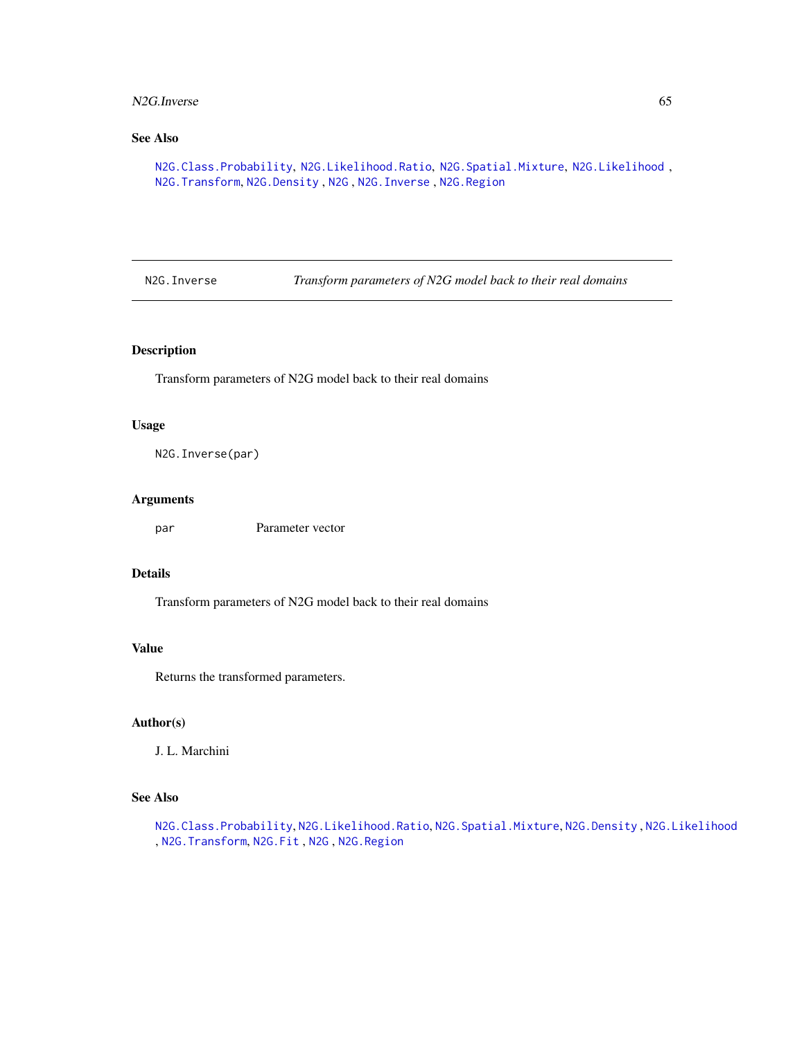### See Also

N2G.Class.Probability, N2G.Likelihood.Ratio, N2G.Spatial.Mixture, N2G.Likelihood , N2G.Transform, N2G.Density , N2G , N2G.Inverse , N2G.Region

---

## N2G.Inverse — *Transform parameters of N2G model back to their real domains*

---

### Description

Transform parameters of N2G model back to their real domains

### Usage

```
N2G.Inverse(par)
```

### Arguments

| | |
|---|---|
| par | Parameter vector |

### Details

Transform parameters of N2G model back to their real domains

### Value

Returns the transformed parameters.

### Author(s)

J. L. Marchini

### See Also

N2G.Class.Probability, N2G.Likelihood.Ratio, N2G.Spatial.Mixture, N2G.Density , N2G.Likelihood , N2G.Transform, N2G.Fit , N2G , N2G.Region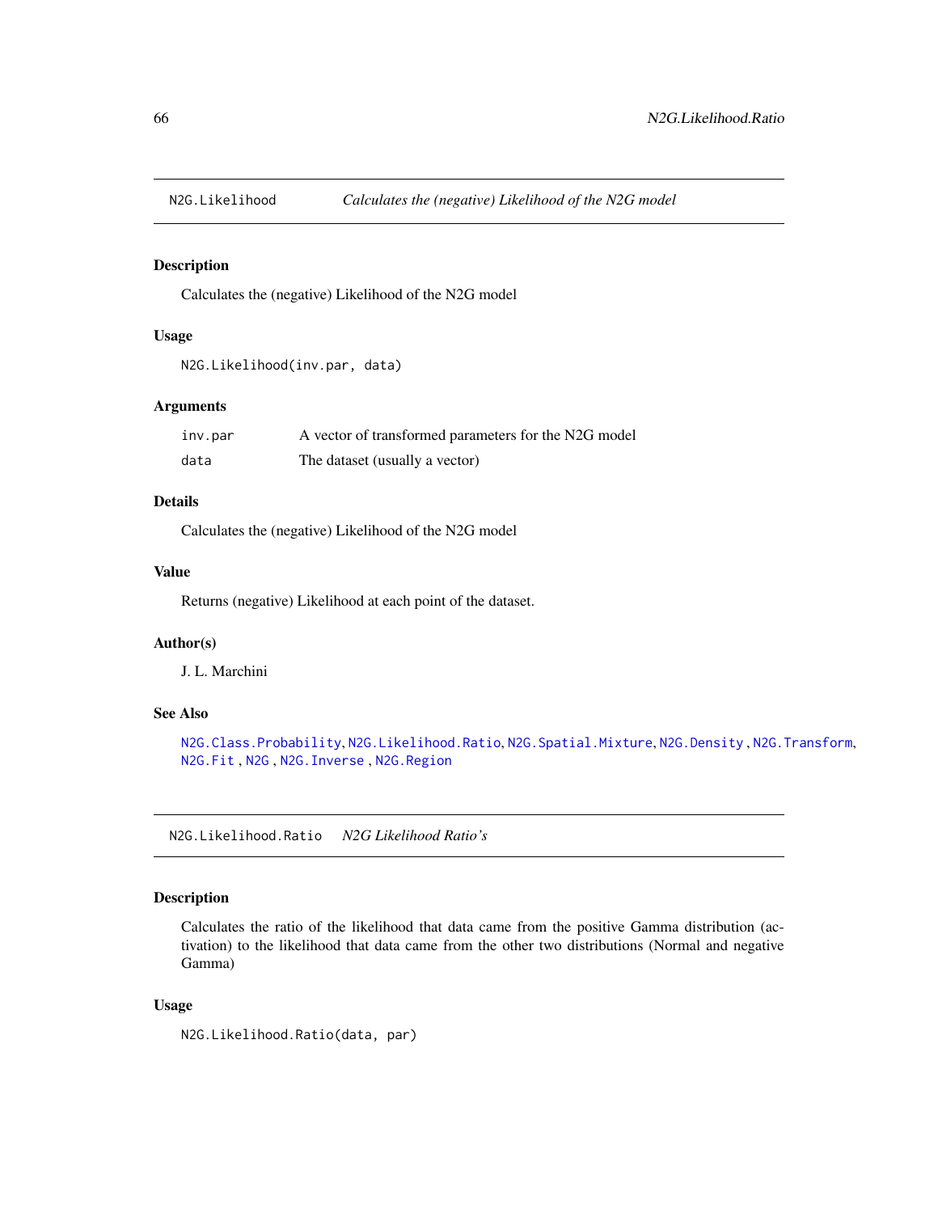## N2G.Likelihood *Calculates the (negative) Likelihood of the N2G model*

### Description

Calculates the (negative) Likelihood of the N2G model

### Usage

```
N2G.Likelihood(inv.par, data)
```

### Arguments

| | |
|---|---|
| `inv.par` | A vector of transformed parameters for the N2G model |
| `data` | The dataset (usually a vector) |

### Details

Calculates the (negative) Likelihood of the N2G model

### Value

Returns (negative) Likelihood at each point of the dataset.

### Author(s)

J. L. Marchini

### See Also

`N2G.Class.Probability`, `N2G.Likelihood.Ratio`, `N2G.Spatial.Mixture`, `N2G.Density` , `N2G.Transform`, `N2G.Fit` , `N2G` , `N2G.Inverse` , `N2G.Region`

## N2G.Likelihood.Ratio *N2G Likelihood Ratio's*

### Description

Calculates the ratio of the likelihood that data came from the positive Gamma distribution (activation) to the likelihood that data came from the other two distributions (Normal and negative Gamma)

### Usage

```
N2G.Likelihood.Ratio(data, par)
```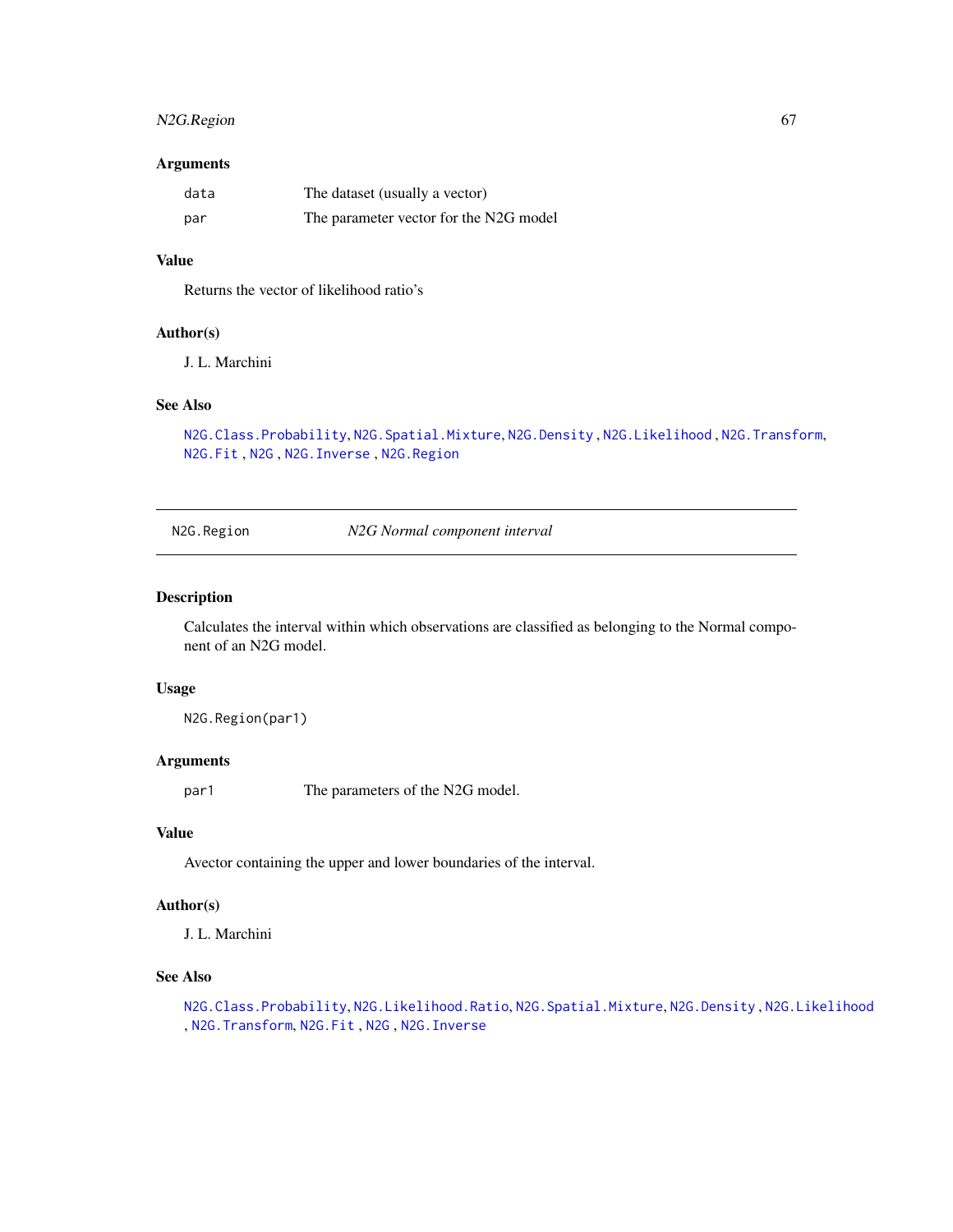### Arguments

| | |
|---|---|
| `data` | The dataset (usually a vector) |
| `par` | The parameter vector for the N2G model |

### Value

Returns the vector of likelihood ratio's

### Author(s)

J. L. Marchini

### See Also

`N2G.Class.Probability`, `N2G.Spatial.Mixture`, `N2G.Density` , `N2G.Likelihood` , `N2G.Transform`, `N2G.Fit` , `N2G` , `N2G.Inverse` , `N2G.Region`

---

## N2G.Region — *N2G Normal component interval*

---

### Description

Calculates the interval within which observations are classified as belonging to the Normal component of an N2G model.

### Usage

```
N2G.Region(par1)
```

### Arguments

| | |
|---|---|
| `par1` | The parameters of the N2G model. |

### Value

Avector containing the upper and lower boundaries of the interval.

### Author(s)

J. L. Marchini

### See Also

`N2G.Class.Probability`, `N2G.Likelihood.Ratio`, `N2G.Spatial.Mixture`, `N2G.Density` , `N2G.Likelihood` , `N2G.Transform`, `N2G.Fit` , `N2G` , `N2G.Inverse`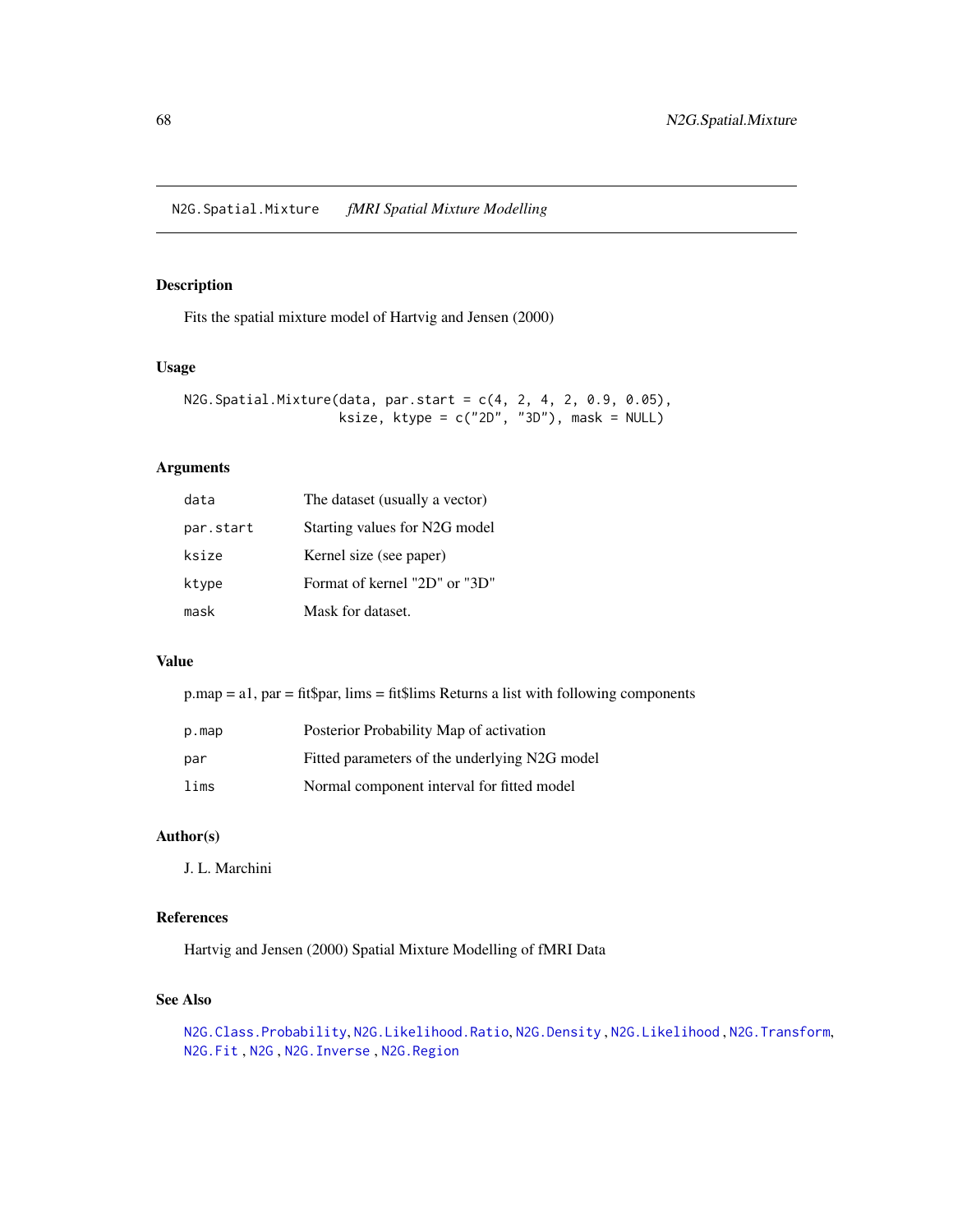# N2G.Spatial.Mixture    *fMRI Spatial Mixture Modelling*

## Description

Fits the spatial mixture model of Hartvig and Jensen (2000)

## Usage

```
N2G.Spatial.Mixture(data, par.start = c(4, 2, 4, 2, 0.9, 0.05),
                    ksize, ktype = c("2D", "3D"), mask = NULL)
```

## Arguments

| | |
|---|---|
| `data` | The dataset (usually a vector) |
| `par.start` | Starting values for N2G model |
| `ksize` | Kernel size (see paper) |
| `ktype` | Format of kernel "2D" or "3D" |
| `mask` | Mask for dataset. |

## Value

p.map = a1, par = fit$par, lims = fit$lims Returns a list with following components

| | |
|---|---|
| `p.map` | Posterior Probability Map of activation |
| `par` | Fitted parameters of the underlying N2G model |
| `lims` | Normal component interval for fitted model |

## Author(s)

J. L. Marchini

## References

Hartvig and Jensen (2000) Spatial Mixture Modelling of fMRI Data

## See Also

`N2G.Class.Probability`, `N2G.Likelihood.Ratio`, `N2G.Density` , `N2G.Likelihood` , `N2G.Transform`, `N2G.Fit` , `N2G` , `N2G.Inverse` , `N2G.Region`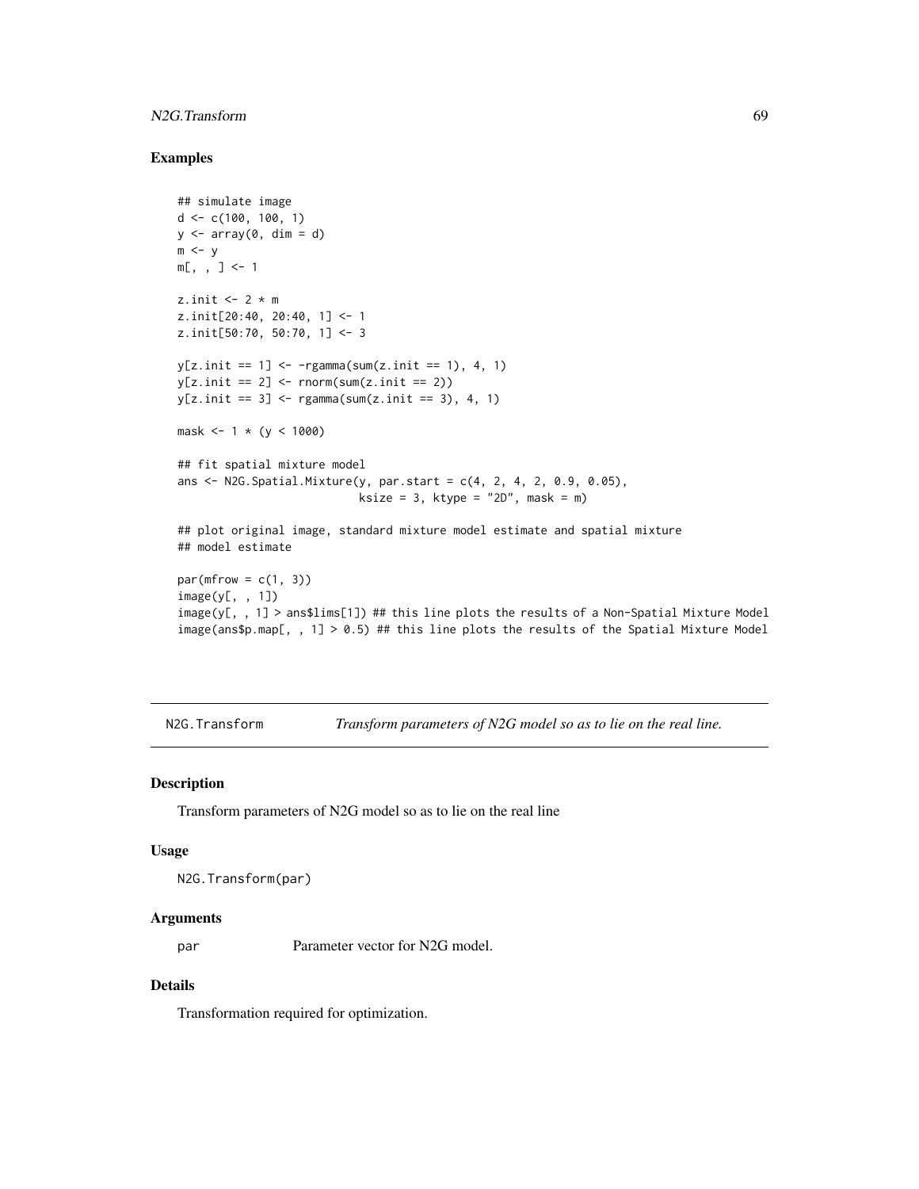## Examples

```
## simulate image
d <- c(100, 100, 1)
y <- array(0, dim = d)
m <- y
m[, , ] <- 1

z.init <- 2 * m
z.init[20:40, 20:40, 1] <- 1
z.init[50:70, 50:70, 1] <- 3

y[z.init == 1] <- -rgamma(sum(z.init == 1), 4, 1)
y[z.init == 2] <- rnorm(sum(z.init == 2))
y[z.init == 3] <- rgamma(sum(z.init == 3), 4, 1)

mask <- 1 * (y < 1000)

## fit spatial mixture model
ans <- N2G.Spatial.Mixture(y, par.start = c(4, 2, 4, 2, 0.9, 0.05),
                           ksize = 3, ktype = "2D", mask = m)

## plot original image, standard mixture model estimate and spatial mixture
## model estimate

par(mfrow = c(1, 3))
image(y[, , 1])
image(y[, , 1] > ans$lims[1]) ## this line plots the results of a Non-Spatial Mixture Model
image(ans$p.map[, , 1] > 0.5) ## this line plots the results of the Spatial Mixture Model
```

---

`N2G.Transform` *Transform parameters of N2G model so as to lie on the real line.*

---

### Description

Transform parameters of N2G model so as to lie on the real line

### Usage

```
N2G.Transform(par)
```

### Arguments

| | |
|---|---|
| `par` | Parameter vector for N2G model. |

### Details

Transformation required for optimization.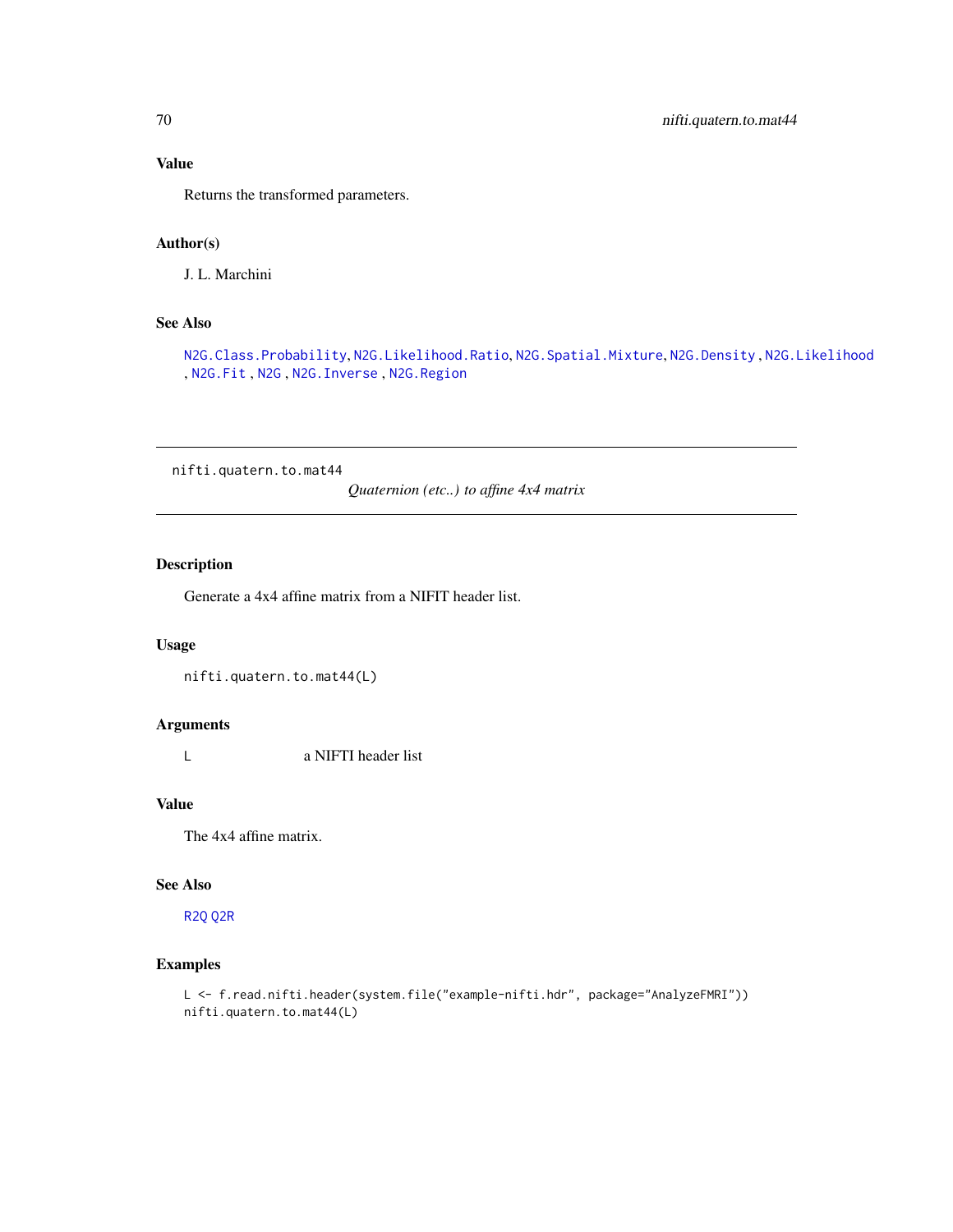### Value

Returns the transformed parameters.

### Author(s)

J. L. Marchini

### See Also

N2G.Class.Probability, N2G.Likelihood.Ratio, N2G.Spatial.Mixture, N2G.Density , N2G.Likelihood , N2G.Fit , N2G , N2G.Inverse , N2G.Region

---

## nifti.quatern.to.mat44 &nbsp;&nbsp;&nbsp; *Quaternion (etc..) to affine 4x4 matrix*

---

### Description

Generate a 4x4 affine matrix from a NIFIT header list.

### Usage

```
nifti.quatern.to.mat44(L)
```

### Arguments

| | |
|---|---|
| L | a NIFTI header list |

### Value

The 4x4 affine matrix.

### See Also

R2Q Q2R

### Examples

```
L <- f.read.nifti.header(system.file("example-nifti.hdr", package="AnalyzeFMRI"))
nifti.quatern.to.mat44(L)
```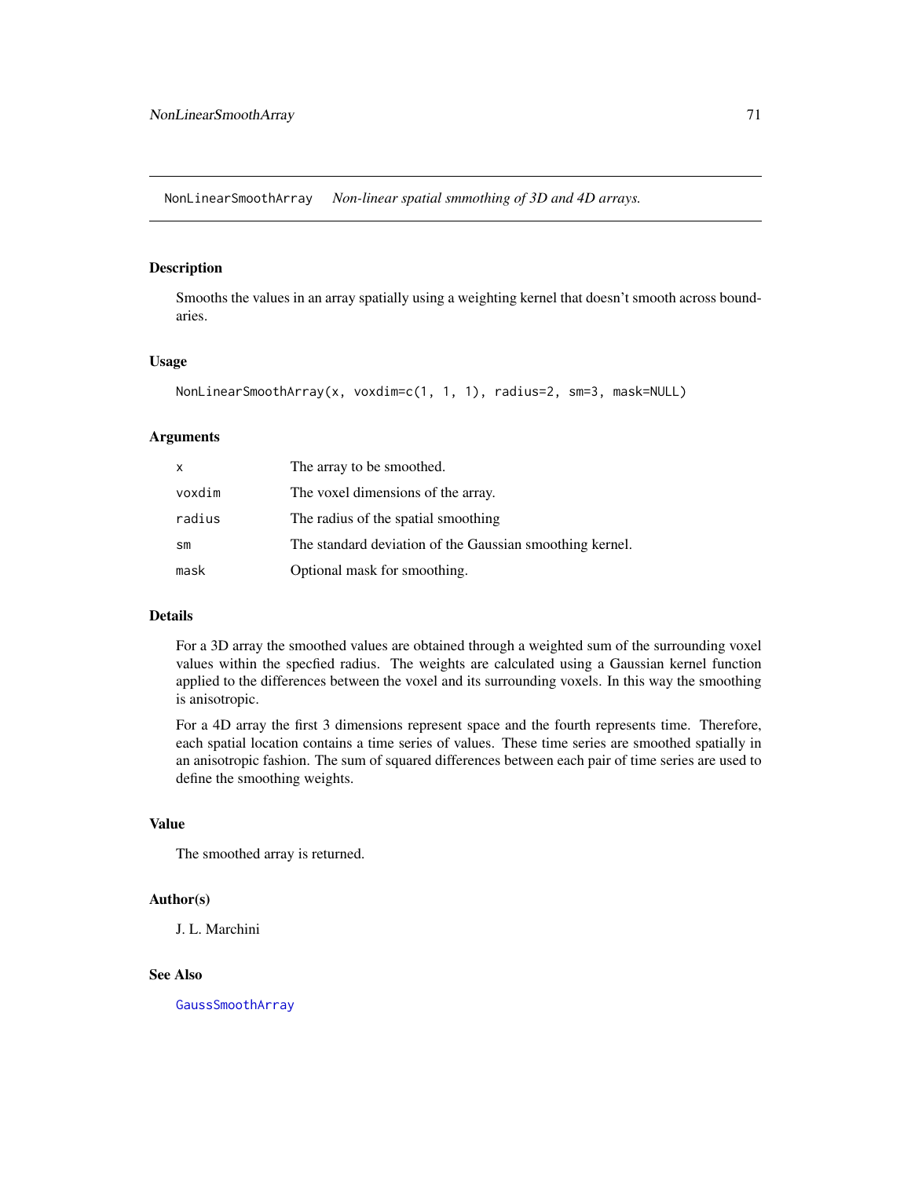NonLinearSmoothArray    *Non-linear spatial smmothing of 3D and 4D arrays.*

## Description

Smooths the values in an array spatially using a weighting kernel that doesn't smooth across boundaries.

## Usage

```
NonLinearSmoothArray(x, voxdim=c(1, 1, 1), radius=2, sm=3, mask=NULL)
```

## Arguments

| | |
|---|---|
| x | The array to be smoothed. |
| voxdim | The voxel dimensions of the array. |
| radius | The radius of the spatial smoothing |
| sm | The standard deviation of the Gaussian smoothing kernel. |
| mask | Optional mask for smoothing. |

## Details

For a 3D array the smoothed values are obtained through a weighted sum of the surrounding voxel values within the specfied radius. The weights are calculated using a Gaussian kernel function applied to the differences between the voxel and its surrounding voxels. In this way the smoothing is anisotropic.

For a 4D array the first 3 dimensions represent space and the fourth represents time. Therefore, each spatial location contains a time series of values. These time series are smoothed spatially in an anisotropic fashion. The sum of squared differences between each pair of time series are used to define the smoothing weights.

## Value

The smoothed array is returned.

## Author(s)

J. L. Marchini

## See Also

GaussSmoothArray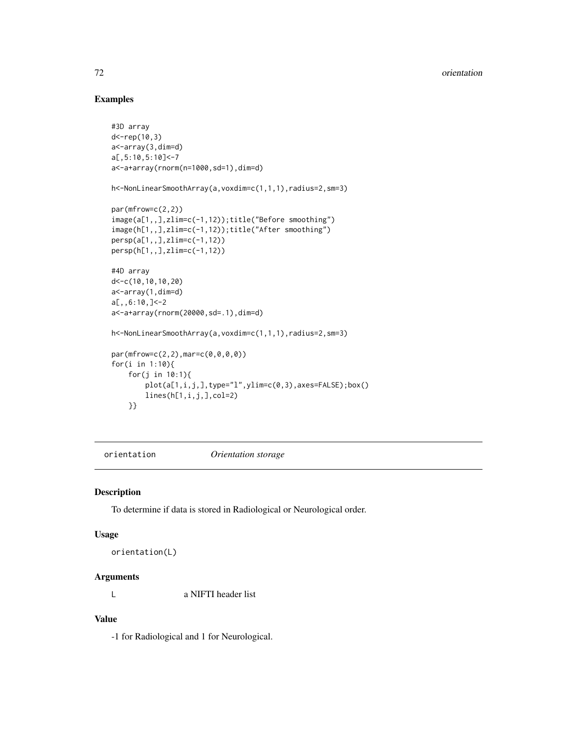### Examples

```
#3D array
d<-rep(10,3)
a<-array(3,dim=d)
a[,5:10,5:10]<-7
a<-a+array(rnorm(n=1000,sd=1),dim=d)

h<-NonLinearSmoothArray(a,voxdim=c(1,1,1),radius=2,sm=3)

par(mfrow=c(2,2))
image(a[1,,],zlim=c(-1,12));title("Before smoothing")
image(h[1,,],zlim=c(-1,12));title("After smoothing")
persp(a[1,,],zlim=c(-1,12))
persp(h[1,,],zlim=c(-1,12))

#4D array
d<-c(10,10,10,20)
a<-array(1,dim=d)
a[,,6:10,]<-2
a<-a+array(rnorm(20000,sd=.1),dim=d)

h<-NonLinearSmoothArray(a,voxdim=c(1,1,1),radius=2,sm=3)

par(mfrow=c(2,2),mar=c(0,0,0,0))
for(i in 1:10){
    for(j in 10:1){
        plot(a[1,i,j,],type="l",ylim=c(0,3),axes=FALSE);box()
        lines(h[1,i,j,],col=2)
    }}
```

---

## orientation *Orientation storage*

---

### Description

To determine if data is stored in Radiological or Neurological order.

### Usage

```
orientation(L)
```

### Arguments

| | |
|---|---|
| L | a NIFTI header list |

### Value

-1 for Radiological and 1 for Neurological.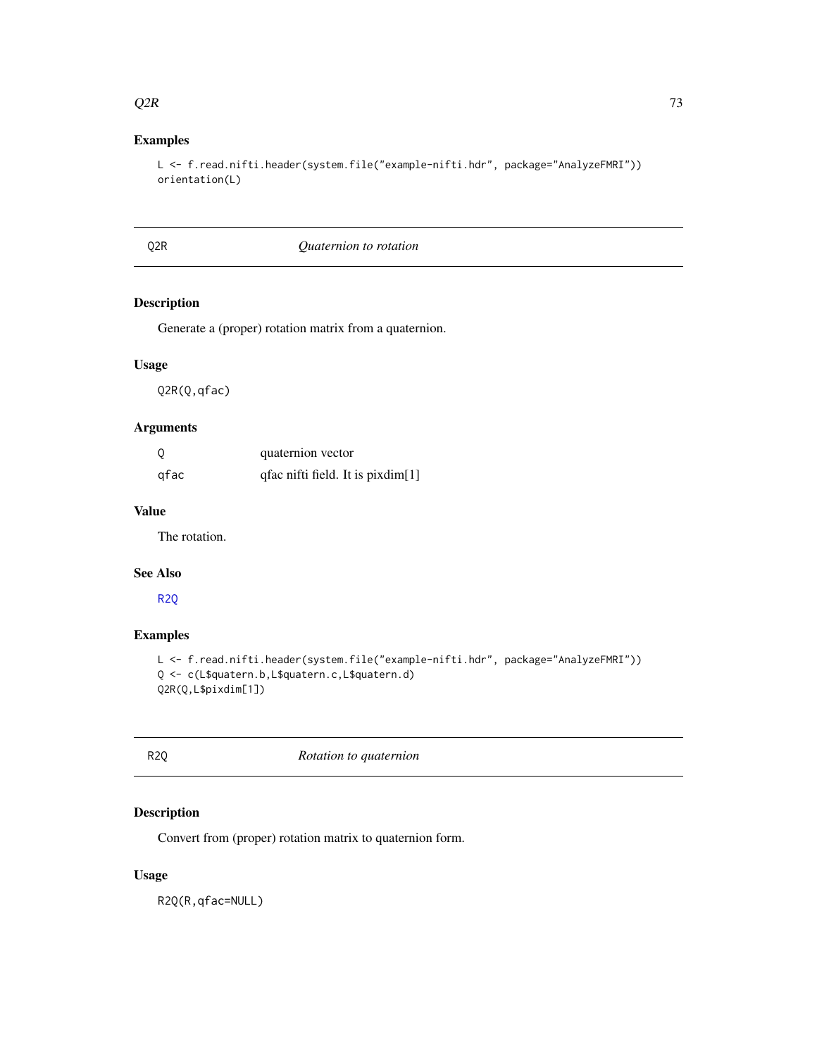### Examples

```
L <- f.read.nifti.header(system.file("example-nifti.hdr", package="AnalyzeFMRI"))
orientation(L)
```

## Q2R *Quaternion to rotation*

### Description

Generate a (proper) rotation matrix from a quaternion.

### Usage

```
Q2R(Q,qfac)
```

### Arguments

| | |
|---|---|
| Q | quaternion vector |
| qfac | qfac nifti field. It is pixdim[1] |

### Value

The rotation.

### See Also

R2Q

### Examples

```
L <- f.read.nifti.header(system.file("example-nifti.hdr", package="AnalyzeFMRI"))
Q <- c(L$quatern.b,L$quatern.c,L$quatern.d)
Q2R(Q,L$pixdim[1])
```

## R2Q *Rotation to quaternion*

### Description

Convert from (proper) rotation matrix to quaternion form.

### Usage

```
R2Q(R,qfac=NULL)
```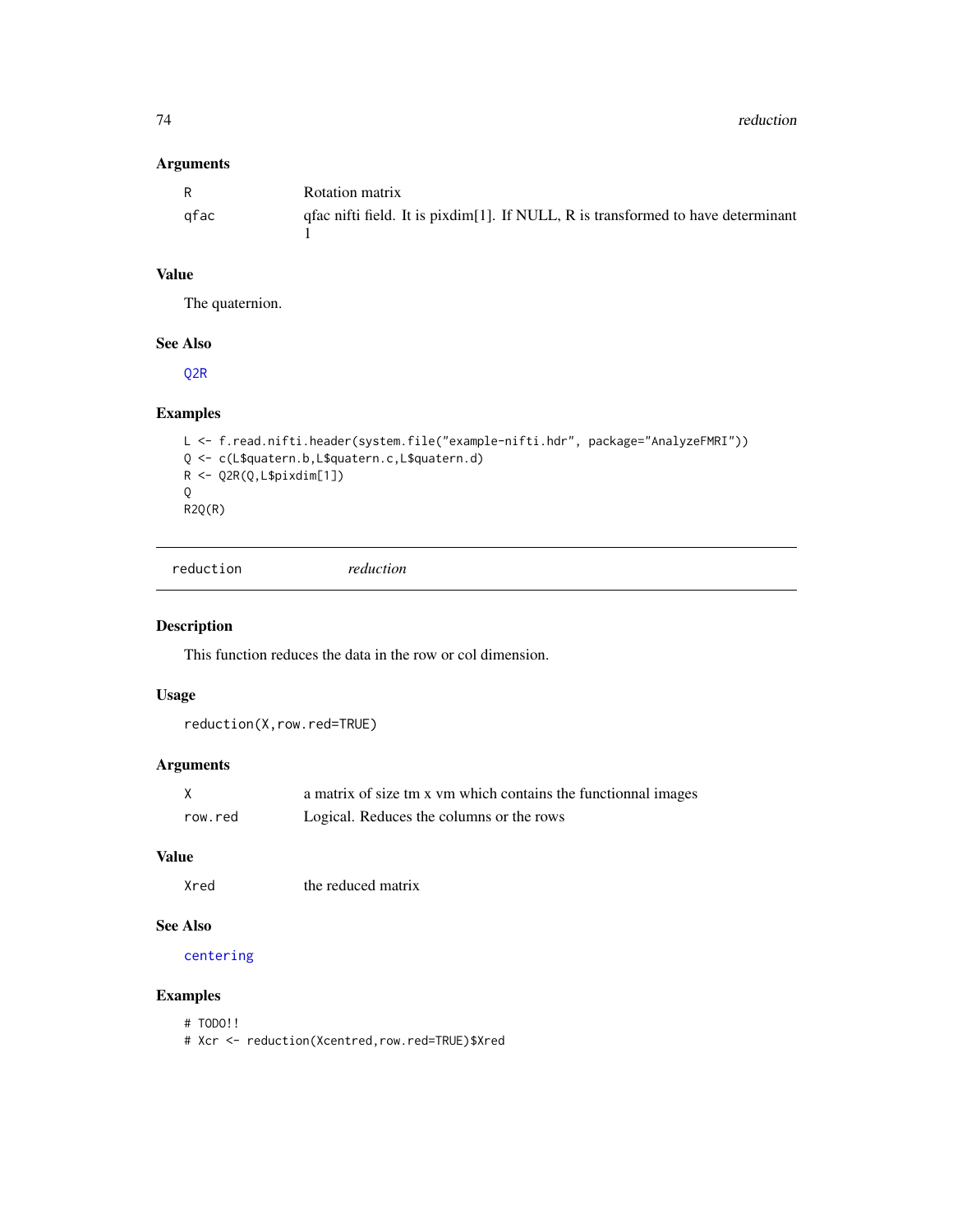### Arguments

| | |
|---|---|
| R | Rotation matrix |
| qfac | qfac nifti field. It is pixdim[1]. If NULL, R is transformed to have determinant 1 |

### Value

The quaternion.

### See Also

Q2R

### Examples

```
L <- f.read.nifti.header(system.file("example-nifti.hdr", package="AnalyzeFMRI"))
Q <- c(L$quatern.b,L$quatern.c,L$quatern.d)
R <- Q2R(Q,L$pixdim[1])
Q
R2Q(R)
```

---

## reduction *reduction*

### Description

This function reduces the data in the row or col dimension.

### Usage

```
reduction(X,row.red=TRUE)
```

### Arguments

| | |
|---|---|
| X | a matrix of size tm x vm which contains the functionnal images |
| row.red | Logical. Reduces the columns or the rows |

### Value

| | |
|---|---|
| Xred | the reduced matrix |

### See Also

centering

### Examples

```
# TODO!!
# Xcr <- reduction(Xcentred,row.red=TRUE)$Xred
```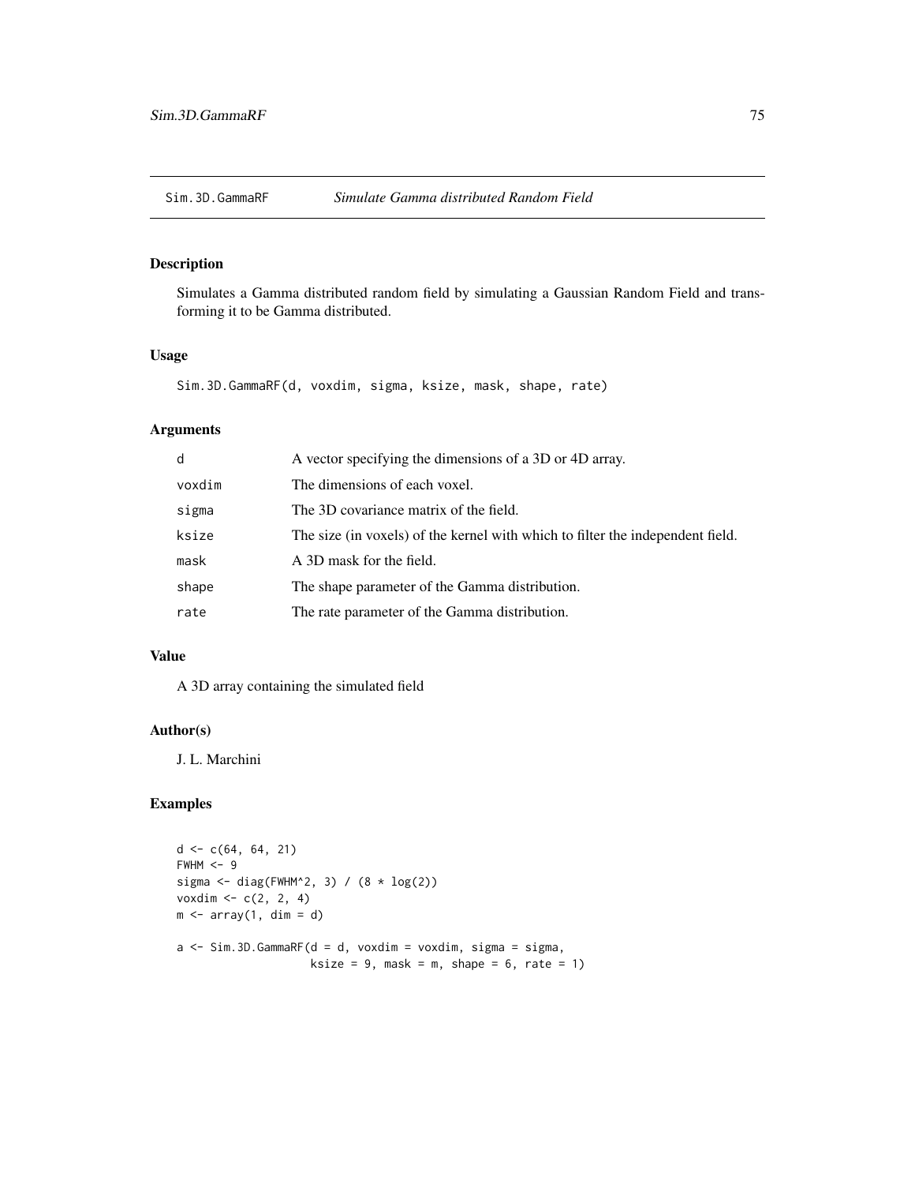Sim.3D.GammaRF *Simulate Gamma distributed Random Field*

## Description

Simulates a Gamma distributed random field by simulating a Gaussian Random Field and transforming it to be Gamma distributed.

## Usage

```
Sim.3D.GammaRF(d, voxdim, sigma, ksize, mask, shape, rate)
```

## Arguments

| | |
|---|---|
| d | A vector specifying the dimensions of a 3D or 4D array. |
| voxdim | The dimensions of each voxel. |
| sigma | The 3D covariance matrix of the field. |
| ksize | The size (in voxels) of the kernel with which to filter the independent field. |
| mask | A 3D mask for the field. |
| shape | The shape parameter of the Gamma distribution. |
| rate | The rate parameter of the Gamma distribution. |

## Value

A 3D array containing the simulated field

## Author(s)

J. L. Marchini

## Examples

```
d <- c(64, 64, 21)
FWHM <- 9
sigma <- diag(FWHM^2, 3) / (8 * log(2))
voxdim <- c(2, 2, 4)
m <- array(1, dim = d)

a <- Sim.3D.GammaRF(d = d, voxdim = voxdim, sigma = sigma,
                   ksize = 9, mask = m, shape = 6, rate = 1)
```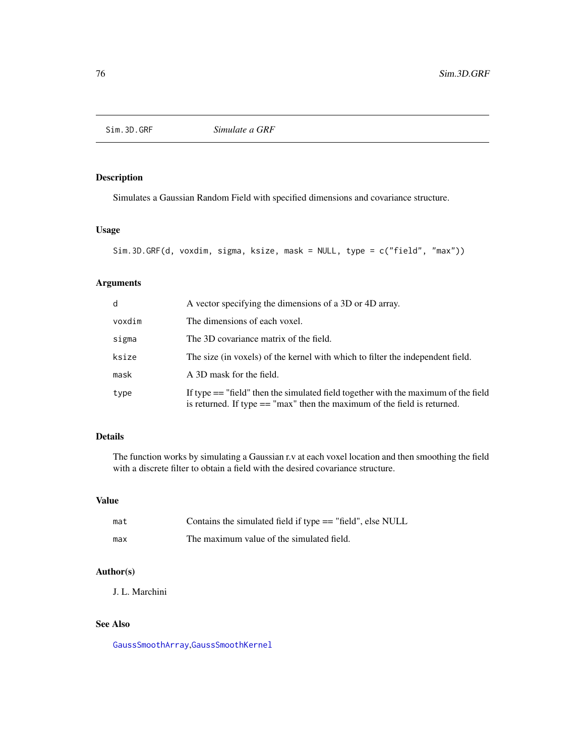# Sim.3D.GRF — *Simulate a GRF*

## Description

Simulates a Gaussian Random Field with specified dimensions and covariance structure.

## Usage

```
Sim.3D.GRF(d, voxdim, sigma, ksize, mask = NULL, type = c("field", "max"))
```

## Arguments

| | |
|---|---|
| `d` | A vector specifying the dimensions of a 3D or 4D array. |
| `voxdim` | The dimensions of each voxel. |
| `sigma` | The 3D covariance matrix of the field. |
| `ksize` | The size (in voxels) of the kernel with which to filter the independent field. |
| `mask` | A 3D mask for the field. |
| `type` | If type == "field" then the simulated field together with the maximum of the field is returned. If type == "max" then the maximum of the field is returned. |

## Details

The function works by simulating a Gaussian r.v at each voxel location and then smoothing the field with a discrete filter to obtain a field with the desired covariance structure.

## Value

| | |
|---|---|
| `mat` | Contains the simulated field if type == "field", else NULL |
| `max` | The maximum value of the simulated field. |

## Author(s)

J. L. Marchini

## See Also

`GaussSmoothArray`,`GaussSmoothKernel`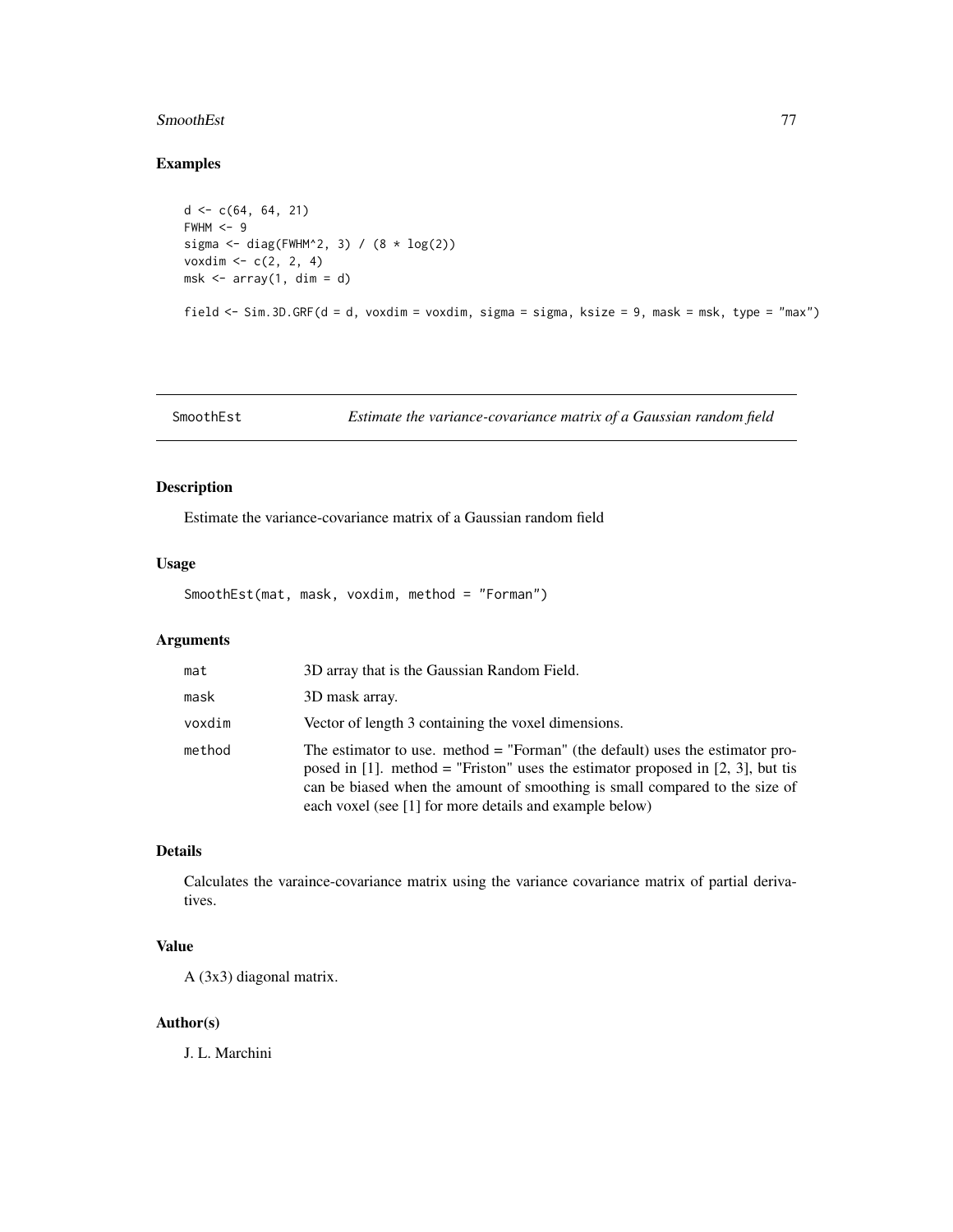## Examples

```
d <- c(64, 64, 21)
FWHM <- 9
sigma <- diag(FWHM^2, 3) / (8 * log(2))
voxdim <- c(2, 2, 4)
msk <- array(1, dim = d)

field <- Sim.3D.GRF(d = d, voxdim = voxdim, sigma = sigma, ksize = 9, mask = msk, type = "max")
```

---

# SmoothEst *Estimate the variance-covariance matrix of a Gaussian random field*

---

## Description

Estimate the variance-covariance matrix of a Gaussian random field

## Usage

```
SmoothEst(mat, mask, voxdim, method = "Forman")
```

## Arguments

| | |
|---|---|
| mat | 3D array that is the Gaussian Random Field. |
| mask | 3D mask array. |
| voxdim | Vector of length 3 containing the voxel dimensions. |
| method | The estimator to use. method = "Forman" (the default) uses the estimator proposed in [1]. method = "Friston" uses the estimator proposed in [2, 3], but tis can be biased when the amount of smoothing is small compared to the size of each voxel (see [1] for more details and example below) |

## Details

Calculates the varaince-covariance matrix using the variance covariance matrix of partial derivatives.

## Value

A (3x3) diagonal matrix.

## Author(s)

J. L. Marchini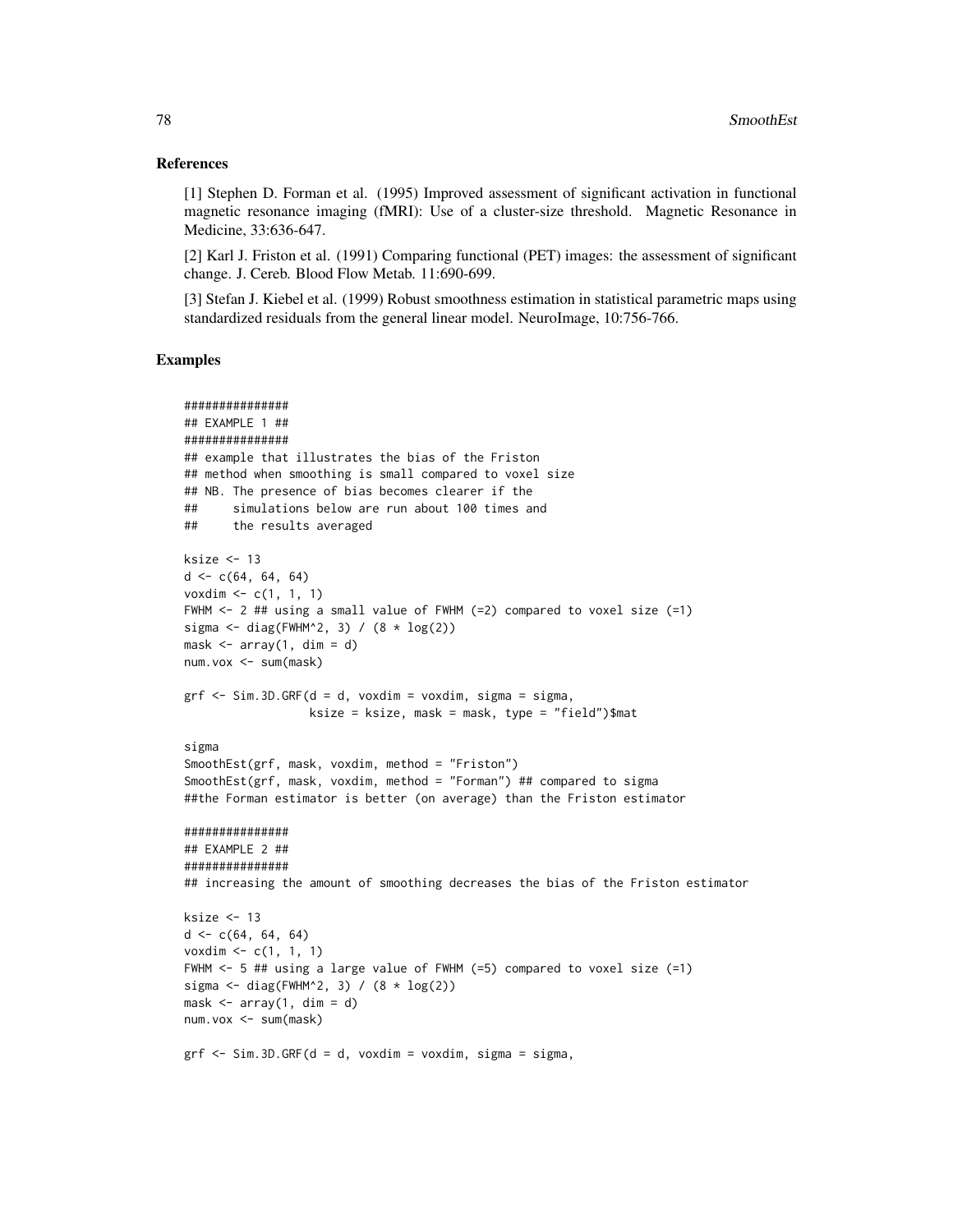## References

[1] Stephen D. Forman et al. (1995) Improved assessment of significant activation in functional magnetic resonance imaging (fMRI): Use of a cluster-size threshold. Magnetic Resonance in Medicine, 33:636-647.

[2] Karl J. Friston et al. (1991) Comparing functional (PET) images: the assessment of significant change. J. Cereb. Blood Flow Metab. 11:690-699.

[3] Stefan J. Kiebel et al. (1999) Robust smoothness estimation in statistical parametric maps using standardized residuals from the general linear model. NeuroImage, 10:756-766.

## Examples

```
###############
## EXAMPLE 1 ##
###############
## example that illustrates the bias of the Friston
## method when smoothing is small compared to voxel size
## NB. The presence of bias becomes clearer if the
##     simulations below are run about 100 times and
##     the results averaged

ksize <- 13
d <- c(64, 64, 64)
voxdim <- c(1, 1, 1)
FWHM <- 2 ## using a small value of FWHM (=2) compared to voxel size (=1)
sigma <- diag(FWHM^2, 3) / (8 * log(2))
mask <- array(1, dim = d)
num.vox <- sum(mask)

grf <- Sim.3D.GRF(d = d, voxdim = voxdim, sigma = sigma,
                  ksize = ksize, mask = mask, type = "field")$mat

sigma
SmoothEst(grf, mask, voxdim, method = "Friston")
SmoothEst(grf, mask, voxdim, method = "Forman") ## compared to sigma
##the Forman estimator is better (on average) than the Friston estimator

###############
## EXAMPLE 2 ##
###############
## increasing the amount of smoothing decreases the bias of the Friston estimator

ksize <- 13
d <- c(64, 64, 64)
voxdim <- c(1, 1, 1)
FWHM <- 5 ## using a large value of FWHM (=5) compared to voxel size (=1)
sigma <- diag(FWHM^2, 3) / (8 * log(2))
mask <- array(1, dim = d)
num.vox <- sum(mask)

grf <- Sim.3D.GRF(d = d, voxdim = voxdim, sigma = sigma,
```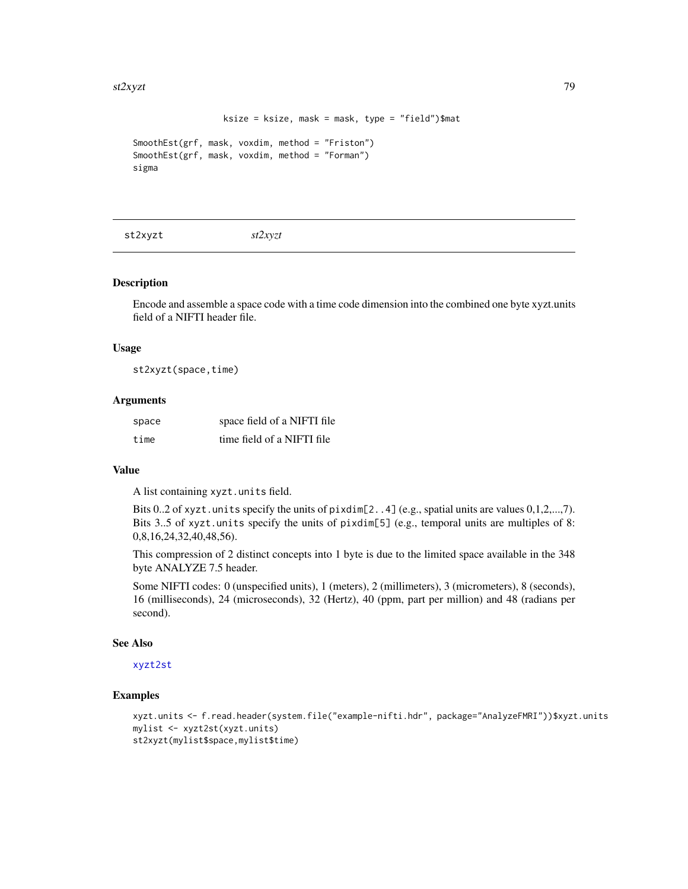```
                 ksize = ksize, mask = mask, type = "field")$mat

SmoothEst(grf, mask, voxdim, method = "Friston")
SmoothEst(grf, mask, voxdim, method = "Forman")
sigma
```

## st2xyzt    *st2xyzt*

### Description

Encode and assemble a space code with a time code dimension into the combined one byte xyzt.units field of a NIFTI header file.

### Usage

```
st2xyzt(space,time)
```

### Arguments

| | |
|---|---|
| space | space field of a NIFTI file |
| time | time field of a NIFTI file |

### Value

A list containing `xyzt.units` field.

Bits 0..2 of `xyzt.units` specify the units of `pixdim[2..4]` (e.g., spatial units are values 0,1,2,...,7). Bits 3..5 of `xyzt.units` specify the units of `pixdim[5]` (e.g., temporal units are multiples of 8: 0,8,16,24,32,40,48,56).

This compression of 2 distinct concepts into 1 byte is due to the limited space available in the 348 byte ANALYZE 7.5 header.

Some NIFTI codes: 0 (unspecified units), 1 (meters), 2 (millimeters), 3 (micrometers), 8 (seconds), 16 (milliseconds), 24 (microseconds), 32 (Hertz), 40 (ppm, part per million) and 48 (radians per second).

### See Also

xyzt2st

### Examples

```
xyzt.units <- f.read.header(system.file("example-nifti.hdr", package="AnalyzeFMRI"))$xyzt.units
mylist <- xyzt2st(xyzt.units)
st2xyzt(mylist$space,mylist$time)
```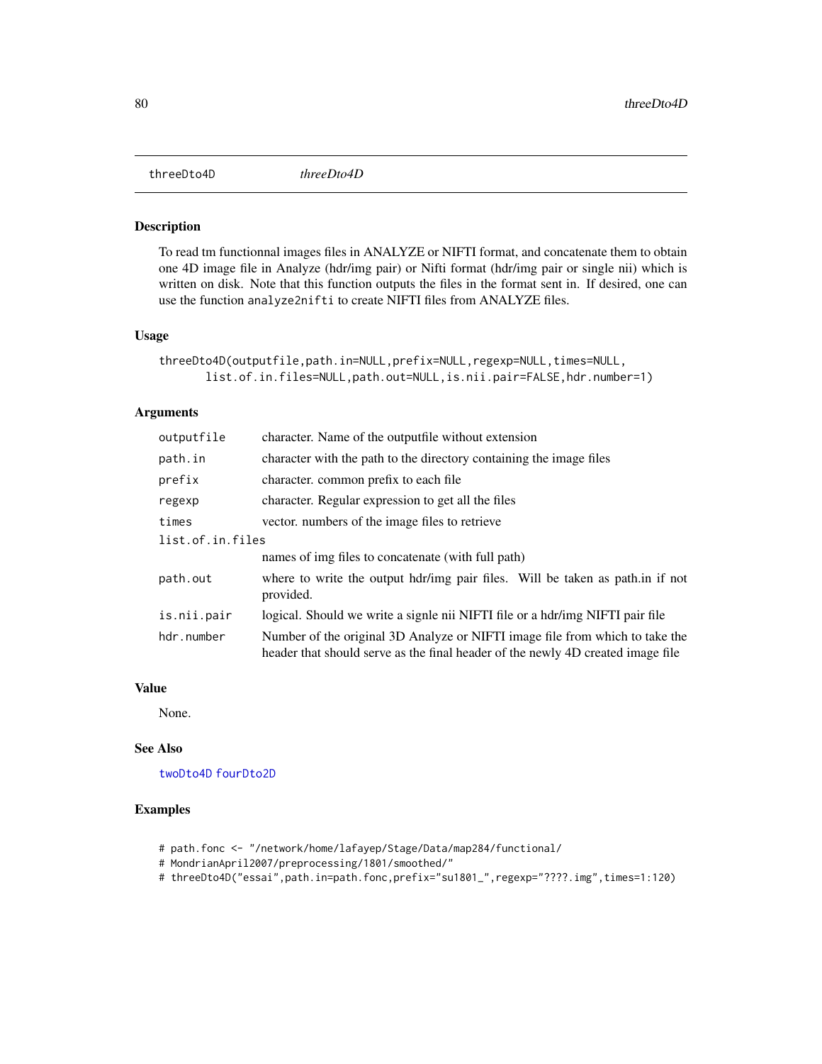## threeDto4D *threeDto4D*

### Description

To read tm functionnal images files in ANALYZE or NIFTI format, and concatenate them to obtain one 4D image file in Analyze (hdr/img pair) or Nifti format (hdr/img pair or single nii) which is written on disk. Note that this function outputs the files in the format sent in. If desired, one can use the function `analyze2nifti` to create NIFTI files from ANALYZE files.

### Usage

```
threeDto4D(outputfile,path.in=NULL,prefix=NULL,regexp=NULL,times=NULL,
        list.of.in.files=NULL,path.out=NULL,is.nii.pair=FALSE,hdr.number=1)
```

### Arguments

| | |
|---|---|
| `outputfile` | character. Name of the outputfile without extension |
| `path.in` | character with the path to the directory containing the image files |
| `prefix` | character. common prefix to each file |
| `regexp` | character. Regular expression to get all the files |
| `times` | vector. numbers of the image files to retrieve |
| `list.of.in.files` | names of img files to concatenate (with full path) |
| `path.out` | where to write the output hdr/img pair files. Will be taken as path.in if not provided. |
| `is.nii.pair` | logical. Should we write a signle nii NIFTI file or a hdr/img NIFTI pair file |
| `hdr.number` | Number of the original 3D Analyze or NIFTI image file from which to take the header that should serve as the final header of the newly 4D created image file |

### Value

None.

### See Also

`twoDto4D` `fourDto2D`

### Examples

```
# path.fonc <- "/network/home/lafayep/Stage/Data/map284/functional/
# MondrianApril2007/preprocessing/1801/smoothed/"
# threeDto4D("essai",path.in=path.fonc,prefix="su1801_",regexp="????.img",times=1:120)
```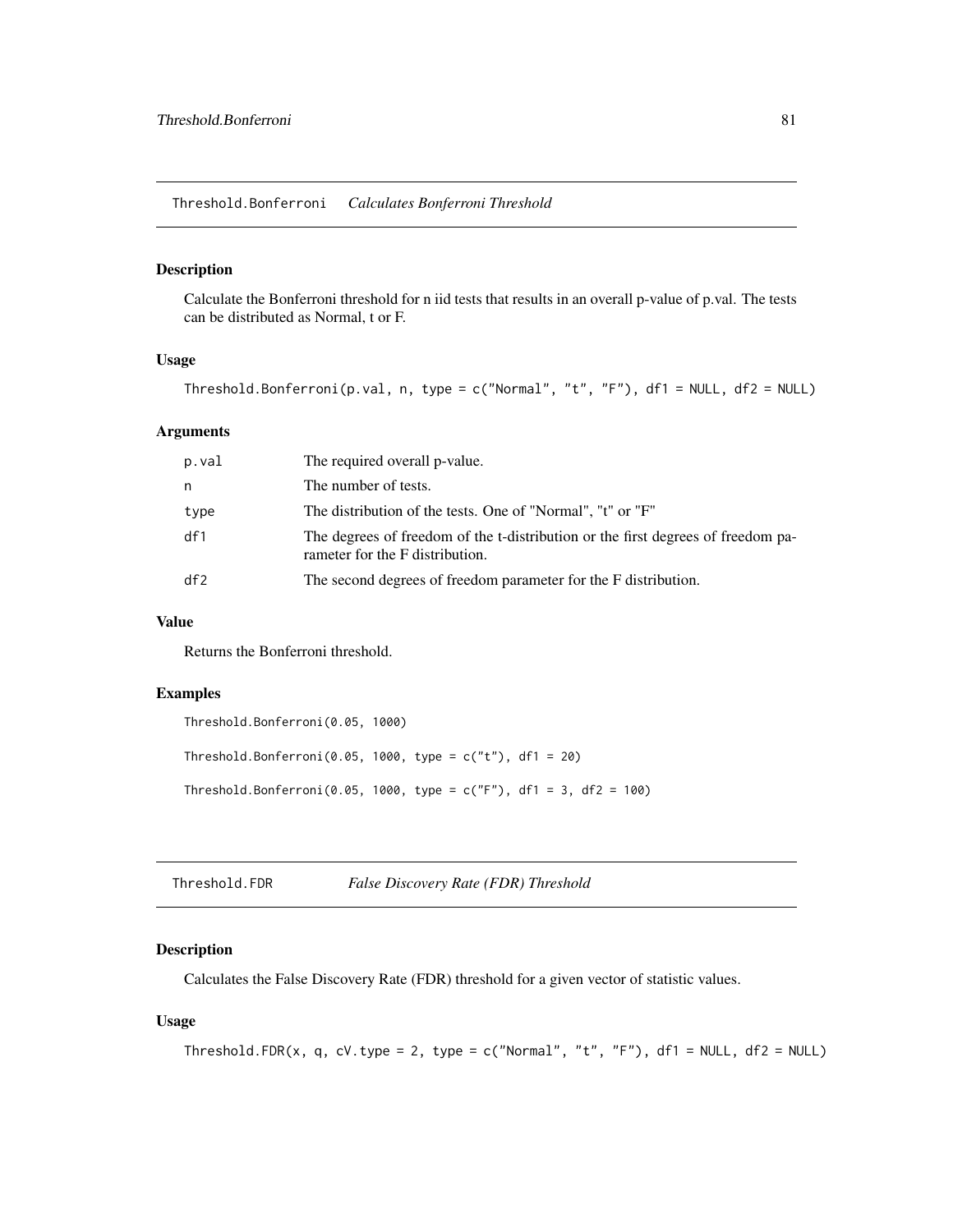## Threshold.Bonferroni *Calculates Bonferroni Threshold*

### Description

Calculate the Bonferroni threshold for n iid tests that results in an overall p-value of p.val. The tests can be distributed as Normal, t or F.

### Usage

```
Threshold.Bonferroni(p.val, n, type = c("Normal", "t", "F"), df1 = NULL, df2 = NULL)
```

### Arguments

| | |
|---|---|
| p.val | The required overall p-value. |
| n | The number of tests. |
| type | The distribution of the tests. One of "Normal", "t" or "F" |
| df1 | The degrees of freedom of the t-distribution or the first degrees of freedom parameter for the F distribution. |
| df2 | The second degrees of freedom parameter for the F distribution. |

### Value

Returns the Bonferroni threshold.

### Examples

```
Threshold.Bonferroni(0.05, 1000)

Threshold.Bonferroni(0.05, 1000, type = c("t"), df1 = 20)

Threshold.Bonferroni(0.05, 1000, type = c("F"), df1 = 3, df2 = 100)
```

## Threshold.FDR *False Discovery Rate (FDR) Threshold*

### Description

Calculates the False Discovery Rate (FDR) threshold for a given vector of statistic values.

### Usage

```
Threshold.FDR(x, q, cV.type = 2, type = c("Normal", "t", "F"), df1 = NULL, df2 = NULL)
```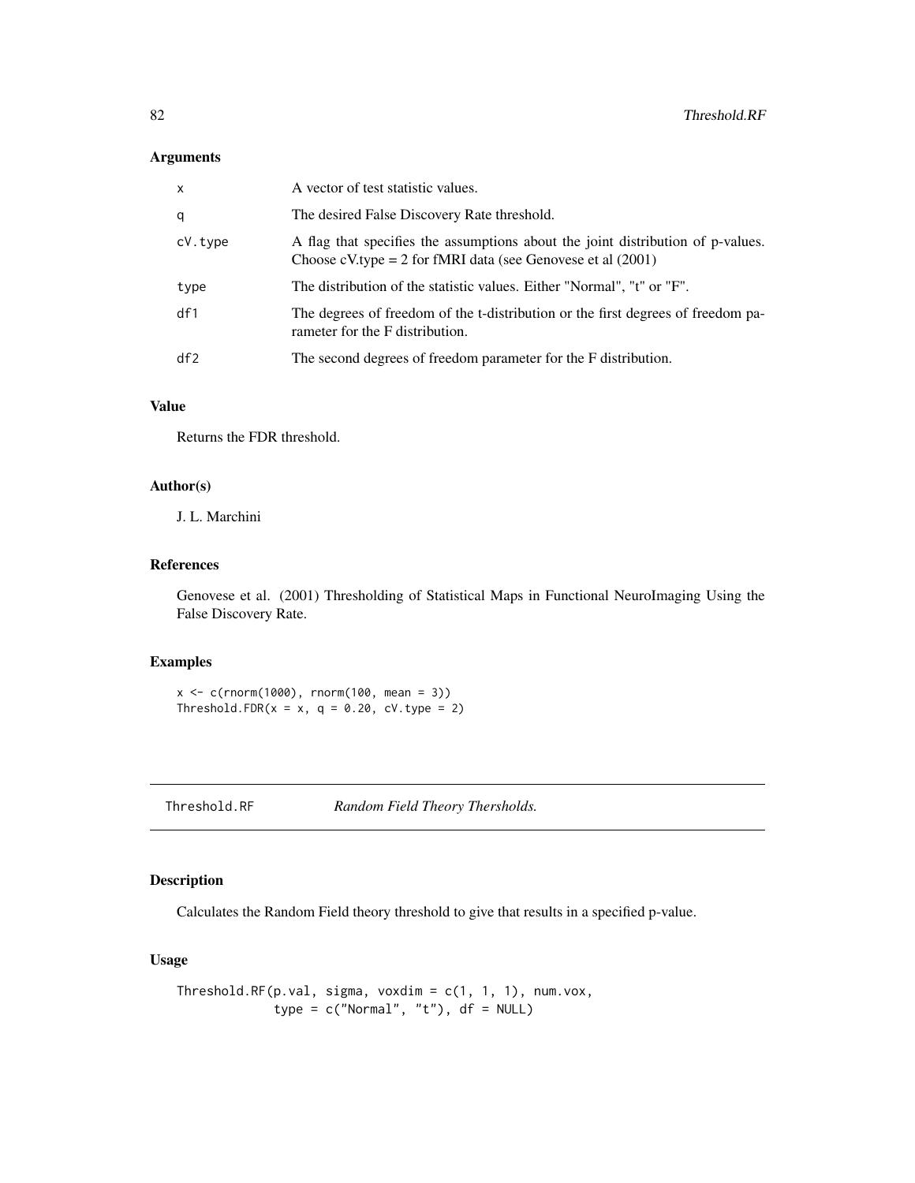### Arguments

| | |
|---|---|
| x | A vector of test statistic values. |
| q | The desired False Discovery Rate threshold. |
| cV.type | A flag that specifies the assumptions about the joint distribution of p-values. Choose cV.type = 2 for fMRI data (see Genovese et al (2001) |
| type | The distribution of the statistic values. Either "Normal", "t" or "F". |
| df1 | The degrees of freedom of the t-distribution or the first degrees of freedom parameter for the F distribution. |
| df2 | The second degrees of freedom parameter for the F distribution. |

### Value

Returns the FDR threshold.

### Author(s)

J. L. Marchini

### References

Genovese et al. (2001) Thresholding of Statistical Maps in Functional NeuroImaging Using the False Discovery Rate.

### Examples

```
x <- c(rnorm(1000), rnorm(100, mean = 3))
Threshold.FDR(x = x, q = 0.20, cV.type = 2)
```

---

## Threshold.RF *Random Field Theory Thersholds.*

---

### Description

Calculates the Random Field theory threshold to give that results in a specified p-value.

### Usage

```
Threshold.RF(p.val, sigma, voxdim = c(1, 1, 1), num.vox,
             type = c("Normal", "t"), df = NULL)
```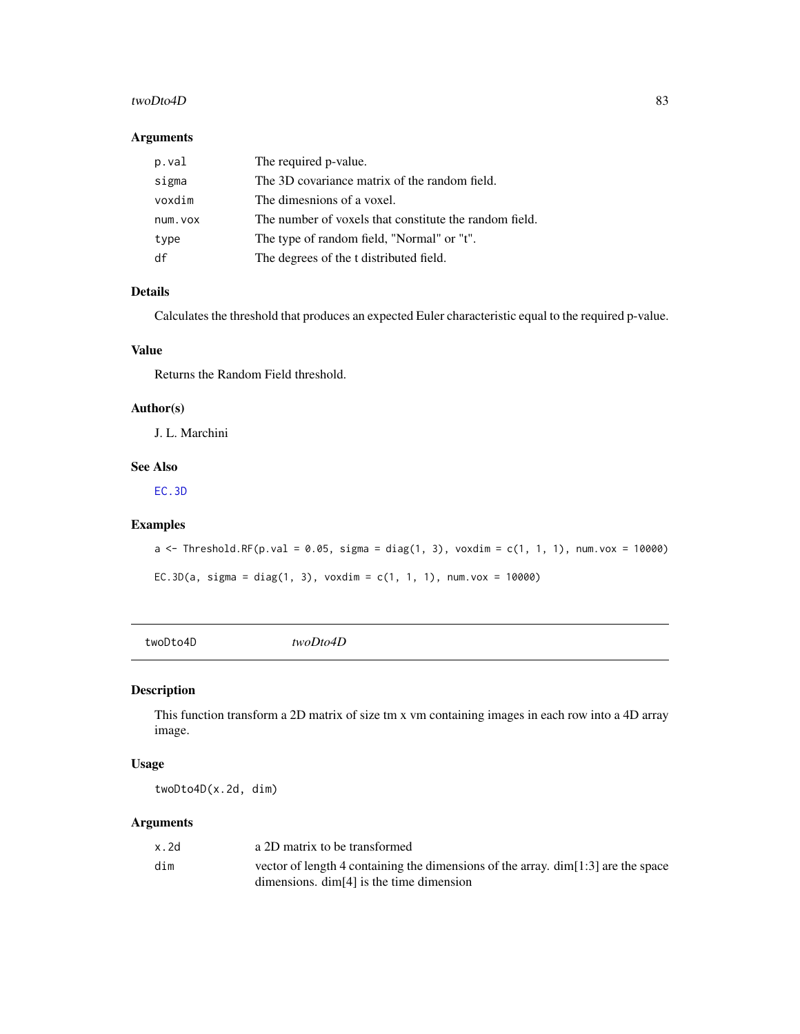### Arguments

| | |
|---|---|
| `p.val` | The required p-value. |
| `sigma` | The 3D covariance matrix of the random field. |
| `voxdim` | The dimesnions of a voxel. |
| `num.vox` | The number of voxels that constitute the random field. |
| `type` | The type of random field, "Normal" or "t". |
| `df` | The degrees of the t distributed field. |

### Details

Calculates the threshold that produces an expected Euler characteristic equal to the required p-value.

### Value

Returns the Random Field threshold.

### Author(s)

J. L. Marchini

### See Also

EC.3D

### Examples

```
a <- Threshold.RF(p.val = 0.05, sigma = diag(1, 3), voxdim = c(1, 1, 1), num.vox = 10000)

EC.3D(a, sigma = diag(1, 3), voxdim = c(1, 1, 1), num.vox = 10000)
```

---

## twoDto4D *twoDto4D*

### Description

This function transform a 2D matrix of size tm x vm containing images in each row into a 4D array image.

### Usage

```
twoDto4D(x.2d, dim)
```

### Arguments

| | |
|---|---|
| `x.2d` | a 2D matrix to be transformed |
| `dim` | vector of length 4 containing the dimensions of the array. dim[1:3] are the space dimensions. dim[4] is the time dimension |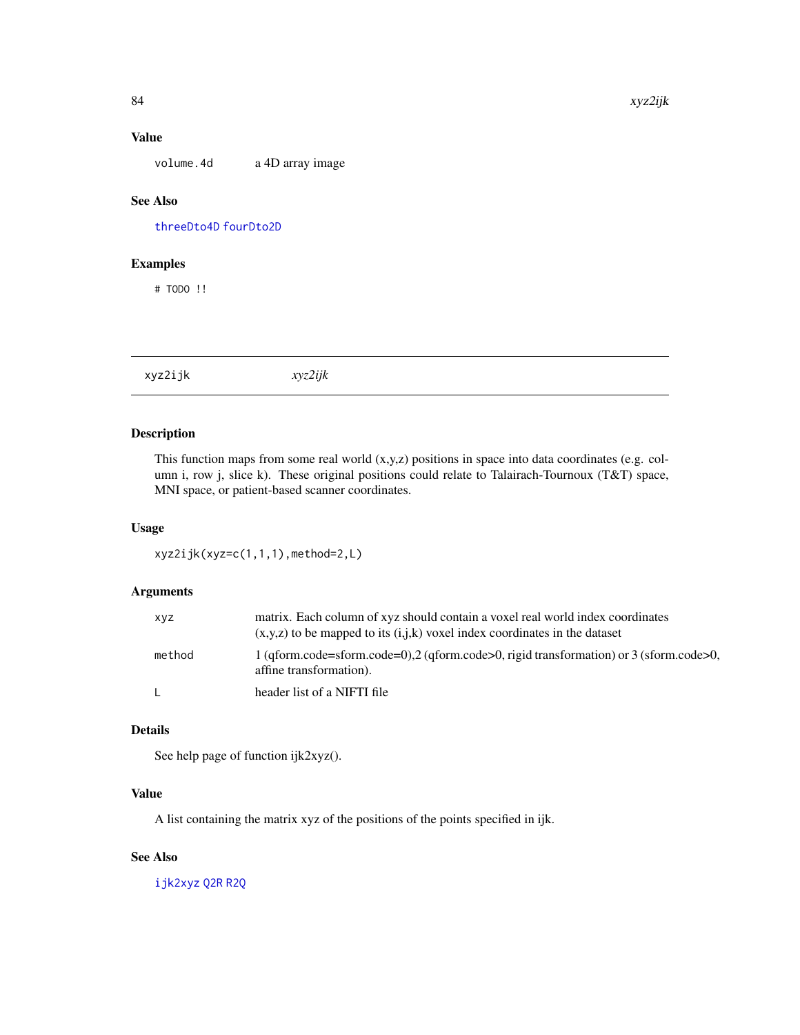### Value

| | |
|---|---|
| `volume.4d` | a 4D array image |

### See Also

`threeDto4D` `fourDto2D`

### Examples

```
# TODO !!
```

---

## xyz2ijk *xyz2ijk*

---

### Description

This function maps from some real world (x,y,z) positions in space into data coordinates (e.g. column i, row j, slice k). These original positions could relate to Talairach-Tournoux (T&T) space, MNI space, or patient-based scanner coordinates.

### Usage

```
xyz2ijk(xyz=c(1,1,1),method=2,L)
```

### Arguments

| | |
|---|---|
| `xyz` | matrix. Each column of xyz should contain a voxel real world index coordinates (x,y,z) to be mapped to its (i,j,k) voxel index coordinates in the dataset |
| `method` | 1 (qform.code=sform.code=0),2 (qform.code>0, rigid transformation) or 3 (sform.code>0, affine transformation). |
| `L` | header list of a NIFTI file |

### Details

See help page of function ijk2xyz().

### Value

A list containing the matrix xyz of the positions of the points specified in ijk.

### See Also

`ijk2xyz` `Q2R` `R2Q`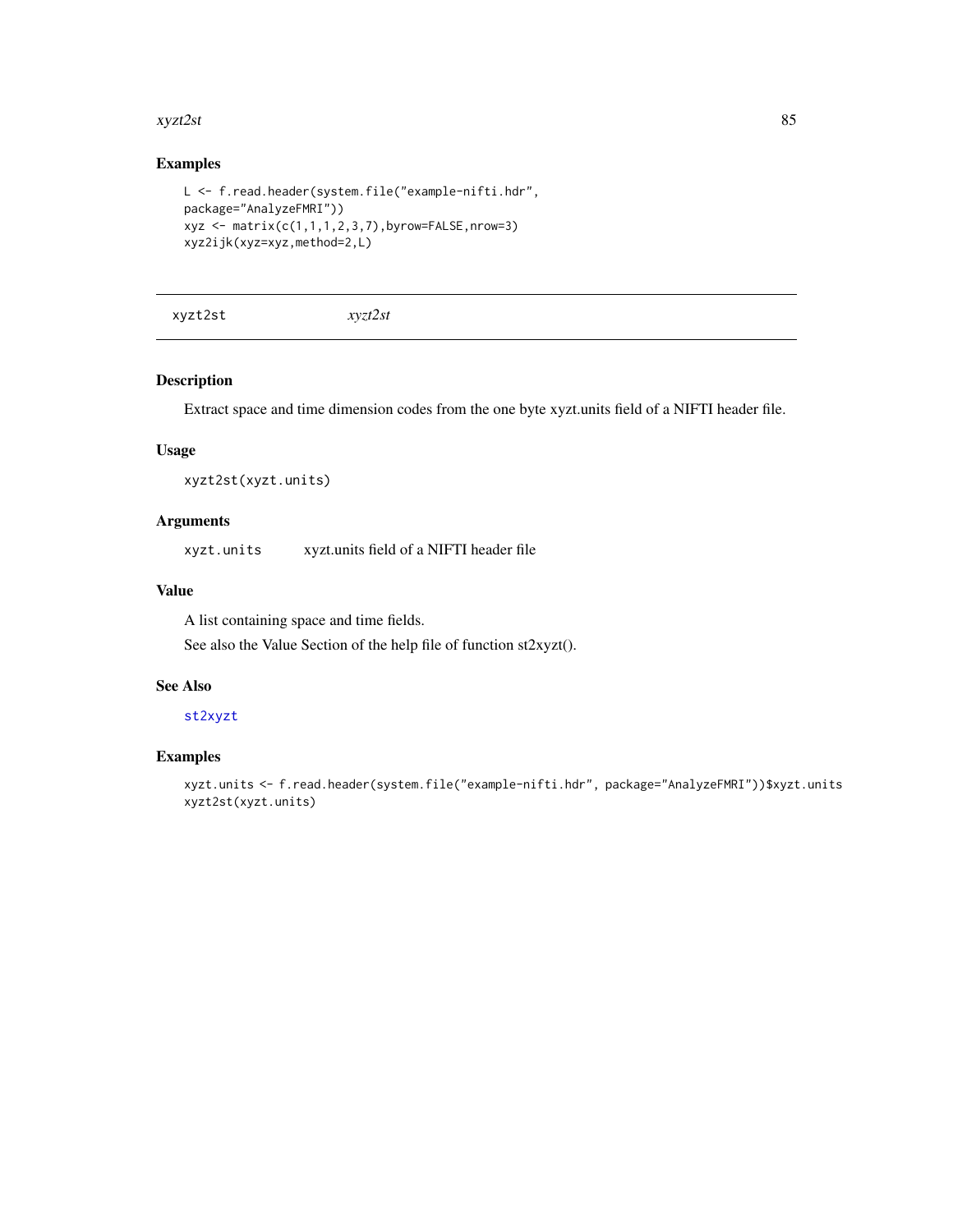### Examples

```
L <- f.read.header(system.file("example-nifti.hdr",
package="AnalyzeFMRI"))
xyz <- matrix(c(1,1,1,2,3,7),byrow=FALSE,nrow=3)
xyz2ijk(xyz=xyz,method=2,L)
```

---

## xyzt2st *xyzt2st*

---

### Description

Extract space and time dimension codes from the one byte xyzt.units field of a NIFTI header file.

### Usage

```
xyzt2st(xyzt.units)
```

### Arguments

| | |
|---|---|
| xyzt.units | xyzt.units field of a NIFTI header file |

### Value

A list containing space and time fields.

See also the Value Section of the help file of function st2xyzt().

### See Also

st2xyzt

### Examples

```
xyzt.units <- f.read.header(system.file("example-nifti.hdr", package="AnalyzeFMRI"))$xyzt.units
xyzt2st(xyzt.units)
```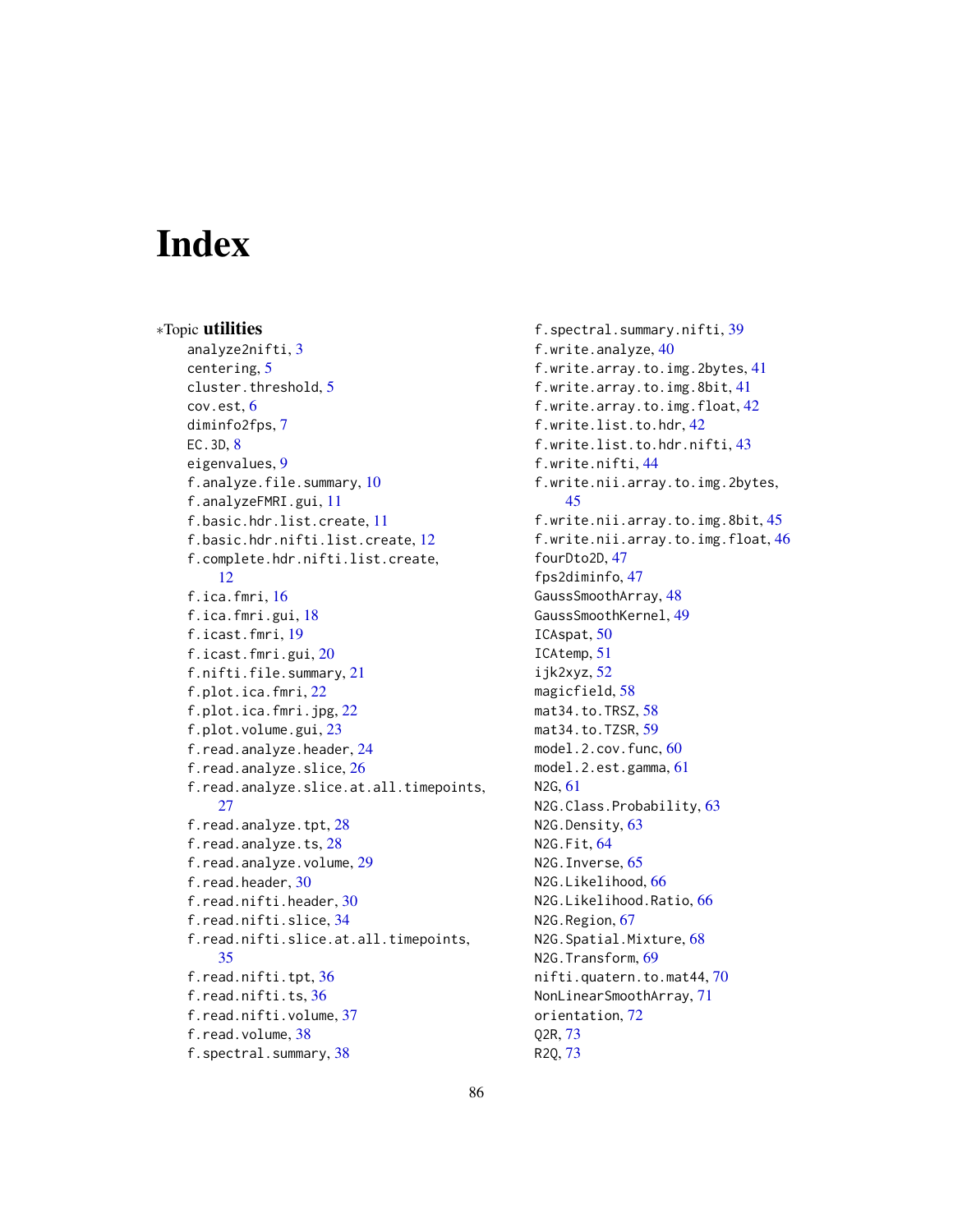# Index

∗Topic **utilities**

- analyze2nifti, 3
- centering, 5
- cluster.threshold, 5
- cov.est, 6
- diminfo2fps, 7
- EC.3D, 8
- eigenvalues, 9
- f.analyze.file.summary, 10
- f.analyzeFMRI.gui, 11
- f.basic.hdr.list.create, 11
- f.basic.hdr.nifti.list.create, 12
- f.complete.hdr.nifti.list.create, 12
- f.ica.fmri, 16
- f.ica.fmri.gui, 18
- f.icast.fmri, 19
- f.icast.fmri.gui, 20
- f.nifti.file.summary, 21
- f.plot.ica.fmri, 22
- f.plot.ica.fmri.jpg, 22
- f.plot.volume.gui, 23
- f.read.analyze.header, 24
- f.read.analyze.slice, 26
- f.read.analyze.slice.at.all.timepoints, 27
- f.read.analyze.tpt, 28
- f.read.analyze.ts, 28
- f.read.analyze.volume, 29
- f.read.header, 30
- f.read.nifti.header, 30
- f.read.nifti.slice, 34
- f.read.nifti.slice.at.all.timepoints, 35
- f.read.nifti.tpt, 36
- f.read.nifti.ts, 36
- f.read.nifti.volume, 37
- f.read.volume, 38
- f.spectral.summary, 38
- f.spectral.summary.nifti, 39
- f.write.analyze, 40
- f.write.array.to.img.2bytes, 41
- f.write.array.to.img.8bit, 41
- f.write.array.to.img.float, 42
- f.write.list.to.hdr, 42
- f.write.list.to.hdr.nifti, 43
- f.write.nifti, 44
- f.write.nii.array.to.img.2bytes, 45
- f.write.nii.array.to.img.8bit, 45
- f.write.nii.array.to.img.float, 46
- fourDto2D, 47
- fps2diminfo, 47
- GaussSmoothArray, 48
- GaussSmoothKernel, 49
- ICAspat, 50
- ICAtemp, 51
- ijk2xyz, 52
- magicfield, 58
- mat34.to.TRSZ, 58
- mat34.to.TZSR, 59
- model.2.cov.func, 60
- model.2.est.gamma, 61
- N2G, 61
- N2G.Class.Probability, 63
- N2G.Density, 63
- N2G.Fit, 64
- N2G.Inverse, 65
- N2G.Likelihood, 66
- N2G.Likelihood.Ratio, 66
- N2G.Region, 67
- N2G.Spatial.Mixture, 68
- N2G.Transform, 69
- nifti.quatern.to.mat44, 70
- NonLinearSmoothArray, 71
- orientation, 72
- Q2R, 73
- R2Q, 73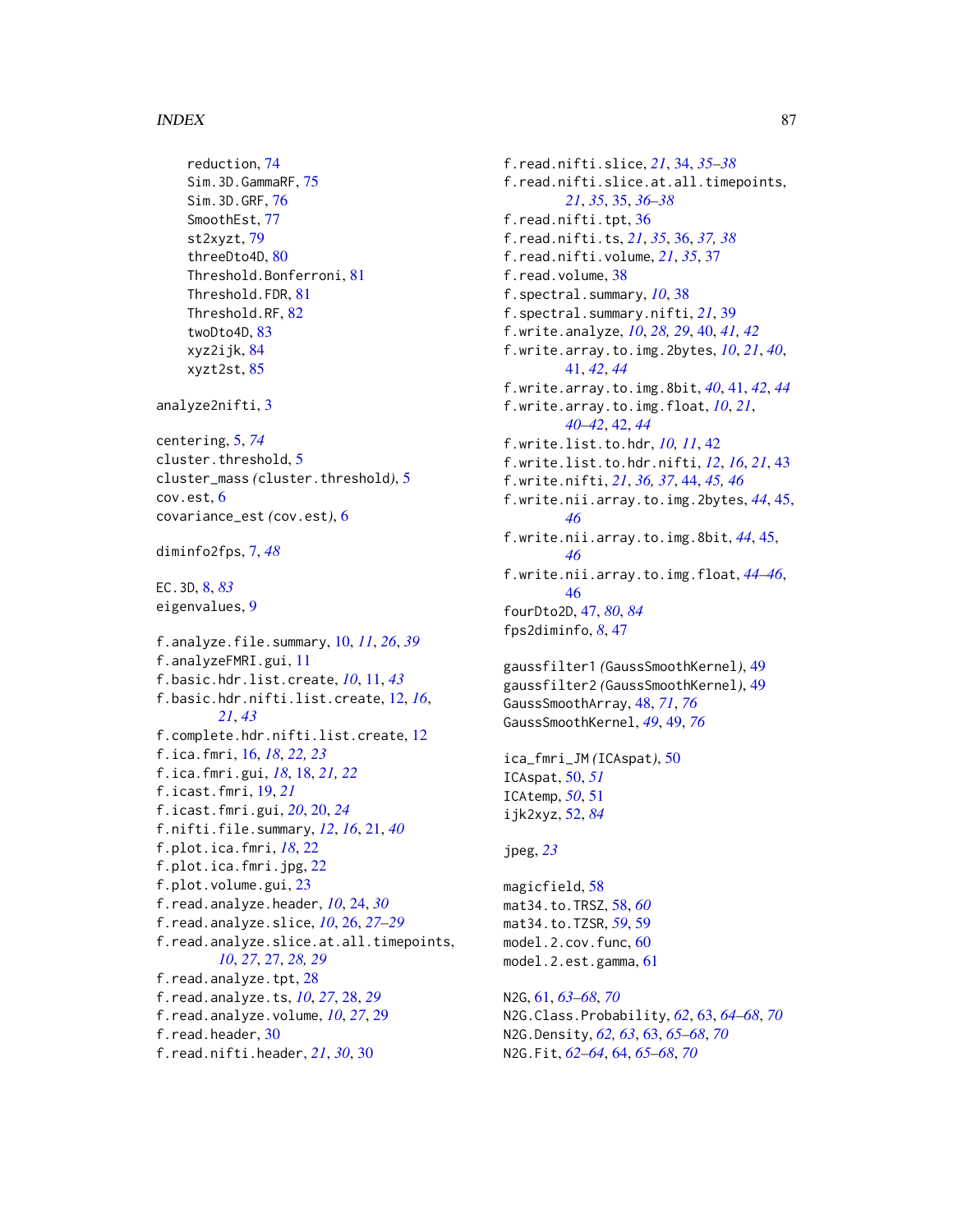reduction, 74
Sim.3D.GammaRF, 75
Sim.3D.GRF, 76
SmoothEst, 77
st2xyzt, 79
threeDto4D, 80
Threshold.Bonferroni, 81
Threshold.FDR, 81
Threshold.RF, 82
twoDto4D, 83
xyz2ijk, 84
xyzt2st, 85

analyze2nifti, 3

centering, 5, *74*
cluster.threshold, 5
cluster_mass *(cluster.threshold)*, 5
cov.est, 6
covariance_est *(cov.est)*, 6

diminfo2fps, 7, *48*

EC.3D, 8, *83*
eigenvalues, 9

f.analyze.file.summary, 10, *11*, *26*, *39*
f.analyzeFMRI.gui, 11
f.basic.hdr.list.create, *10*, 11, *43*
f.basic.hdr.nifti.list.create, 12, *16*, *21*, *43*
f.complete.hdr.nifti.list.create, 12
f.ica.fmri, 16, *18*, *22, 23*
f.ica.fmri.gui, *18*, 18, *21, 22*
f.icast.fmri, 19, *21*
f.icast.fmri.gui, *20*, 20, *24*
f.nifti.file.summary, *12*, *16*, 21, *40*
f.plot.ica.fmri, *18*, 22
f.plot.ica.fmri.jpg, 22
f.plot.volume.gui, 23
f.read.analyze.header, *10*, 24, *30*
f.read.analyze.slice, *10*, 26, *27–29*
f.read.analyze.slice.at.all.timepoints, *10*, *27*, 27, *28, 29*
f.read.analyze.tpt, 28
f.read.analyze.ts, *10*, *27*, 28, *29*
f.read.analyze.volume, *10*, *27*, 29
f.read.header, 30
f.read.nifti.header, *21*, *30*, 30
f.read.nifti.slice, *21*, 34, *35–38*
f.read.nifti.slice.at.all.timepoints, *21*, *35*, 35, *36–38*
f.read.nifti.tpt, 36
f.read.nifti.ts, *21*, *35*, 36, *37, 38*
f.read.nifti.volume, *21*, *35*, 37
f.read.volume, 38
f.spectral.summary, *10*, 38
f.spectral.summary.nifti, *21*, 39
f.write.analyze, *10*, *28, 29*, 40, *41, 42*
f.write.array.to.img.2bytes, *10*, *21*, *40*, 41, *42*, *44*
f.write.array.to.img.8bit, *40*, 41, *42*, *44*
f.write.array.to.img.float, *10*, *21*, *40–42*, 42, *44*
f.write.list.to.hdr, *10, 11*, 42
f.write.list.to.hdr.nifti, *12*, *16*, *21*, 43
f.write.nifti, *21*, *36, 37*, 44, *45, 46*
f.write.nii.array.to.img.2bytes, *44*, 45, *46*
f.write.nii.array.to.img.8bit, *44*, 45, *46*
f.write.nii.array.to.img.float, *44–46*, 46
fourDto2D, 47, *80*, *84*
fps2diminfo, *8*, 47

gaussfilter1 *(GaussSmoothKernel)*, 49
gaussfilter2 *(GaussSmoothKernel)*, 49
GaussSmoothArray, 48, *71*, *76*
GaussSmoothKernel, *49*, 49, *76*

ica_fmri_JM *(ICAspat)*, 50
ICAspat, 50, *51*
ICAtemp, *50*, 51
ijk2xyz, 52, *84*

jpeg, *23*

magicfield, 58
mat34.to.TRSZ, 58, *60*
mat34.to.TZSR, *59*, 59
model.2.cov.func, 60
model.2.est.gamma, 61

N2G, 61, *63–68*, *70*
N2G.Class.Probability, *62*, 63, *64–68*, *70*
N2G.Density, *62, 63*, 63, *65–68*, *70*
N2G.Fit, *62–64*, 64, *65–68*, *70*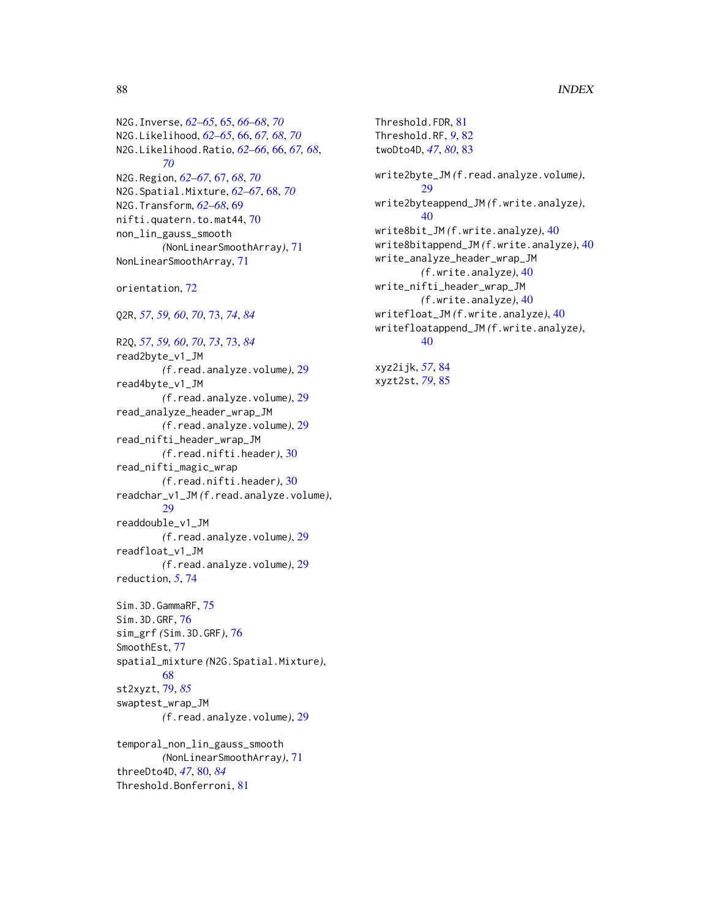N2G.Inverse, *62–65*, 65, *66–68*, *70*
N2G.Likelihood, *62–65*, 66, *67, 68*, *70*
N2G.Likelihood.Ratio, *62–66*, 66, *67, 68*, *70*
N2G.Region, *62–67*, 67, *68*, *70*
N2G.Spatial.Mixture, *62–67*, 68, *70*
N2G.Transform, *62–68*, 69
nifti.quatern.to.mat44, 70
non_lin_gauss_smooth *(NonLinearSmoothArray)*, 71
NonLinearSmoothArray, 71

orientation, 72

Q2R, *57*, *59, 60*, *70*, 73, *74*, *84*

R2Q, *57*, *59, 60*, *70*, *73*, 73, *84*
read2byte_v1_JM *(f.read.analyze.volume)*, 29
read4byte_v1_JM *(f.read.analyze.volume)*, 29
read_analyze_header_wrap_JM *(f.read.analyze.volume)*, 29
read_nifti_header_wrap_JM *(f.read.nifti.header)*, 30
read_nifti_magic_wrap *(f.read.nifti.header)*, 30
readchar_v1_JM *(f.read.analyze.volume)*, 29
readdouble_v1_JM *(f.read.analyze.volume)*, 29
readfloat_v1_JM *(f.read.analyze.volume)*, 29
reduction, *5*, 74

Sim.3D.GammaRF, 75
Sim.3D.GRF, 76
sim_grf *(Sim.3D.GRF)*, 76
SmoothEst, 77
spatial_mixture *(N2G.Spatial.Mixture)*, 68
st2xyzt, 79, *85*
swaptest_wrap_JM *(f.read.analyze.volume)*, 29

temporal_non_lin_gauss_smooth *(NonLinearSmoothArray)*, 71
threeDto4D, *47*, 80, *84*
Threshold.Bonferroni, 81
Threshold.FDR, 81
Threshold.RF, *9*, 82
twoDto4D, *47*, *80*, 83

write2byte_JM *(f.read.analyze.volume)*, 29
write2byteappend_JM *(f.write.analyze)*, 40
write8bit_JM *(f.write.analyze)*, 40
write8bitappend_JM *(f.write.analyze)*, 40
write_analyze_header_wrap_JM *(f.write.analyze)*, 40
write_nifti_header_wrap_JM *(f.write.analyze)*, 40
writefloat_JM *(f.write.analyze)*, 40
writefloatappend_JM *(f.write.analyze)*, 40

xyz2ijk, *57*, 84
xyzt2st, *79*, 85